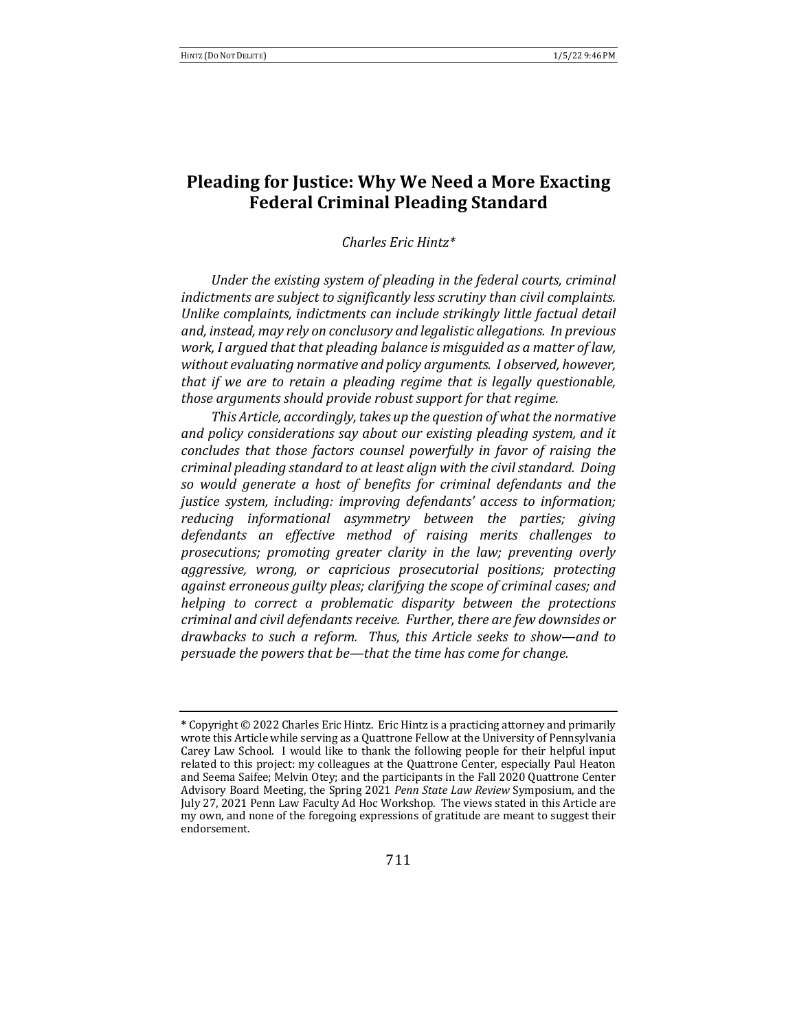# Pleading for Justice: Why We Need a More Exacting Federal Criminal Pleading Standard

*Charles Eric Hintz\**

*Under the existing system of pleading in the federal courts, criminal indictments are subject to significantly less scrutiny than civil complaints. Unlike complaints, indictments can include strikingly little factual detail and, instead, may rely on conclusory and legalistic allegations. In previous work, I argued that that pleading balance is misguided as a matter of law, without evaluating normative and policy arguments. I observed, however, that if we are to retain a pleading regime that is legally questionable, those arguments should provide robust support for that regime.*

*This Article, accordingly, takes up the question of what the normative and policy considerations say about our existing pleading system, and it concludes that those factors counsel powerfully in favor of raising the criminal pleading standard to at least align with the civil standard. Doing so would generate a host of benefits for criminal defendants and the justice system, including: improving defendants' access to information; reducing informational asymmetry between the parties; giving defendants an effective method of raising merits challenges to prosecutions; promoting greater clarity in the law; preventing overly aggressive, wrong, or capricious prosecutorial positions; protecting against erroneous guilty pleas; clarifying the scope of criminal cases; and helping to correct a problematic disparity between the protections criminal and civil defendants receive. Further, there are few downsides or drawbacks to such a reform. Thus, this Article seeks to show—and to persuade the powers that be—that the time has come for change.*

---

\* Copyright © 2022 Charles Eric Hintz. Eric Hintz is a practicing attorney and primarily wrote this Article while serving as a Quattrone Fellow at the University of Pennsylvania Carey Law School. I would like to thank the following people for their helpful input related to this project: my colleagues at the Quattrone Center, especially Paul Heaton and Seema Saifee; Melvin Otey; and the participants in the Fall 2020 Quattrone Center Advisory Board Meeting, the Spring 2021 *Penn State Law Review* Symposium, and the July 27, 2021 Penn Law Faculty Ad Hoc Workshop. The views stated in this Article are my own, and none of the foregoing expressions of gratitude are meant to suggest their endorsement.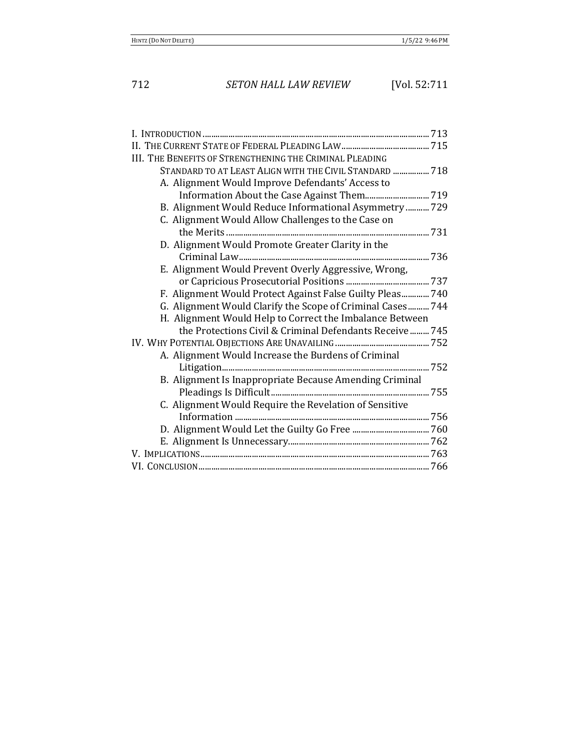| | |
|---|---|
| I. Introduction | 713 |
| II. The Current State of Federal Pleading Law | 715 |
| III. The Benefits of Strengthening the Criminal Pleading Standard to at Least Align with the Civil Standard | 718 |
| A. Alignment Would Improve Defendants' Access to Information About the Case Against Them | 719 |
| B. Alignment Would Reduce Informational Asymmetry | 729 |
| C. Alignment Would Allow Challenges to the Case on the Merits | 731 |
| D. Alignment Would Promote Greater Clarity in the Criminal Law | 736 |
| E. Alignment Would Prevent Overly Aggressive, Wrong, or Capricious Prosecutorial Positions | 737 |
| F. Alignment Would Protect Against False Guilty Pleas | 740 |
| G. Alignment Would Clarify the Scope of Criminal Cases | 744 |
| H. Alignment Would Help to Correct the Imbalance Between the Protections Civil & Criminal Defendants Receive | 745 |
| IV. Why Potential Objections Are Unavailing | 752 |
| A. Alignment Would Increase the Burdens of Criminal Litigation | 752 |
| B. Alignment Is Inappropriate Because Amending Criminal Pleadings Is Difficult | 755 |
| C. Alignment Would Require the Revelation of Sensitive Information | 756 |
| D. Alignment Would Let the Guilty Go Free | 760 |
| E. Alignment Is Unnecessary | 762 |
| V. Implications | 763 |
| VI. Conclusion | 766 |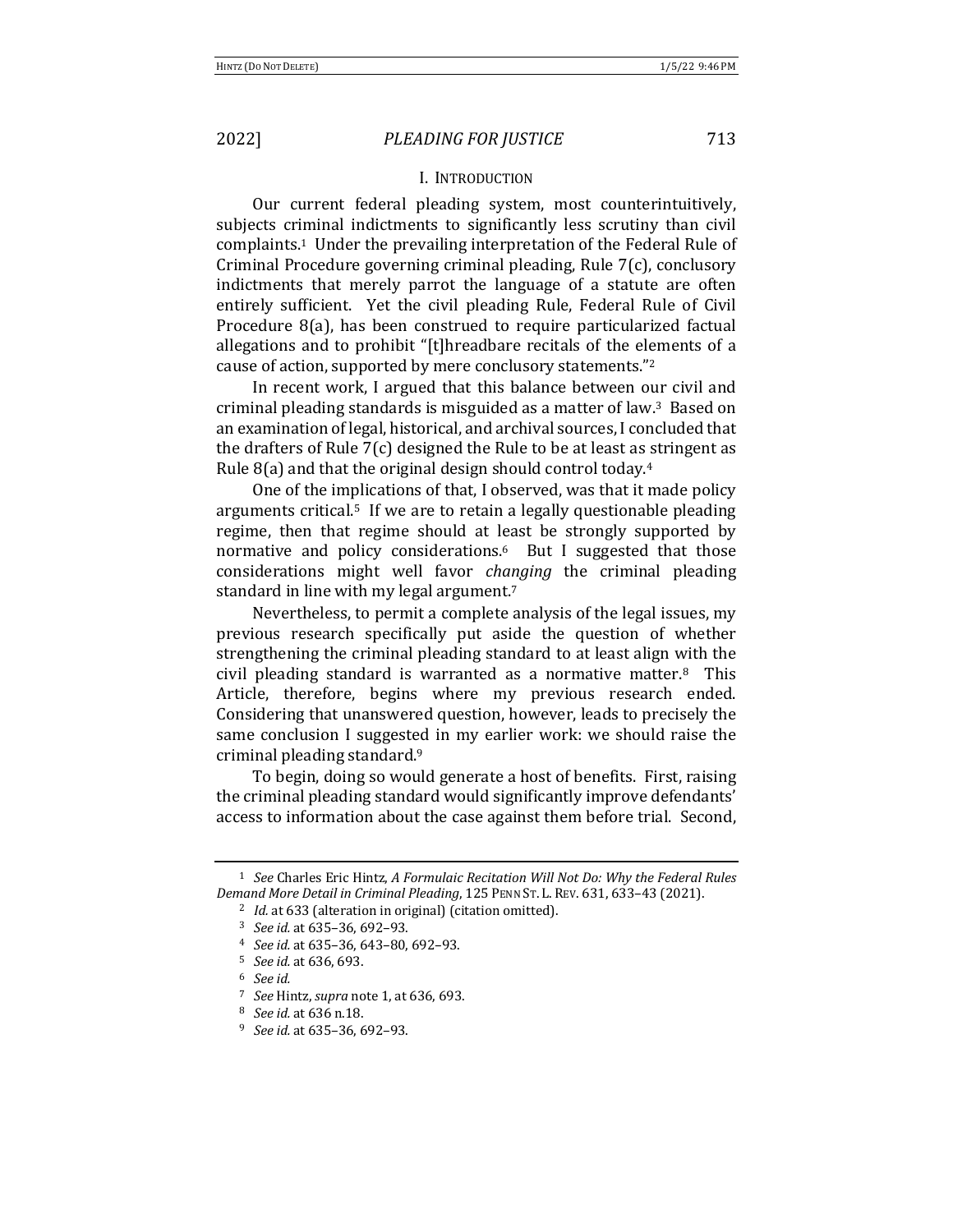## I. Introduction

Our current federal pleading system, most counterintuitively, subjects criminal indictments to significantly less scrutiny than civil complaints.[1] Under the prevailing interpretation of the Federal Rule of Criminal Procedure governing criminal pleading, Rule 7(c), conclusory indictments that merely parrot the language of a statute are often entirely sufficient. Yet the civil pleading Rule, Federal Rule of Civil Procedure 8(a), has been construed to require particularized factual allegations and to prohibit "[t]hreadbare recitals of the elements of a cause of action, supported by mere conclusory statements."[2]

In recent work, I argued that this balance between our civil and criminal pleading standards is misguided as a matter of law.[3] Based on an examination of legal, historical, and archival sources, I concluded that the drafters of Rule 7(c) designed the Rule to be at least as stringent as Rule 8(a) and that the original design should control today.[4]

One of the implications of that, I observed, was that it made policy arguments critical.[5] If we are to retain a legally questionable pleading regime, then that regime should at least be strongly supported by normative and policy considerations.[6] But I suggested that those considerations might well favor *changing* the criminal pleading standard in line with my legal argument.[7]

Nevertheless, to permit a complete analysis of the legal issues, my previous research specifically put aside the question of whether strengthening the criminal pleading standard to at least align with the civil pleading standard is warranted as a normative matter.[8] This Article, therefore, begins where my previous research ended. Considering that unanswered question, however, leads to precisely the same conclusion I suggested in my earlier work: we should raise the criminal pleading standard.[9]

To begin, doing so would generate a host of benefits. First, raising the criminal pleading standard would significantly improve defendants' access to information about the case against them before trial. Second,

---

[1] *See* Charles Eric Hintz, *A Formulaic Recitation Will Not Do: Why the Federal Rules Demand More Detail in Criminal Pleading*, 125 Penn St. L. Rev. 631, 633–43 (2021).

[2] *Id.* at 633 (alteration in original) (citation omitted).

[3] *See id.* at 635–36, 692–93.

[4] *See id.* at 635–36, 643–80, 692–93.

[5] *See id.* at 636, 693.

[6] *See id.*

[7] *See* Hintz, *supra* note 1, at 636, 693.

[8] *See id.* at 636 n.18.

[9] *See id.* at 635–36, 692–93.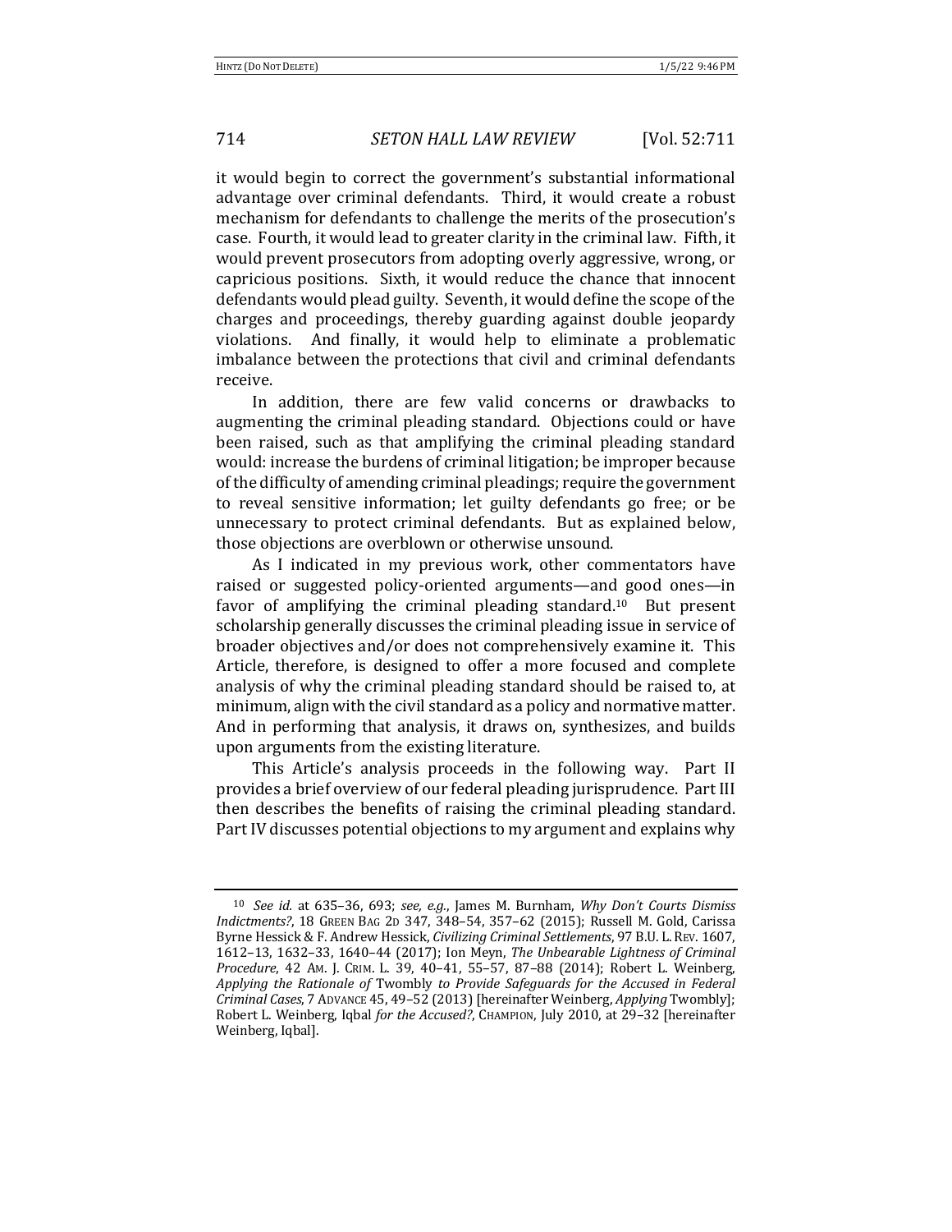it would begin to correct the government's substantial informational advantage over criminal defendants. Third, it would create a robust mechanism for defendants to challenge the merits of the prosecution's case. Fourth, it would lead to greater clarity in the criminal law. Fifth, it would prevent prosecutors from adopting overly aggressive, wrong, or capricious positions. Sixth, it would reduce the chance that innocent defendants would plead guilty. Seventh, it would define the scope of the charges and proceedings, thereby guarding against double jeopardy violations. And finally, it would help to eliminate a problematic imbalance between the protections that civil and criminal defendants receive.

In addition, there are few valid concerns or drawbacks to augmenting the criminal pleading standard. Objections could or have been raised, such as that amplifying the criminal pleading standard would: increase the burdens of criminal litigation; be improper because of the difficulty of amending criminal pleadings; require the government to reveal sensitive information; let guilty defendants go free; or be unnecessary to protect criminal defendants. But as explained below, those objections are overblown or otherwise unsound.

As I indicated in my previous work, other commentators have raised or suggested policy-oriented arguments—and good ones—in favor of amplifying the criminal pleading standard.[10] But present scholarship generally discusses the criminal pleading issue in service of broader objectives and/or does not comprehensively examine it. This Article, therefore, is designed to offer a more focused and complete analysis of why the criminal pleading standard should be raised to, at minimum, align with the civil standard as a policy and normative matter. And in performing that analysis, it draws on, synthesizes, and builds upon arguments from the existing literature.

This Article's analysis proceeds in the following way. Part II provides a brief overview of our federal pleading jurisprudence. Part III then describes the benefits of raising the criminal pleading standard. Part IV discusses potential objections to my argument and explains why

---

[10] *See id.* at 635–36, 693; *see, e.g.*, James M. Burnham, *Why Don't Courts Dismiss Indictments?*, 18 GREEN BAG 2D 347, 348–54, 357–62 (2015); Russell M. Gold, Carissa Byrne Hessick & F. Andrew Hessick, *Civilizing Criminal Settlements*, 97 B.U. L. REV. 1607, 1612–13, 1632–33, 1640–44 (2017); Ion Meyn, *The Unbearable Lightness of Criminal Procedure*, 42 AM. J. CRIM. L. 39, 40–41, 55–57, 87–88 (2014); Robert L. Weinberg, *Applying the Rationale of* Twombly *to Provide Safeguards for the Accused in Federal Criminal Cases*, 7 ADVANCE 45, 49–52 (2013) [hereinafter Weinberg, *Applying* Twombly]; Robert L. Weinberg, Iqbal *for the Accused?*, CHAMPION, July 2010, at 29–32 [hereinafter Weinberg, Iqbal].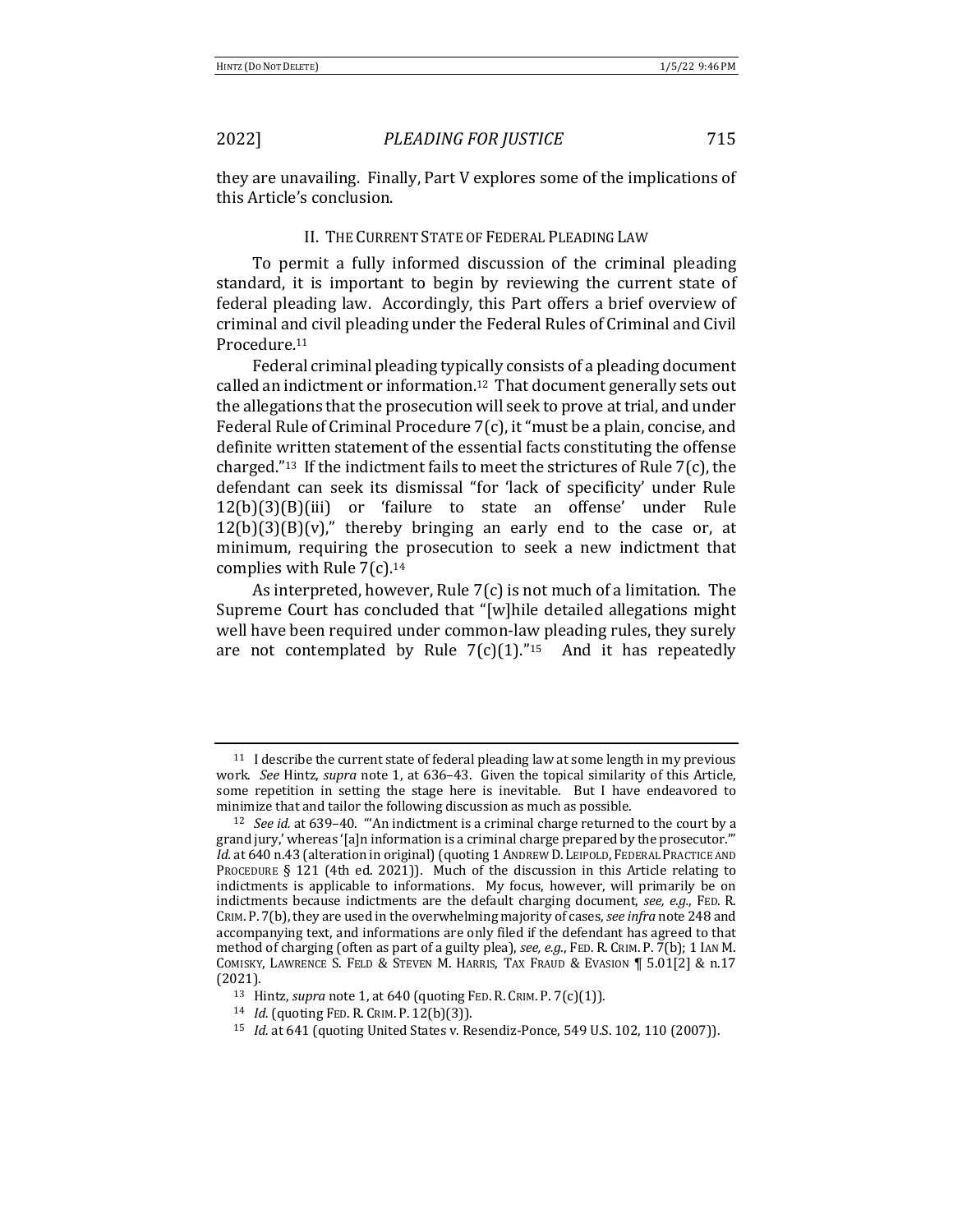they are unavailing. Finally, Part V explores some of the implications of this Article's conclusion.

## II. The Current State of Federal Pleading Law

To permit a fully informed discussion of the criminal pleading standard, it is important to begin by reviewing the current state of federal pleading law. Accordingly, this Part offers a brief overview of criminal and civil pleading under the Federal Rules of Criminal and Civil Procedure.[11]

Federal criminal pleading typically consists of a pleading document called an indictment or information.[12] That document generally sets out the allegations that the prosecution will seek to prove at trial, and under Federal Rule of Criminal Procedure 7(c), it "must be a plain, concise, and definite written statement of the essential facts constituting the offense charged."[13] If the indictment fails to meet the strictures of Rule 7(c), the defendant can seek its dismissal "for 'lack of specificity' under Rule 12(b)(3)(B)(iii) or 'failure to state an offense' under Rule 12(b)(3)(B)(v)," thereby bringing an early end to the case or, at minimum, requiring the prosecution to seek a new indictment that complies with Rule 7(c).[14]

As interpreted, however, Rule 7(c) is not much of a limitation. The Supreme Court has concluded that "[w]hile detailed allegations might well have been required under common-law pleading rules, they surely are not contemplated by Rule 7(c)(1)."[15] And it has repeatedly

---

[11] I describe the current state of federal pleading law at some length in my previous work. *See* Hintz, *supra* note 1, at 636–43. Given the topical similarity of this Article, some repetition in setting the stage here is inevitable. But I have endeavored to minimize that and tailor the following discussion as much as possible.

[12] *See id.* at 639–40. "'An indictment is a criminal charge returned to the court by a grand jury,' whereas '[a]n information is a criminal charge prepared by the prosecutor.'" *Id.* at 640 n.43 (alteration in original) (quoting 1 Andrew D. Leipold, Federal Practice and Procedure § 121 (4th ed. 2021)). Much of the discussion in this Article relating to indictments is applicable to informations. My focus, however, will primarily be on indictments because indictments are the default charging document, *see, e.g.*, Fed. R. Crim. P. 7(b), they are used in the overwhelming majority of cases, *see infra* note 248 and accompanying text, and informations are only filed if the defendant has agreed to that method of charging (often as part of a guilty plea), *see, e.g.*, Fed. R. Crim. P. 7(b); 1 Ian M. Comisky, Lawrence S. Feld & Steven M. Harris, Tax Fraud & Evasion ¶ 5.01[2] & n.17 (2021).

[13] Hintz, *supra* note 1, at 640 (quoting Fed. R. Crim. P. 7(c)(1)).

[14] *Id.* (quoting Fed. R. Crim. P. 12(b)(3)).

[15] *Id.* at 641 (quoting United States v. Resendiz-Ponce, 549 U.S. 102, 110 (2007)).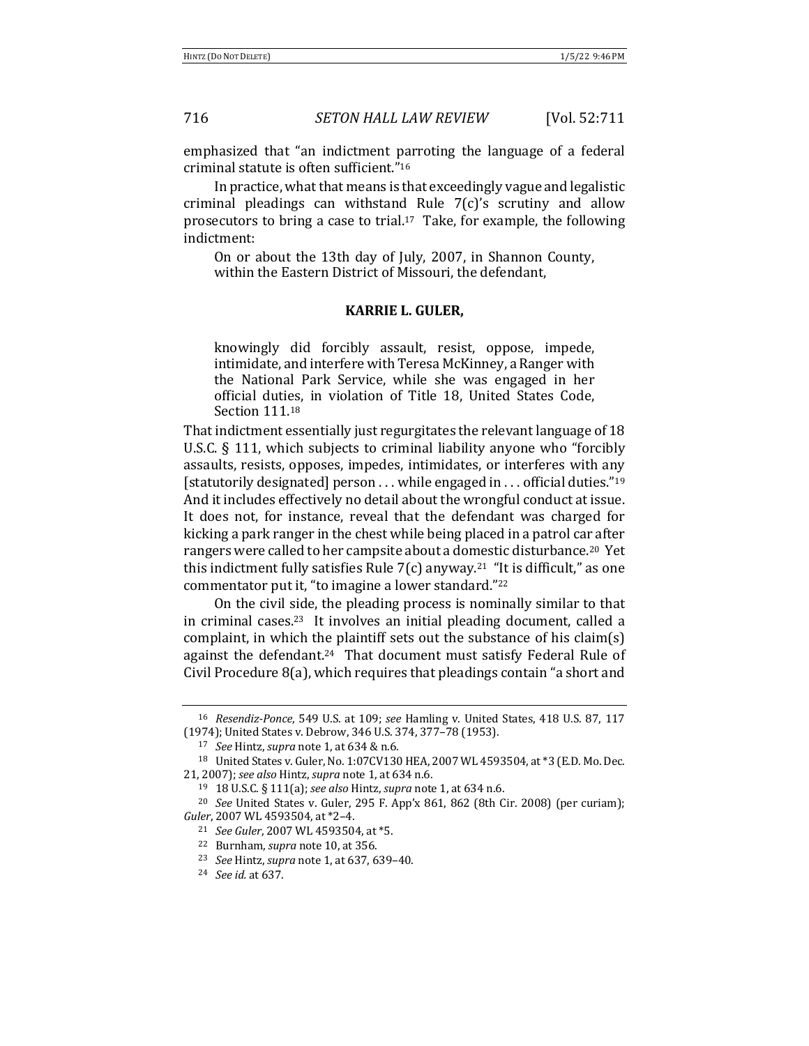emphasized that "an indictment parroting the language of a federal criminal statute is often sufficient."[16]

In practice, what that means is that exceedingly vague and legalistic criminal pleadings can withstand Rule 7(c)'s scrutiny and allow prosecutors to bring a case to trial.[17] Take, for example, the following indictment:

> On or about the 13th day of July, 2007, in Shannon County, within the Eastern District of Missouri, the defendant,
>
> **KARRIE L. GULER,**
>
> knowingly did forcibly assault, resist, oppose, impede, intimidate, and interfere with Teresa McKinney, a Ranger with the National Park Service, while she was engaged in her official duties, in violation of Title 18, United States Code, Section 111.[18]

That indictment essentially just regurgitates the relevant language of 18 U.S.C. § 111, which subjects to criminal liability anyone who "forcibly assaults, resists, opposes, impedes, intimidates, or interferes with any [statutorily designated] person . . . while engaged in . . . official duties."[19] And it includes effectively no detail about the wrongful conduct at issue. It does not, for instance, reveal that the defendant was charged for kicking a park ranger in the chest while being placed in a patrol car after rangers were called to her campsite about a domestic disturbance.[20] Yet this indictment fully satisfies Rule 7(c) anyway.[21] "It is difficult," as one commentator put it, "to imagine a lower standard."[22]

On the civil side, the pleading process is nominally similar to that in criminal cases.[23] It involves an initial pleading document, called a complaint, in which the plaintiff sets out the substance of his claim(s) against the defendant.[24] That document must satisfy Federal Rule of Civil Procedure 8(a), which requires that pleadings contain "a short and

---

[16] *Resendiz-Ponce*, 549 U.S. at 109; *see* Hamling v. United States, 418 U.S. 87, 117 (1974); United States v. Debrow, 346 U.S. 374, 377–78 (1953).

[17] *See* Hintz, *supra* note 1, at 634 & n.6.

[18] United States v. Guler, No. 1:07CV130 HEA, 2007 WL 4593504, at *3 (E.D. Mo. Dec. 21, 2007); *see also* Hintz, *supra* note 1, at 634 n.6.

[19] 18 U.S.C. § 111(a); *see also* Hintz, *supra* note 1, at 634 n.6.

[20] *See* United States v. Guler, 295 F. App'x 861, 862 (8th Cir. 2008) (per curiam); *Guler*, 2007 WL 4593504, at *2–4.

[21] *See Guler*, 2007 WL 4593504, at *5.

[22] Burnham, *supra* note 10, at 356.

[23] *See* Hintz, *supra* note 1, at 637, 639–40.

[24] *See id.* at 637.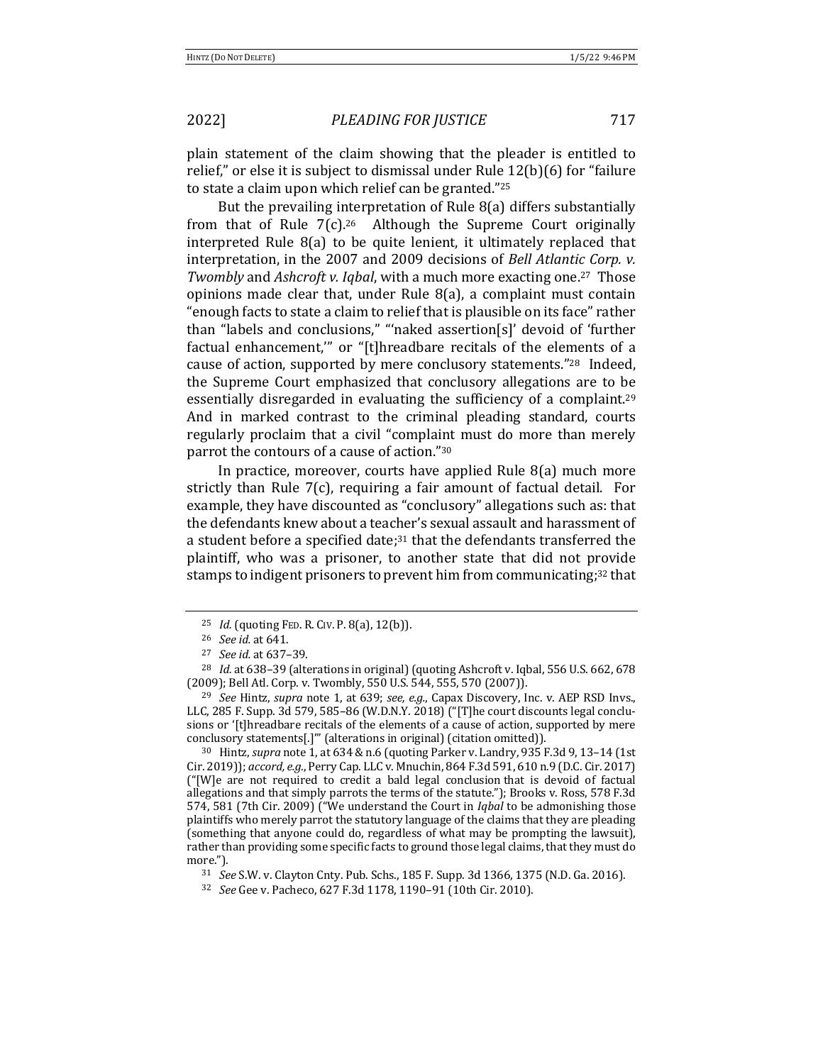plain statement of the claim showing that the pleader is entitled to relief," or else it is subject to dismissal under Rule 12(b)(6) for "failure to state a claim upon which relief can be granted."[25]

But the prevailing interpretation of Rule 8(a) differs substantially from that of Rule 7(c).[26] Although the Supreme Court originally interpreted Rule 8(a) to be quite lenient, it ultimately replaced that interpretation, in the 2007 and 2009 decisions of *Bell Atlantic Corp. v. Twombly* and *Ashcroft v. Iqbal*, with a much more exacting one.[27] Those opinions made clear that, under Rule 8(a), a complaint must contain "enough facts to state a claim to relief that is plausible on its face" rather than "labels and conclusions," "'naked assertion[s]' devoid of 'further factual enhancement,'" or "[t]hreadbare recitals of the elements of a cause of action, supported by mere conclusory statements."[28] Indeed, the Supreme Court emphasized that conclusory allegations are to be essentially disregarded in evaluating the sufficiency of a complaint.[29] And in marked contrast to the criminal pleading standard, courts regularly proclaim that a civil "complaint must do more than merely parrot the contours of a cause of action."[30]

In practice, moreover, courts have applied Rule 8(a) much more strictly than Rule 7(c), requiring a fair amount of factual detail. For example, they have discounted as "conclusory" allegations such as: that the defendants knew about a teacher's sexual assault and harassment of a student before a specified date;[31] that the defendants transferred the plaintiff, who was a prisoner, to another state that did not provide stamps to indigent prisoners to prevent him from communicating;[32] that

---

[25] *Id.* (quoting Fed. R. Civ. P. 8(a), 12(b)).

[26] *See id.* at 641.

[27] *See id.* at 637–39.

[28] *Id.* at 638–39 (alterations in original) (quoting Ashcroft v. Iqbal, 556 U.S. 662, 678 (2009); Bell Atl. Corp. v. Twombly, 550 U.S. 544, 555, 570 (2007)).

[29] *See* Hintz, *supra* note 1, at 639; *see, e.g.*, Capax Discovery, Inc. v. AEP RSD Invs., LLC, 285 F. Supp. 3d 579, 585–86 (W.D.N.Y. 2018) ("[T]he court discounts legal conclusions or '[t]hreadbare recitals of the elements of a cause of action, supported by mere conclusory statements[.]'" (alterations in original) (citation omitted)).

[30] Hintz, *supra* note 1, at 634 & n.6 (quoting Parker v. Landry, 935 F.3d 9, 13–14 (1st Cir. 2019)); *accord, e.g.*, Perry Cap. LLC v. Mnuchin, 864 F.3d 591, 610 n.9 (D.C. Cir. 2017) ("[W]e are not required to credit a bald legal conclusion that is devoid of factual allegations and that simply parrots the terms of the statute."); Brooks v. Ross, 578 F.3d 574, 581 (7th Cir. 2009) ("We understand the Court in *Iqbal* to be admonishing those plaintiffs who merely parrot the statutory language of the claims that they are pleading (something that anyone could do, regardless of what may be prompting the lawsuit), rather than providing some specific facts to ground those legal claims, that they must do more.").

[31] *See* S.W. v. Clayton Cnty. Pub. Schs., 185 F. Supp. 3d 1366, 1375 (N.D. Ga. 2016).

[32] *See* Gee v. Pacheco, 627 F.3d 1178, 1190–91 (10th Cir. 2010).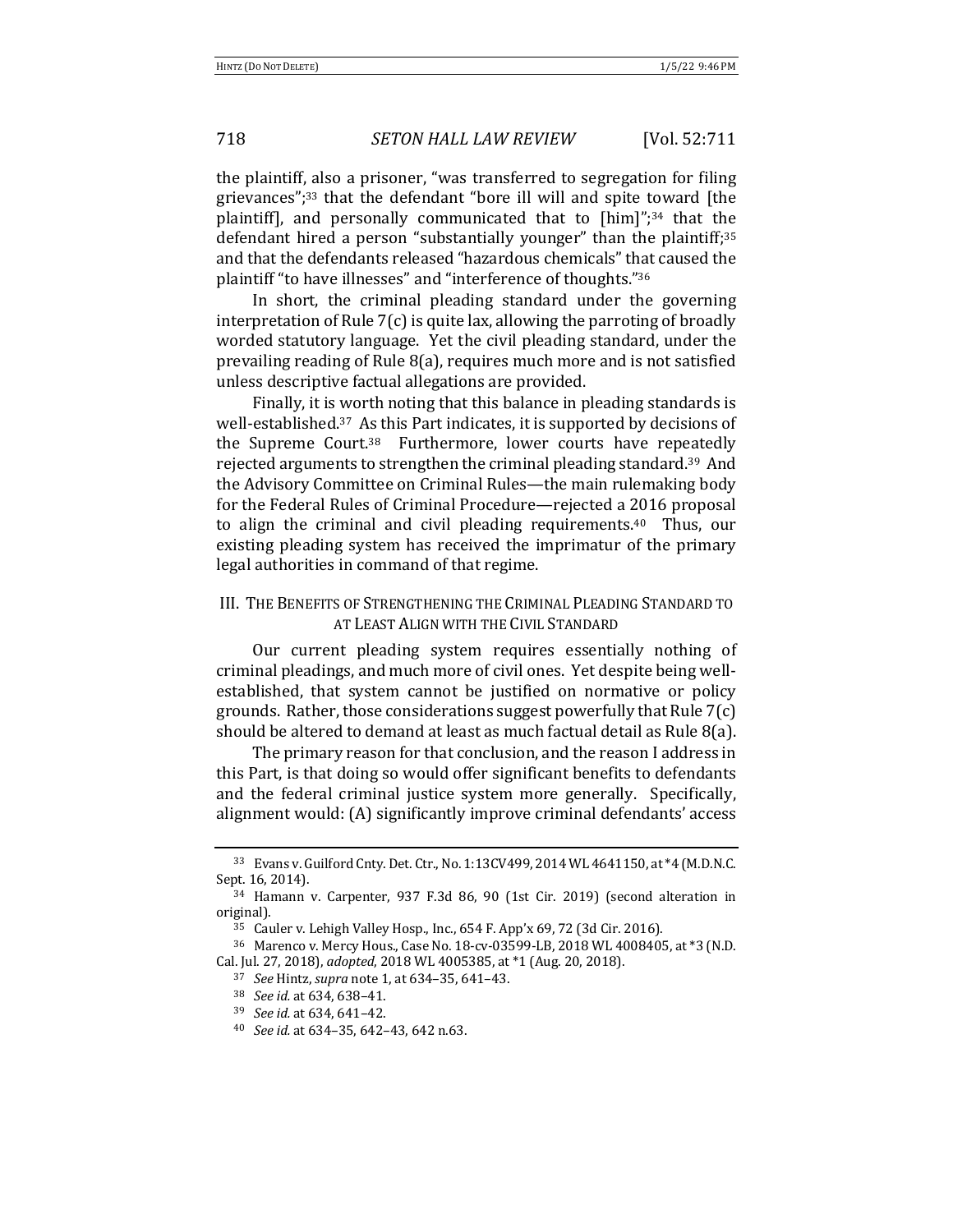the plaintiff, also a prisoner, "was transferred to segregation for filing grievances";[33] that the defendant "bore ill will and spite toward [the plaintiff], and personally communicated that to [him]";[34] that the defendant hired a person "substantially younger" than the plaintiff;[35] and that the defendants released "hazardous chemicals" that caused the plaintiff "to have illnesses" and "interference of thoughts."[36]

In short, the criminal pleading standard under the governing interpretation of Rule 7(c) is quite lax, allowing the parroting of broadly worded statutory language. Yet the civil pleading standard, under the prevailing reading of Rule 8(a), requires much more and is not satisfied unless descriptive factual allegations are provided.

Finally, it is worth noting that this balance in pleading standards is well-established.[37] As this Part indicates, it is supported by decisions of the Supreme Court.[38] Furthermore, lower courts have repeatedly rejected arguments to strengthen the criminal pleading standard.[39] And the Advisory Committee on Criminal Rules—the main rulemaking body for the Federal Rules of Criminal Procedure—rejected a 2016 proposal to align the criminal and civil pleading requirements.[40] Thus, our existing pleading system has received the imprimatur of the primary legal authorities in command of that regime.

## III. The Benefits of Strengthening the Criminal Pleading Standard to at Least Align with the Civil Standard

Our current pleading system requires essentially nothing of criminal pleadings, and much more of civil ones. Yet despite being well-established, that system cannot be justified on normative or policy grounds. Rather, those considerations suggest powerfully that Rule 7(c) should be altered to demand at least as much factual detail as Rule 8(a).

The primary reason for that conclusion, and the reason I address in this Part, is that doing so would offer significant benefits to defendants and the federal criminal justice system more generally. Specifically, alignment would: (A) significantly improve criminal defendants' access

---

[33] Evans v. Guilford Cnty. Det. Ctr., No. 1:13CV499, 2014 WL 4641150, at *4 (M.D.N.C. Sept. 16, 2014).

[34] Hamann v. Carpenter, 937 F.3d 86, 90 (1st Cir. 2019) (second alteration in original).

[35] Cauler v. Lehigh Valley Hosp., Inc., 654 F. App'x 69, 72 (3d Cir. 2016).

[36] Marenco v. Mercy Hous., Case No. 18-cv-03599-LB, 2018 WL 4008405, at *3 (N.D. Cal. Jul. 27, 2018), *adopted*, 2018 WL 4005385, at *1 (Aug. 20, 2018).

[37] *See* Hintz, *supra* note 1, at 634–35, 641–43.

[38] *See id.* at 634, 638–41.

[39] *See id.* at 634, 641–42.

[40] *See id.* at 634–35, 642–43, 642 n.63.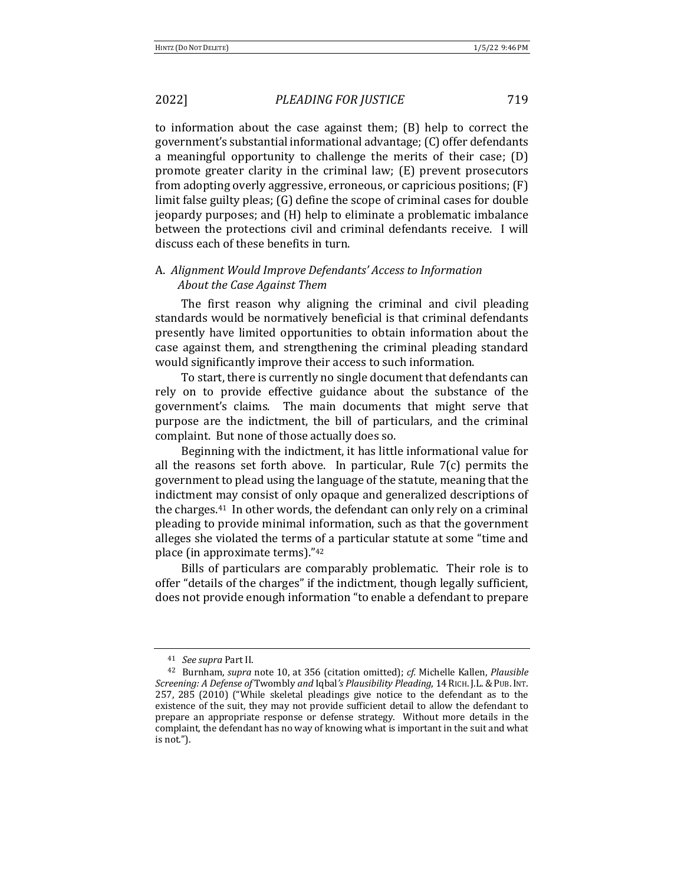to information about the case against them; (B) help to correct the government's substantial informational advantage; (C) offer defendants a meaningful opportunity to challenge the merits of their case; (D) promote greater clarity in the criminal law; (E) prevent prosecutors from adopting overly aggressive, erroneous, or capricious positions; (F) limit false guilty pleas; (G) define the scope of criminal cases for double jeopardy purposes; and (H) help to eliminate a problematic imbalance between the protections civil and criminal defendants receive. I will discuss each of these benefits in turn.

### A. *Alignment Would Improve Defendants' Access to Information About the Case Against Them*

The first reason why aligning the criminal and civil pleading standards would be normatively beneficial is that criminal defendants presently have limited opportunities to obtain information about the case against them, and strengthening the criminal pleading standard would significantly improve their access to such information.

To start, there is currently no single document that defendants can rely on to provide effective guidance about the substance of the government's claims. The main documents that might serve that purpose are the indictment, the bill of particulars, and the criminal complaint. But none of those actually does so.

Beginning with the indictment, it has little informational value for all the reasons set forth above. In particular, Rule 7(c) permits the government to plead using the language of the statute, meaning that the indictment may consist of only opaque and generalized descriptions of the charges.[41] In other words, the defendant can only rely on a criminal pleading to provide minimal information, such as that the government alleges she violated the terms of a particular statute at some "time and place (in approximate terms)."[42]

Bills of particulars are comparably problematic. Their role is to offer "details of the charges" if the indictment, though legally sufficient, does not provide enough information "to enable a defendant to prepare

---

[41] *See supra* Part II.

[42] Burnham, *supra* note 10, at 356 (citation omitted); *cf.* Michelle Kallen, *Plausible Screening: A Defense of* Twombly *and* Iqbal*'s Plausibility Pleading*, 14 RICH. J.L. & PUB. INT. 257, 285 (2010) ("While skeletal pleadings give notice to the defendant as to the existence of the suit, they may not provide sufficient detail to allow the defendant to prepare an appropriate response or defense strategy. Without more details in the complaint, the defendant has no way of knowing what is important in the suit and what is not.").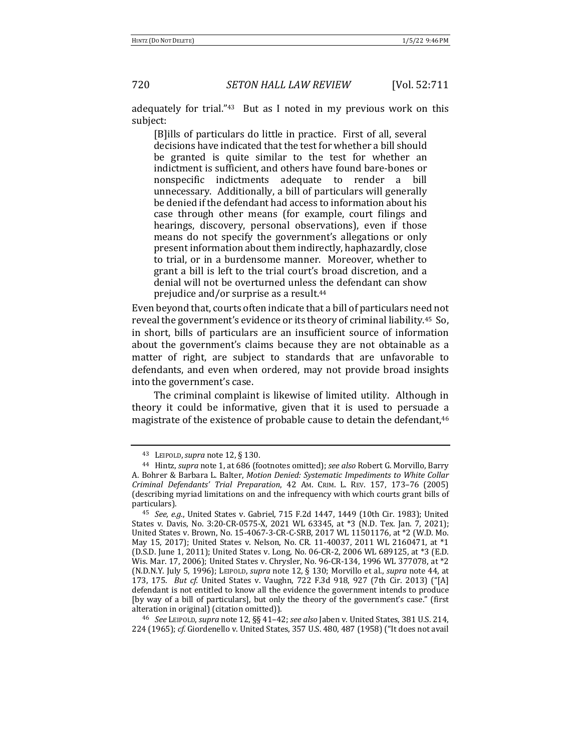adequately for trial."[43] But as I noted in my previous work on this subject:

> [B]ills of particulars do little in practice. First of all, several decisions have indicated that the test for whether a bill should be granted is quite similar to the test for whether an indictment is sufficient, and others have found bare-bones or nonspecific indictments adequate to render a bill unnecessary. Additionally, a bill of particulars will generally be denied if the defendant had access to information about his case through other means (for example, court filings and hearings, discovery, personal observations), even if those means do not specify the government's allegations or only present information about them indirectly, haphazardly, close to trial, or in a burdensome manner. Moreover, whether to grant a bill is left to the trial court's broad discretion, and a denial will not be overturned unless the defendant can show prejudice and/or surprise as a result.[44]

Even beyond that, courts often indicate that a bill of particulars need not reveal the government's evidence or its theory of criminal liability.[45] So, in short, bills of particulars are an insufficient source of information about the government's claims because they are not obtainable as a matter of right, are subject to standards that are unfavorable to defendants, and even when ordered, may not provide broad insights into the government's case.

The criminal complaint is likewise of limited utility. Although in theory it could be informative, given that it is used to persuade a magistrate of the existence of probable cause to detain the defendant,[46]

---

[43] LEIPOLD, *supra* note 12, § 130.

[44] Hintz, *supra* note 1, at 686 (footnotes omitted); *see also* Robert G. Morvillo, Barry A. Bohrer & Barbara L. Balter, *Motion Denied: Systematic Impediments to White Collar Criminal Defendants' Trial Preparation*, 42 AM. CRIM. L. REV. 157, 173–76 (2005) (describing myriad limitations on and the infrequency with which courts grant bills of particulars).

[45] *See, e.g.*, United States v. Gabriel, 715 F.2d 1447, 1449 (10th Cir. 1983); United States v. Davis, No. 3:20-CR-0575-X, 2021 WL 63345, at *3 (N.D. Tex. Jan. 7, 2021); United States v. Brown, No. 15-4067-3-CR-C-SRB, 2017 WL 11501176, at *2 (W.D. Mo. May 15, 2017); United States v. Nelson, No. CR. 11-40037, 2011 WL 2160471, at *1 (D.S.D. June 1, 2011); United States v. Long, No. 06-CR-2, 2006 WL 689125, at *3 (E.D. Wis. Mar. 17, 2006); United States v. Chrysler, No. 96-CR-134, 1996 WL 377078, at *2 (N.D.N.Y. July 5, 1996); LEIPOLD, *supra* note 12, § 130; Morvillo et al., *supra* note 44, at 173, 175. *But cf.* United States v. Vaughn, 722 F.3d 918, 927 (7th Cir. 2013) ("[A] defendant is not entitled to know all the evidence the government intends to produce [by way of a bill of particulars], but only the theory of the government's case." (first alteration in original) (citation omitted)).

[46] *See* LEIPOLD, *supra* note 12, §§ 41–42; *see also* Jaben v. United States, 381 U.S. 214, 224 (1965); *cf.* Giordenello v. United States, 357 U.S. 480, 487 (1958) ("It does not avail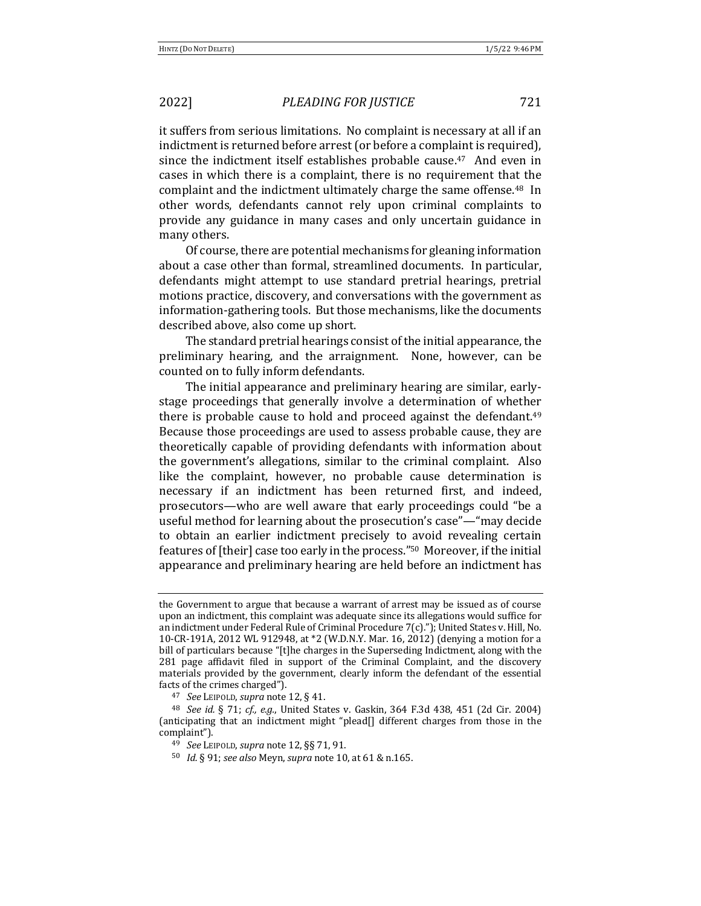it suffers from serious limitations. No complaint is necessary at all if an indictment is returned before arrest (or before a complaint is required), since the indictment itself establishes probable cause.[47] And even in cases in which there is a complaint, there is no requirement that the complaint and the indictment ultimately charge the same offense.[48] In other words, defendants cannot rely upon criminal complaints to provide any guidance in many cases and only uncertain guidance in many others.

Of course, there are potential mechanisms for gleaning information about a case other than formal, streamlined documents. In particular, defendants might attempt to use standard pretrial hearings, pretrial motions practice, discovery, and conversations with the government as information-gathering tools. But those mechanisms, like the documents described above, also come up short.

The standard pretrial hearings consist of the initial appearance, the preliminary hearing, and the arraignment. None, however, can be counted on to fully inform defendants.

The initial appearance and preliminary hearing are similar, early-stage proceedings that generally involve a determination of whether there is probable cause to hold and proceed against the defendant.[49] Because those proceedings are used to assess probable cause, they are theoretically capable of providing defendants with information about the government's allegations, similar to the criminal complaint. Also like the complaint, however, no probable cause determination is necessary if an indictment has been returned first, and indeed, prosecutors—who are well aware that early proceedings could "be a useful method for learning about the prosecution's case"—"may decide to obtain an earlier indictment precisely to avoid revealing certain features of [their] case too early in the process."[50] Moreover, if the initial appearance and preliminary hearing are held before an indictment has

---

the Government to argue that because a warrant of arrest may be issued as of course upon an indictment, this complaint was adequate since its allegations would suffice for an indictment under Federal Rule of Criminal Procedure 7(c)."); United States v. Hill, No. 10-CR-191A, 2012 WL 912948, at *2 (W.D.N.Y. Mar. 16, 2012) (denying a motion for a bill of particulars because "[t]he charges in the Superseding Indictment, along with the 281 page affidavit filed in support of the Criminal Complaint, and the discovery materials provided by the government, clearly inform the defendant of the essential facts of the crimes charged").

[47] *See* LEIPOLD, *supra* note 12, § 41.

[48] *See id.* § 71; *cf., e.g.*, United States v. Gaskin, 364 F.3d 438, 451 (2d Cir. 2004) (anticipating that an indictment might "plead[] different charges from those in the complaint").

[49] *See* LEIPOLD, *supra* note 12, §§ 71, 91.

[50] *Id.* § 91; *see also* Meyn, *supra* note 10, at 61 & n.165.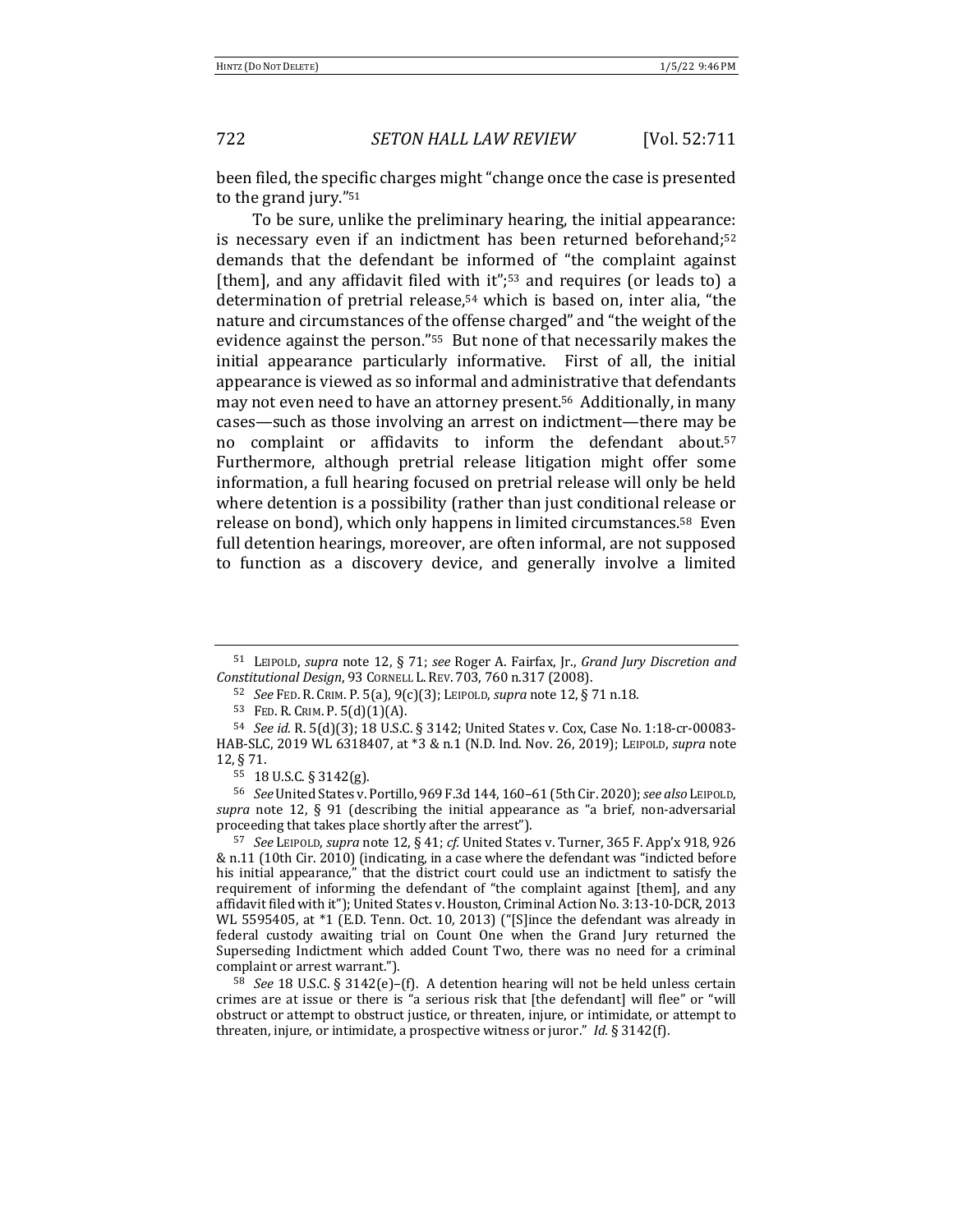been filed, the specific charges might "change once the case is presented to the grand jury."[51]

To be sure, unlike the preliminary hearing, the initial appearance: is necessary even if an indictment has been returned beforehand;[52] demands that the defendant be informed of "the complaint against [them], and any affidavit filed with it";[53] and requires (or leads to) a determination of pretrial release,[54] which is based on, inter alia, "the nature and circumstances of the offense charged" and "the weight of the evidence against the person."[55] But none of that necessarily makes the initial appearance particularly informative. First of all, the initial appearance is viewed as so informal and administrative that defendants may not even need to have an attorney present.[56] Additionally, in many cases—such as those involving an arrest on indictment—there may be no complaint or affidavits to inform the defendant about.[57] Furthermore, although pretrial release litigation might offer some information, a full hearing focused on pretrial release will only be held where detention is a possibility (rather than just conditional release or release on bond), which only happens in limited circumstances.[58] Even full detention hearings, moreover, are often informal, are not supposed to function as a discovery device, and generally involve a limited

---

[51] Leipold, *supra* note 12, § 71; *see* Roger A. Fairfax, Jr., *Grand Jury Discretion and Constitutional Design*, 93 Cornell L. Rev. 703, 760 n.317 (2008).

[52] *See* Fed. R. Crim. P. 5(a), 9(c)(3); Leipold, *supra* note 12, § 71 n.18.

[53] Fed. R. Crim. P. 5(d)(1)(A).

[54] *See id.* R. 5(d)(3); 18 U.S.C. § 3142; United States v. Cox, Case No. 1:18-cr-00083-HAB-SLC, 2019 WL 6318407, at *3 & n.1 (N.D. Ind. Nov. 26, 2019); Leipold, *supra* note 12, § 71.

[55] 18 U.S.C. § 3142(g).

[56] *See* United States v. Portillo, 969 F.3d 144, 160–61 (5th Cir. 2020); *see also* Leipold, *supra* note 12, § 91 (describing the initial appearance as "a brief, non-adversarial proceeding that takes place shortly after the arrest").

[57] *See* Leipold, *supra* note 12, § 41; *cf.* United States v. Turner, 365 F. App'x 918, 926 & n.11 (10th Cir. 2010) (indicating, in a case where the defendant was "indicted before his initial appearance," that the district court could use an indictment to satisfy the requirement of informing the defendant of "the complaint against [them], and any affidavit filed with it"); United States v. Houston, Criminal Action No. 3:13-10-DCR, 2013 WL 5595405, at *1 (E.D. Tenn. Oct. 10, 2013) ("[S]ince the defendant was already in federal custody awaiting trial on Count One when the Grand Jury returned the Superseding Indictment which added Count Two, there was no need for a criminal complaint or arrest warrant.").

[58] *See* 18 U.S.C. § 3142(e)–(f). A detention hearing will not be held unless certain crimes are at issue or there is "a serious risk that [the defendant] will flee" or "will obstruct or attempt to obstruct justice, or threaten, injure, or intimidate, or attempt to threaten, injure, or intimidate, a prospective witness or juror." *Id.* § 3142(f).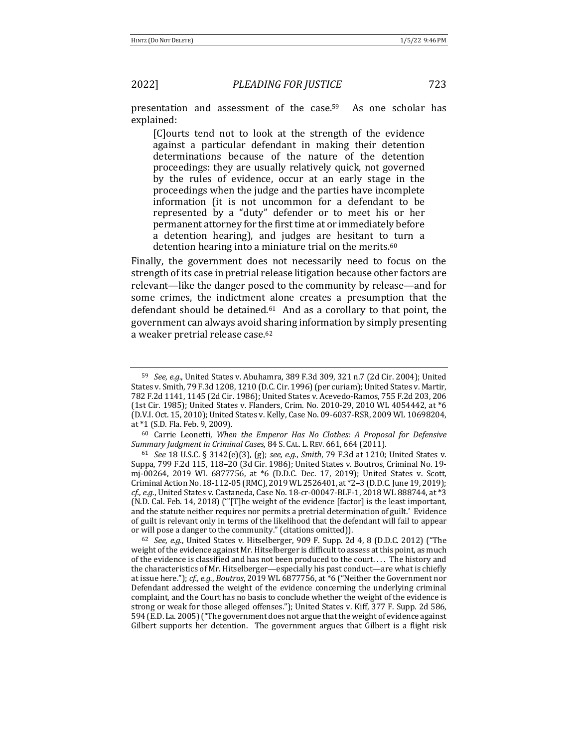presentation and assessment of the case.[59] As one scholar has explained:

> [C]ourts tend not to look at the strength of the evidence against a particular defendant in making their detention determinations because of the nature of the detention proceedings: they are usually relatively quick, not governed by the rules of evidence, occur at an early stage in the proceedings when the judge and the parties have incomplete information (it is not uncommon for a defendant to be represented by a "duty" defender or to meet his or her permanent attorney for the first time at or immediately before a detention hearing), and judges are hesitant to turn a detention hearing into a miniature trial on the merits.[60]

Finally, the government does not necessarily need to focus on the strength of its case in pretrial release litigation because other factors are relevant—like the danger posed to the community by release—and for some crimes, the indictment alone creates a presumption that the defendant should be detained.[61] And as a corollary to that point, the government can always avoid sharing information by simply presenting a weaker pretrial release case.[62]

---

[59] *See, e.g.*, United States v. Abuhamra, 389 F.3d 309, 321 n.7 (2d Cir. 2004); United States v. Smith, 79 F.3d 1208, 1210 (D.C. Cir. 1996) (per curiam); United States v. Martir, 782 F.2d 1141, 1145 (2d Cir. 1986); United States v. Acevedo-Ramos, 755 F.2d 203, 206 (1st Cir. 1985); United States v. Flanders, Crim. No. 2010-29, 2010 WL 4054442, at *6 (D.V.I. Oct. 15, 2010); United States v. Kelly, Case No. 09-6037-RSR, 2009 WL 10698204, at *1 (S.D. Fla. Feb. 9, 2009).

[60] Carrie Leonetti, *When the Emperor Has No Clothes: A Proposal for Defensive Summary Judgment in Criminal Cases*, 84 S. CAL. L. REV. 661, 664 (2011).

[61] *See* 18 U.S.C. § 3142(e)(3), (g); *see, e.g.*, *Smith*, 79 F.3d at 1210; United States v. Suppa, 799 F.2d 115, 118–20 (3d Cir. 1986); United States v. Boutros, Criminal No. 19-mj-00264, 2019 WL 6877756, at *6 (D.D.C. Dec. 17, 2019); United States v. Scott, Criminal Action No. 18-112-05 (RMC), 2019 WL 2526401, at *2–3 (D.D.C. June 19, 2019); *cf., e.g.*, United States v. Castaneda, Case No. 18-cr-00047-BLF-1, 2018 WL 888744, at *3 (N.D. Cal. Feb. 14, 2018) ("'[T]he weight of the evidence [factor] is the least important, and the statute neither requires nor permits a pretrial determination of guilt.' Evidence of guilt is relevant only in terms of the likelihood that the defendant will fail to appear or will pose a danger to the community." (citations omitted)).

[62] *See, e.g.*, United States v. Hitselberger, 909 F. Supp. 2d 4, 8 (D.D.C. 2012) ("The weight of the evidence against Mr. Hitselberger is difficult to assess at this point, as much of the evidence is classified and has not been produced to the court. . . . The history and the characteristics of Mr. Hitselberger—especially his past conduct—are what is chiefly at issue here."); *cf., e.g.*, *Boutros*, 2019 WL 6877756, at *6 ("Neither the Government nor Defendant addressed the weight of the evidence concerning the underlying criminal complaint, and the Court has no basis to conclude whether the weight of the evidence is strong or weak for those alleged offenses."); United States v. Kiff, 377 F. Supp. 2d 586, 594 (E.D. La. 2005) ("The government does not argue that the weight of evidence against Gilbert supports her detention. The government argues that Gilbert is a flight risk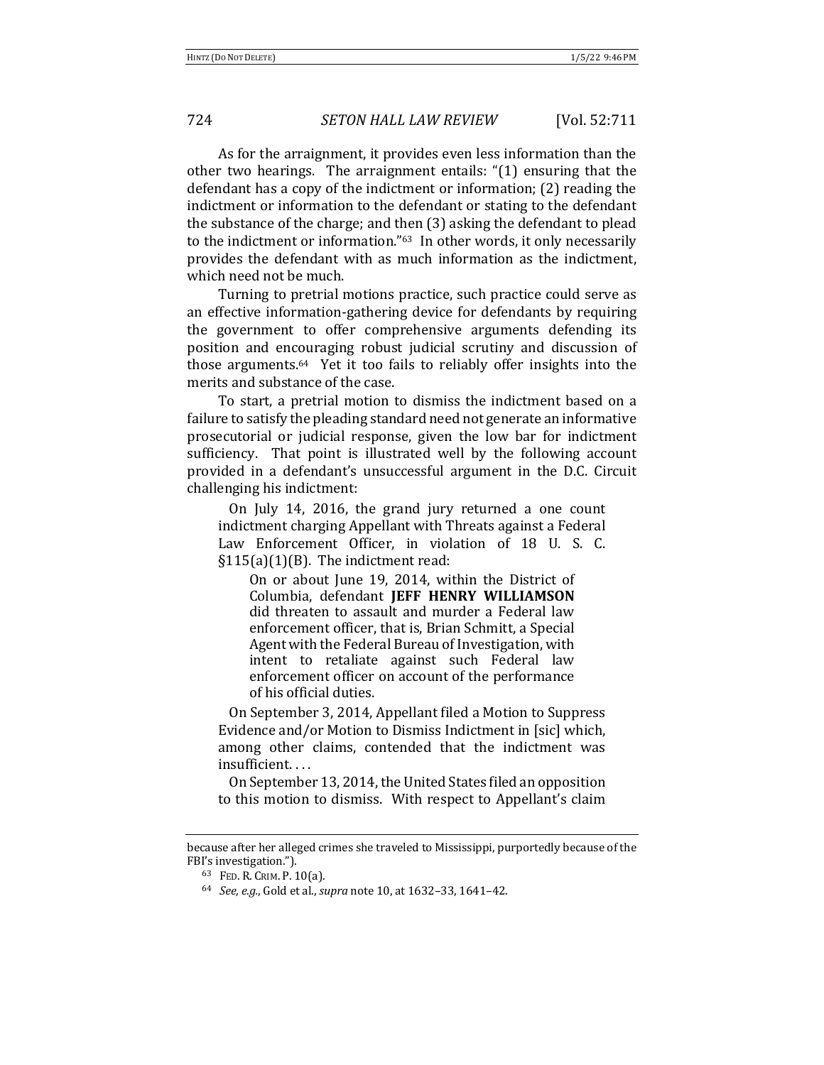As for the arraignment, it provides even less information than the other two hearings. The arraignment entails: "(1) ensuring that the defendant has a copy of the indictment or information; (2) reading the indictment or information to the defendant or stating to the defendant the substance of the charge; and then (3) asking the defendant to plead to the indictment or information."[63] In other words, it only necessarily provides the defendant with as much information as the indictment, which need not be much.

Turning to pretrial motions practice, such practice could serve as an effective information-gathering device for defendants by requiring the government to offer comprehensive arguments defending its position and encouraging robust judicial scrutiny and discussion of those arguments.[64] Yet it too fails to reliably offer insights into the merits and substance of the case.

To start, a pretrial motion to dismiss the indictment based on a failure to satisfy the pleading standard need not generate an informative prosecutorial or judicial response, given the low bar for indictment sufficiency. That point is illustrated well by the following account provided in a defendant's unsuccessful argument in the D.C. Circuit challenging his indictment:

> On July 14, 2016, the grand jury returned a one count indictment charging Appellant with Threats against a Federal Law Enforcement Officer, in violation of 18 U. S. C. §115(a)(1)(B). The indictment read:
>
> > On or about June 19, 2014, within the District of Columbia, defendant **JEFF HENRY WILLIAMSON** did threaten to assault and murder a Federal law enforcement officer, that is, Brian Schmitt, a Special Agent with the Federal Bureau of Investigation, with intent to retaliate against such Federal law enforcement officer on account of the performance of his official duties.
>
> On September 3, 2014, Appellant filed a Motion to Suppress Evidence and/or Motion to Dismiss Indictment in [sic] which, among other claims, contended that the indictment was insufficient. . . .
>
> On September 13, 2014, the United States filed an opposition to this motion to dismiss. With respect to Appellant's claim

---

because after her alleged crimes she traveled to Mississippi, purportedly because of the FBI's investigation.").

[63] FED. R. CRIM. P. 10(a).

[64] *See, e.g.*, Gold et al., *supra* note 10, at 1632–33, 1641–42.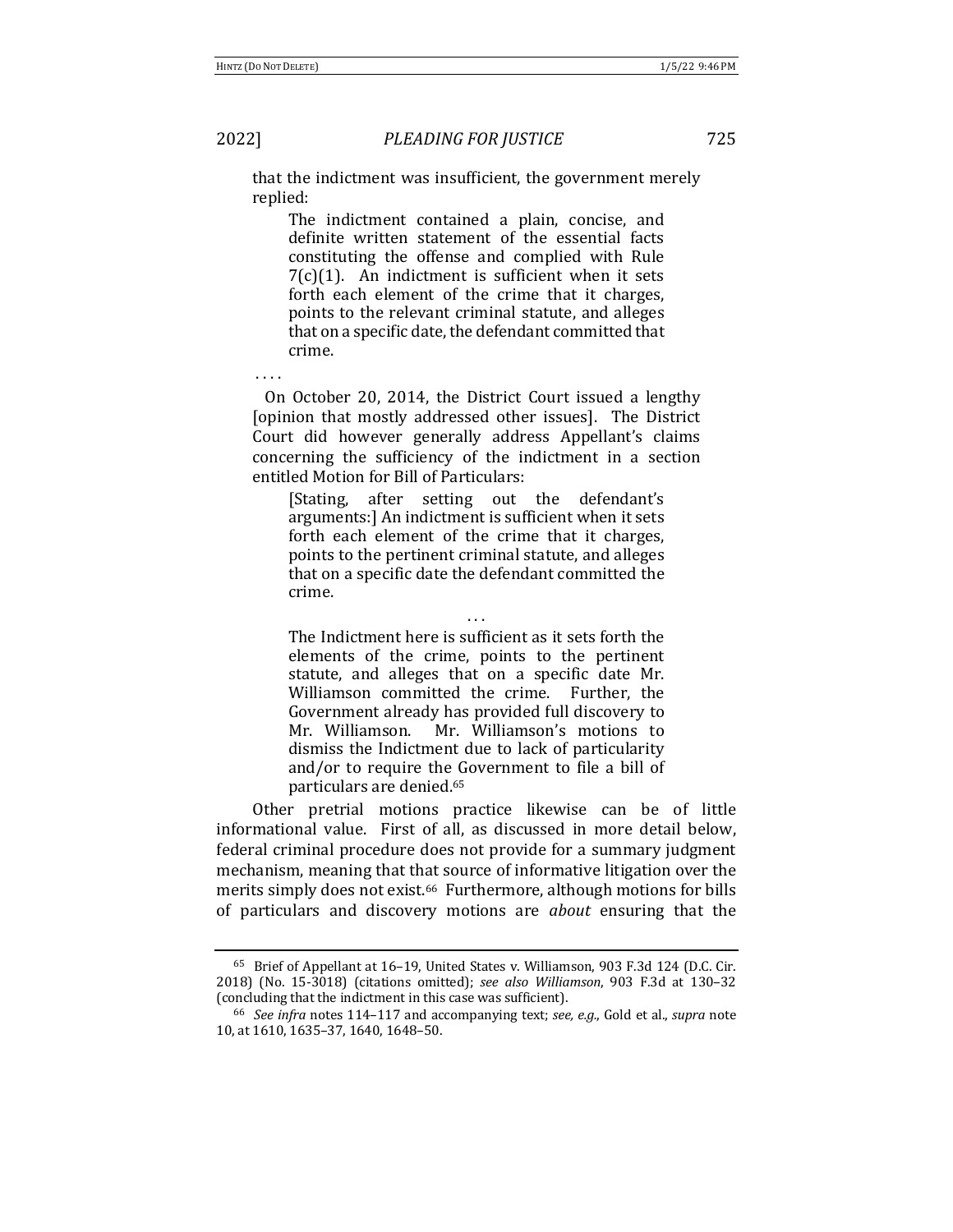that the indictment was insufficient, the government merely replied:

> The indictment contained a plain, concise, and definite written statement of the essential facts constituting the offense and complied with Rule 7(c)(1). An indictment is sufficient when it sets forth each element of the crime that it charges, points to the relevant criminal statute, and alleges that on a specific date, the defendant committed that crime.

. . . .

On October 20, 2014, the District Court issued a lengthy [opinion that mostly addressed other issues]. The District Court did however generally address Appellant's claims concerning the sufficiency of the indictment in a section entitled Motion for Bill of Particulars:

> [Stating, after setting out the defendant's arguments:] An indictment is sufficient when it sets forth each element of the crime that it charges, points to the pertinent criminal statute, and alleges that on a specific date the defendant committed the crime.
>
> . . .
>
> The Indictment here is sufficient as it sets forth the elements of the crime, points to the pertinent statute, and alleges that on a specific date Mr. Williamson committed the crime. Further, the Government already has provided full discovery to Mr. Williamson. Mr. Williamson's motions to dismiss the Indictment due to lack of particularity and/or to require the Government to file a bill of particulars are denied.[65]

Other pretrial motions practice likewise can be of little informational value. First of all, as discussed in more detail below, federal criminal procedure does not provide for a summary judgment mechanism, meaning that that source of informative litigation over the merits simply does not exist.[66] Furthermore, although motions for bills of particulars and discovery motions are *about* ensuring that the

---

[65] Brief of Appellant at 16–19, United States v. Williamson, 903 F.3d 124 (D.C. Cir. 2018) (No. 15-3018) (citations omitted); *see also Williamson*, 903 F.3d at 130–32 (concluding that the indictment in this case was sufficient).

[66] *See infra* notes 114–117 and accompanying text; *see, e.g.*, Gold et al., *supra* note 10, at 1610, 1635–37, 1640, 1648–50.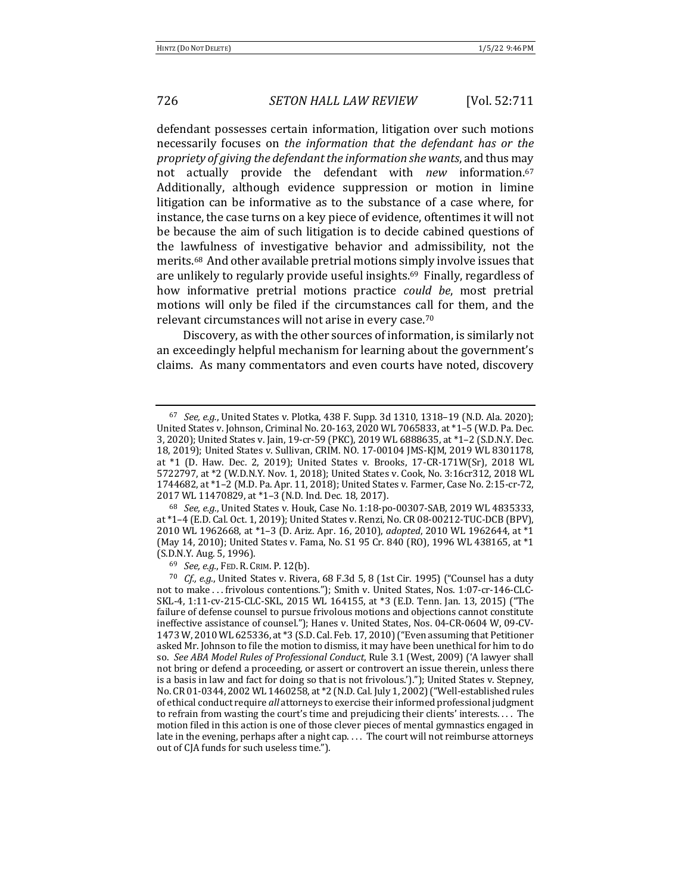defendant possesses certain information, litigation over such motions necessarily focuses on *the information that the defendant has or the propriety of giving the defendant the information she wants*, and thus may not actually provide the defendant with *new* information.[67] Additionally, although evidence suppression or motion in limine litigation can be informative as to the substance of a case where, for instance, the case turns on a key piece of evidence, oftentimes it will not be because the aim of such litigation is to decide cabined questions of the lawfulness of investigative behavior and admissibility, not the merits.[68] And other available pretrial motions simply involve issues that are unlikely to regularly provide useful insights.[69] Finally, regardless of how informative pretrial motions practice *could be*, most pretrial motions will only be filed if the circumstances call for them, and the relevant circumstances will not arise in every case.[70]

Discovery, as with the other sources of information, is similarly not an exceedingly helpful mechanism for learning about the government's claims. As many commentators and even courts have noted, discovery

---

[67] *See, e.g.*, United States v. Plotka, 438 F. Supp. 3d 1310, 1318–19 (N.D. Ala. 2020); United States v. Johnson, Criminal No. 20-163, 2020 WL 7065833, at *1–5 (W.D. Pa. Dec. 3, 2020); United States v. Jain, 19-cr-59 (PKC), 2019 WL 6888635, at *1–2 (S.D.N.Y. Dec. 18, 2019); United States v. Sullivan, CRIM. NO. 17-00104 JMS-KJM, 2019 WL 8301178, at *1 (D. Haw. Dec. 2, 2019); United States v. Brooks, 17-CR-171W(Sr), 2018 WL 5722797, at *2 (W.D.N.Y. Nov. 1, 2018); United States v. Cook, No. 3:16cr312, 2018 WL 1744682, at *1–2 (M.D. Pa. Apr. 11, 2018); United States v. Farmer, Case No. 2:15-cr-72, 2017 WL 11470829, at *1–3 (N.D. Ind. Dec. 18, 2017).

[68] *See, e.g.*, United States v. Houk, Case No. 1:18-po-00307-SAB, 2019 WL 4835333, at *1–4 (E.D. Cal. Oct. 1, 2019); United States v. Renzi, No. CR 08-00212-TUC-DCB (BPV), 2010 WL 1962668, at *1–3 (D. Ariz. Apr. 16, 2010), *adopted*, 2010 WL 1962644, at *1 (May 14, 2010); United States v. Fama, No. S1 95 Cr. 840 (RO), 1996 WL 438165, at *1 (S.D.N.Y. Aug. 5, 1996).

[69] *See, e.g.*, FED. R. CRIM. P. 12(b).

[70] *Cf., e.g.*, United States v. Rivera, 68 F.3d 5, 8 (1st Cir. 1995) ("Counsel has a duty not to make . . . frivolous contentions."); Smith v. United States, Nos. 1:07-cr-146-CLC-SKL-4, 1:11-cv-215-CLC-SKL, 2015 WL 164155, at *3 (E.D. Tenn. Jan. 13, 2015) ("The failure of defense counsel to pursue frivolous motions and objections cannot constitute ineffective assistance of counsel."); Hanes v. United States, Nos. 04-CR-0604 W, 09-CV-1473 W, 2010 WL 625336, at *3 (S.D. Cal. Feb. 17, 2010) ("Even assuming that Petitioner asked Mr. Johnson to file the motion to dismiss, it may have been unethical for him to do so. *See ABA Model Rules of Professional Conduct*, Rule 3.1 (West, 2009) ('A lawyer shall not bring or defend a proceeding, or assert or controvert an issue therein, unless there is a basis in law and fact for doing so that is not frivolous.')."); United States v. Stepney, No. CR 01-0344, 2002 WL 1460258, at *2 (N.D. Cal. July 1, 2002) ("Well-established rules of ethical conduct require *all* attorneys to exercise their informed professional judgment to refrain from wasting the court's time and prejudicing their clients' interests. . . . The motion filed in this action is one of those clever pieces of mental gymnastics engaged in late in the evening, perhaps after a night cap. . . . The court will not reimburse attorneys out of CJA funds for such useless time.").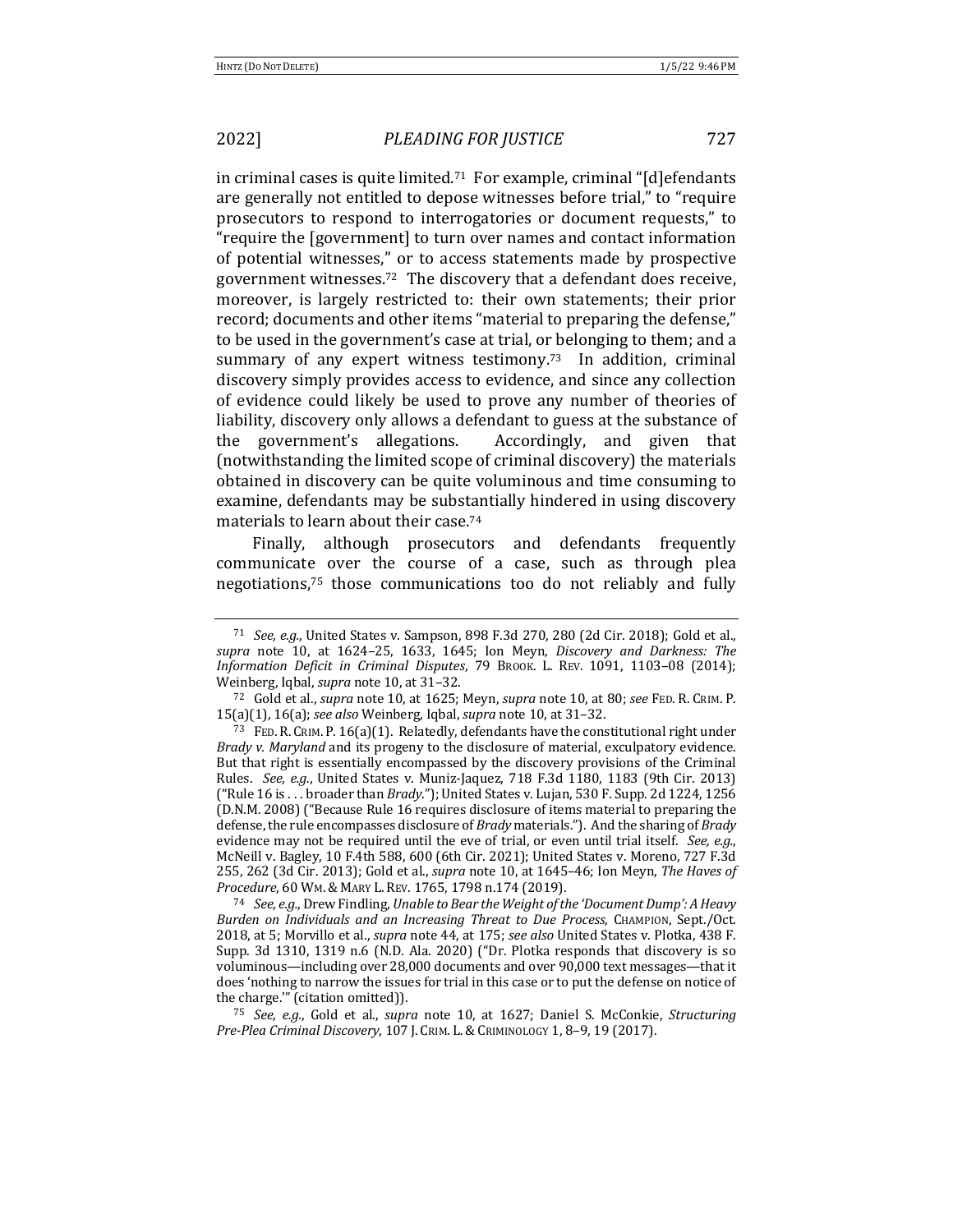in criminal cases is quite limited.[71] For example, criminal "[d]efendants are generally not entitled to depose witnesses before trial," to "require prosecutors to respond to interrogatories or document requests," to "require the [government] to turn over names and contact information of potential witnesses," or to access statements made by prospective government witnesses.[72] The discovery that a defendant does receive, moreover, is largely restricted to: their own statements; their prior record; documents and other items "material to preparing the defense," to be used in the government's case at trial, or belonging to them; and a summary of any expert witness testimony.[73] In addition, criminal discovery simply provides access to evidence, and since any collection of evidence could likely be used to prove any number of theories of liability, discovery only allows a defendant to guess at the substance of the government's allegations. Accordingly, and given that (notwithstanding the limited scope of criminal discovery) the materials obtained in discovery can be quite voluminous and time consuming to examine, defendants may be substantially hindered in using discovery materials to learn about their case.[74]

Finally, although prosecutors and defendants frequently communicate over the course of a case, such as through plea negotiations,[75] those communications too do not reliably and fully

---

[71] *See, e.g.*, United States v. Sampson, 898 F.3d 270, 280 (2d Cir. 2018); Gold et al., *supra* note 10, at 1624–25, 1633, 1645; Ion Meyn, *Discovery and Darkness: The Information Deficit in Criminal Disputes*, 79 BROOK. L. REV. 1091, 1103–08 (2014); Weinberg, Iqbal, *supra* note 10, at 31–32.

[72] Gold et al., *supra* note 10, at 1625; Meyn, *supra* note 10, at 80; *see* FED. R. CRIM. P. 15(a)(1), 16(a); *see also* Weinberg, Iqbal, *supra* note 10, at 31–32.

[73] FED. R. CRIM. P. 16(a)(1). Relatedly, defendants have the constitutional right under *Brady v. Maryland* and its progeny to the disclosure of material, exculpatory evidence. But that right is essentially encompassed by the discovery provisions of the Criminal Rules. *See, e.g.*, United States v. Muniz-Jaquez, 718 F.3d 1180, 1183 (9th Cir. 2013) ("Rule 16 is . . . broader than *Brady*."); United States v. Lujan, 530 F. Supp. 2d 1224, 1256 (D.N.M. 2008) ("Because Rule 16 requires disclosure of items material to preparing the defense, the rule encompasses disclosure of *Brady* materials."). And the sharing of *Brady* evidence may not be required until the eve of trial, or even until trial itself. *See, e.g.*, McNeill v. Bagley, 10 F.4th 588, 600 (6th Cir. 2021); United States v. Moreno, 727 F.3d 255, 262 (3d Cir. 2013); Gold et al., *supra* note 10, at 1645–46; Ion Meyn, *The Haves of Procedure*, 60 WM. & MARY L. REV. 1765, 1798 n.174 (2019).

[74] *See, e.g.*, Drew Findling, *Unable to Bear the Weight of the 'Document Dump': A Heavy Burden on Individuals and an Increasing Threat to Due Process*, CHAMPION, Sept./Oct. 2018, at 5; Morvillo et al., *supra* note 44, at 175; *see also* United States v. Plotka, 438 F. Supp. 3d 1310, 1319 n.6 (N.D. Ala. 2020) ("Dr. Plotka responds that discovery is so voluminous—including over 28,000 documents and over 90,000 text messages—that it does 'nothing to narrow the issues for trial in this case or to put the defense on notice of the charge.'" (citation omitted)).

[75] *See, e.g.*, Gold et al., *supra* note 10, at 1627; Daniel S. McConkie, *Structuring Pre-Plea Criminal Discovery*, 107 J. CRIM. L. & CRIMINOLOGY 1, 8–9, 19 (2017).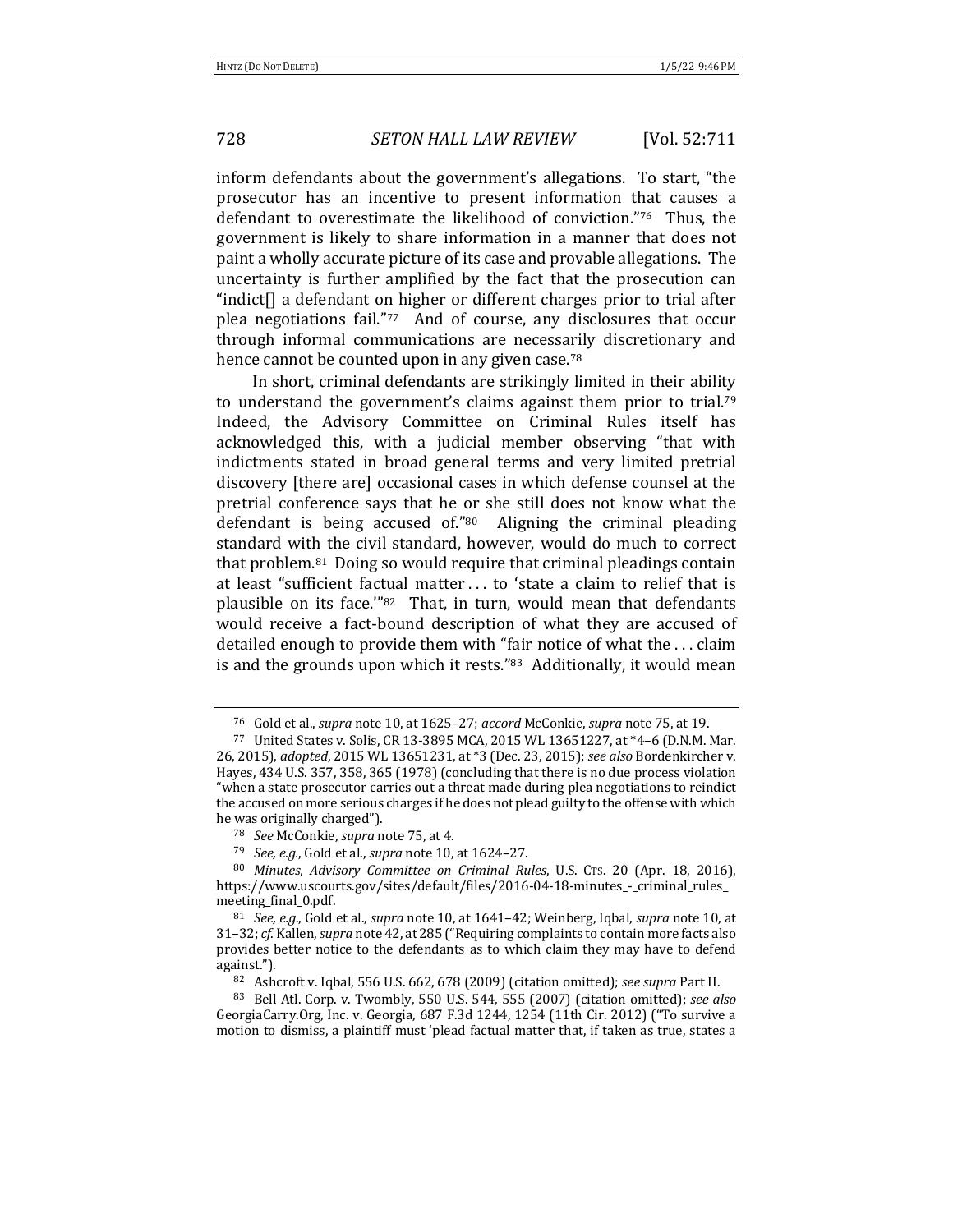inform defendants about the government's allegations. To start, "the prosecutor has an incentive to present information that causes a defendant to overestimate the likelihood of conviction."[76] Thus, the government is likely to share information in a manner that does not paint a wholly accurate picture of its case and provable allegations. The uncertainty is further amplified by the fact that the prosecution can "indict[] a defendant on higher or different charges prior to trial after plea negotiations fail."[77] And of course, any disclosures that occur through informal communications are necessarily discretionary and hence cannot be counted upon in any given case.[78]

In short, criminal defendants are strikingly limited in their ability to understand the government's claims against them prior to trial.[79] Indeed, the Advisory Committee on Criminal Rules itself has acknowledged this, with a judicial member observing "that with indictments stated in broad general terms and very limited pretrial discovery [there are] occasional cases in which defense counsel at the pretrial conference says that he or she still does not know what the defendant is being accused of."[80] Aligning the criminal pleading standard with the civil standard, however, would do much to correct that problem.[81] Doing so would require that criminal pleadings contain at least "sufficient factual matter . . . to 'state a claim to relief that is plausible on its face.'"[82] That, in turn, would mean that defendants would receive a fact-bound description of what they are accused of detailed enough to provide them with "fair notice of what the . . . claim is and the grounds upon which it rests."[83] Additionally, it would mean

---

[76] Gold et al., *supra* note 10, at 1625–27; *accord* McConkie, *supra* note 75, at 19.

[77] United States v. Solis, CR 13-3895 MCA, 2015 WL 13651227, at *4–6 (D.N.M. Mar. 26, 2015), *adopted*, 2015 WL 13651231, at *3 (Dec. 23, 2015); *see also* Bordenkircher v. Hayes, 434 U.S. 357, 358, 365 (1978) (concluding that there is no due process violation "when a state prosecutor carries out a threat made during plea negotiations to reindict the accused on more serious charges if he does not plead guilty to the offense with which he was originally charged").

[78] *See* McConkie, *supra* note 75, at 4.

[79] *See, e.g.*, Gold et al., *supra* note 10, at 1624–27.

[80] *Minutes, Advisory Committee on Criminal Rules*, U.S. CTS. 20 (Apr. 18, 2016), https://www.uscourts.gov/sites/default/files/2016-04-18-minutes_-_criminal_rules_meeting_final_0.pdf.

[81] *See, e.g.*, Gold et al., *supra* note 10, at 1641–42; Weinberg, Iqbal, *supra* note 10, at 31–32; *cf.* Kallen, *supra* note 42, at 285 ("Requiring complaints to contain more facts also provides better notice to the defendants as to which claim they may have to defend against.").

[82] Ashcroft v. Iqbal, 556 U.S. 662, 678 (2009) (citation omitted); *see supra* Part II.

[83] Bell Atl. Corp. v. Twombly, 550 U.S. 544, 555 (2007) (citation omitted); *see also* GeorgiaCarry.Org, Inc. v. Georgia, 687 F.3d 1244, 1254 (11th Cir. 2012) ("To survive a motion to dismiss, a plaintiff must 'plead factual matter that, if taken as true, states a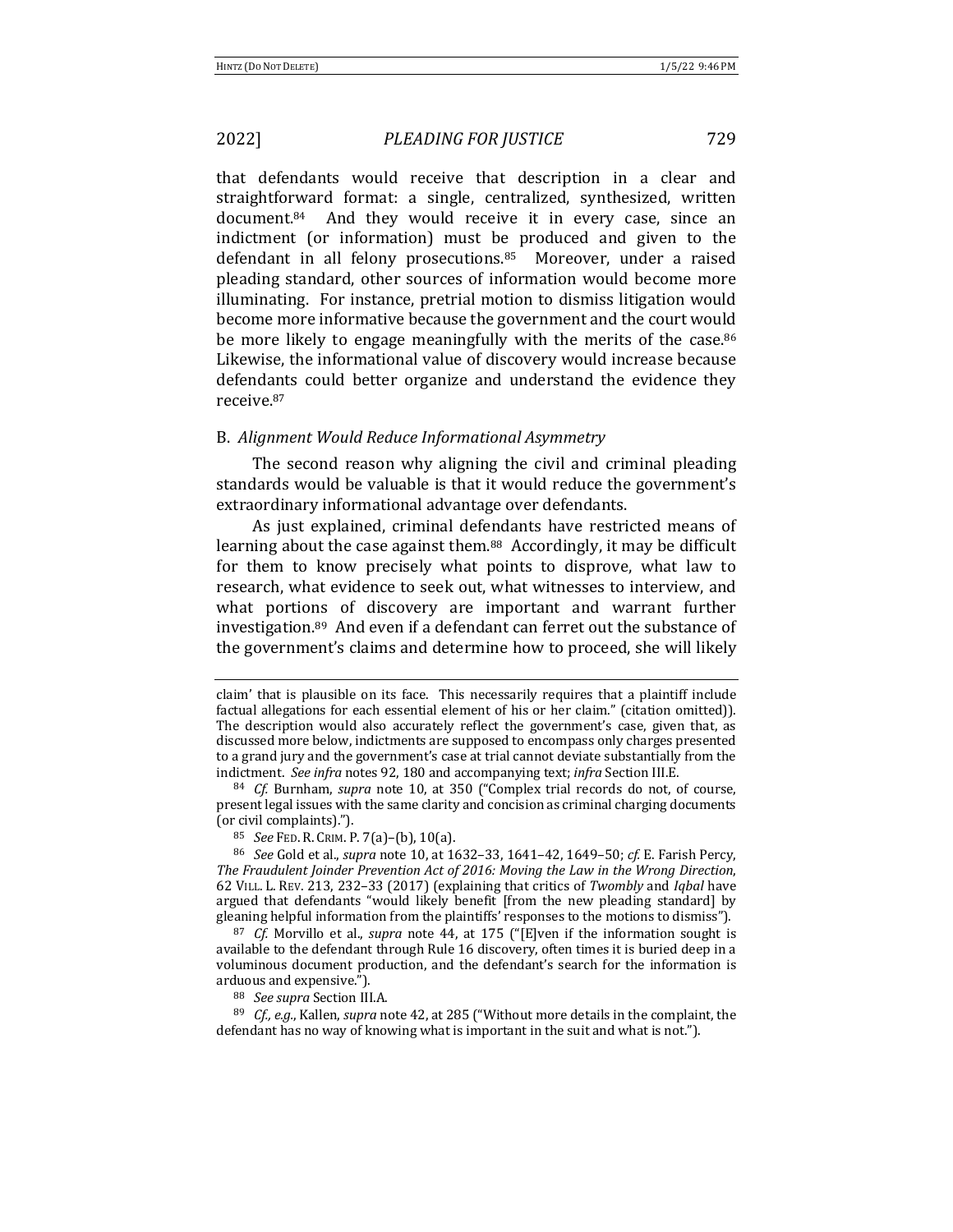that defendants would receive that description in a clear and straightforward format: a single, centralized, synthesized, written document.[84] And they would receive it in every case, since an indictment (or information) must be produced and given to the defendant in all felony prosecutions.[85] Moreover, under a raised pleading standard, other sources of information would become more illuminating. For instance, pretrial motion to dismiss litigation would become more informative because the government and the court would be more likely to engage meaningfully with the merits of the case.[86] Likewise, the informational value of discovery would increase because defendants could better organize and understand the evidence they receive.[87]

### B. *Alignment Would Reduce Informational Asymmetry*

The second reason why aligning the civil and criminal pleading standards would be valuable is that it would reduce the government's extraordinary informational advantage over defendants.

As just explained, criminal defendants have restricted means of learning about the case against them.[88] Accordingly, it may be difficult for them to know precisely what points to disprove, what law to research, what evidence to seek out, what witnesses to interview, and what portions of discovery are important and warrant further investigation.[89] And even if a defendant can ferret out the substance of the government's claims and determine how to proceed, she will likely

---

claim' that is plausible on its face. This necessarily requires that a plaintiff include factual allegations for each essential element of his or her claim." (citation omitted)). The description would also accurately reflect the government's case, given that, as discussed more below, indictments are supposed to encompass only charges presented to a grand jury and the government's case at trial cannot deviate substantially from the indictment. *See infra* notes 92, 180 and accompanying text; *infra* Section III.E.

[84] *Cf.* Burnham, *supra* note 10, at 350 ("Complex trial records do not, of course, present legal issues with the same clarity and concision as criminal charging documents (or civil complaints).").

[85] *See* FED. R. CRIM. P. 7(a)–(b), 10(a).

[86] *See* Gold et al., *supra* note 10, at 1632–33, 1641–42, 1649–50; *cf.* E. Farish Percy, *The Fraudulent Joinder Prevention Act of 2016: Moving the Law in the Wrong Direction*, 62 VILL. L. REV. 213, 232–33 (2017) (explaining that critics of *Twombly* and *Iqbal* have argued that defendants "would likely benefit [from the new pleading standard] by gleaning helpful information from the plaintiffs' responses to the motions to dismiss").

[87] *Cf.* Morvillo et al., *supra* note 44, at 175 ("[E]ven if the information sought is available to the defendant through Rule 16 discovery, often times it is buried deep in a voluminous document production, and the defendant's search for the information is arduous and expensive.").

[88] *See supra* Section III.A.

[89] *Cf., e.g.*, Kallen, *supra* note 42, at 285 ("Without more details in the complaint, the defendant has no way of knowing what is important in the suit and what is not.").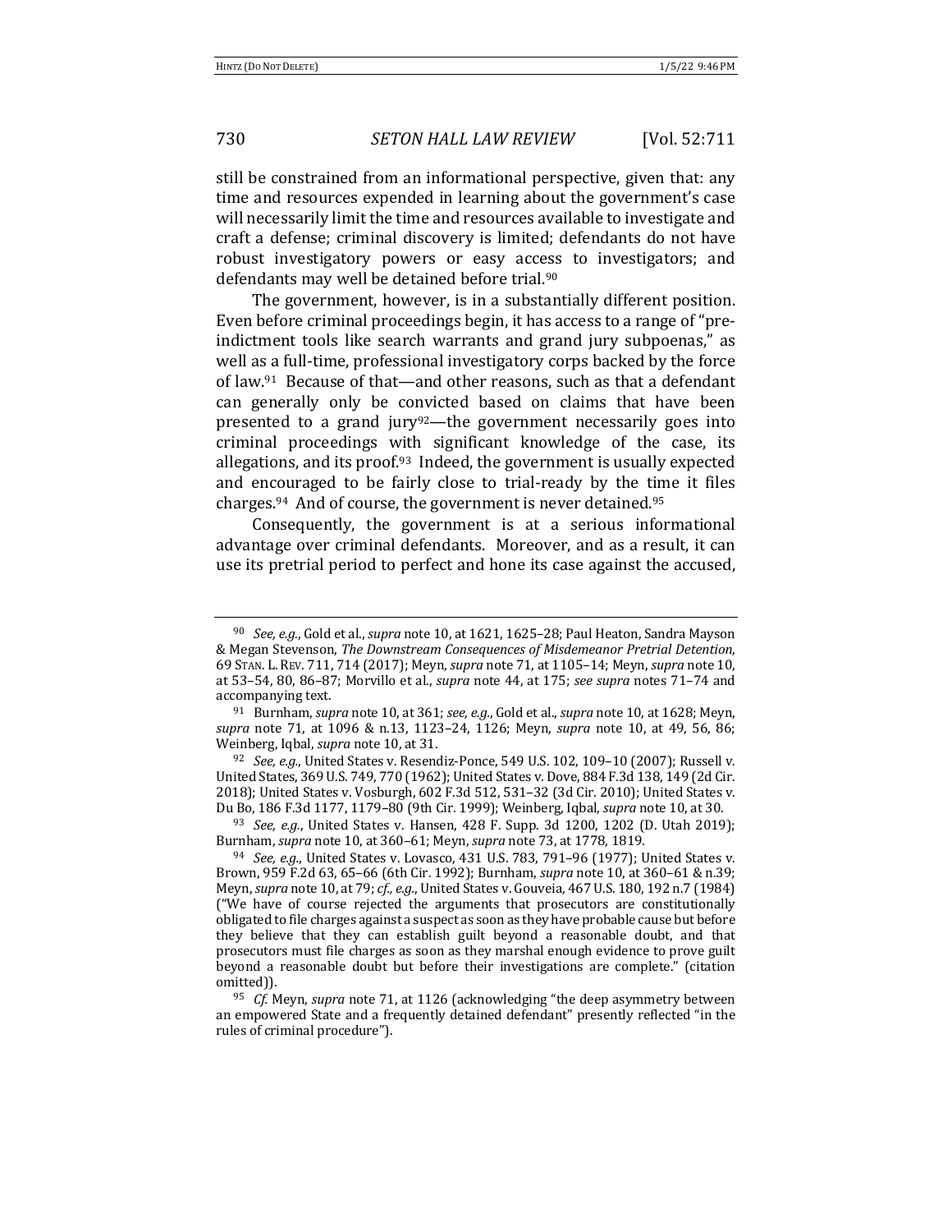still be constrained from an informational perspective, given that: any time and resources expended in learning about the government's case will necessarily limit the time and resources available to investigate and craft a defense; criminal discovery is limited; defendants do not have robust investigatory powers or easy access to investigators; and defendants may well be detained before trial.[90]

The government, however, is in a substantially different position. Even before criminal proceedings begin, it has access to a range of "pre-indictment tools like search warrants and grand jury subpoenas," as well as a full-time, professional investigatory corps backed by the force of law.[91] Because of that—and other reasons, such as that a defendant can generally only be convicted based on claims that have been presented to a grand jury[92]—the government necessarily goes into criminal proceedings with significant knowledge of the case, its allegations, and its proof.[93] Indeed, the government is usually expected and encouraged to be fairly close to trial-ready by the time it files charges.[94] And of course, the government is never detained.[95]

Consequently, the government is at a serious informational advantage over criminal defendants. Moreover, and as a result, it can use its pretrial period to perfect and hone its case against the accused,

---

[90] *See, e.g.*, Gold et al., *supra* note 10, at 1621, 1625–28; Paul Heaton, Sandra Mayson & Megan Stevenson, *The Downstream Consequences of Misdemeanor Pretrial Detention*, 69 STAN. L. REV. 711, 714 (2017); Meyn, *supra* note 71, at 1105–14; Meyn, *supra* note 10, at 53–54, 80, 86–87; Morvillo et al., *supra* note 44, at 175; *see supra* notes 71–74 and accompanying text.

[91] Burnham, *supra* note 10, at 361; *see, e.g.*, Gold et al., *supra* note 10, at 1628; Meyn, *supra* note 71, at 1096 & n.13, 1123–24, 1126; Meyn, *supra* note 10, at 49, 56, 86; Weinberg, Iqbal, *supra* note 10, at 31.

[92] *See, e.g.*, United States v. Resendiz-Ponce, 549 U.S. 102, 109–10 (2007); Russell v. United States, 369 U.S. 749, 770 (1962); United States v. Dove, 884 F.3d 138, 149 (2d Cir. 2018); United States v. Vosburgh, 602 F.3d 512, 531–32 (3d Cir. 2010); United States v. Du Bo, 186 F.3d 1177, 1179–80 (9th Cir. 1999); Weinberg, Iqbal, *supra* note 10, at 30.

[93] *See, e.g.*, United States v. Hansen, 428 F. Supp. 3d 1200, 1202 (D. Utah 2019); Burnham, *supra* note 10, at 360–61; Meyn, *supra* note 73, at 1778, 1819.

[94] *See, e.g.*, United States v. Lovasco, 431 U.S. 783, 791–96 (1977); United States v. Brown, 959 F.2d 63, 65–66 (6th Cir. 1992); Burnham, *supra* note 10, at 360–61 & n.39; Meyn, *supra* note 10, at 79; *cf., e.g.*, United States v. Gouveia, 467 U.S. 180, 192 n.7 (1984) ("We have of course rejected the arguments that prosecutors are constitutionally obligated to file charges against a suspect as soon as they have probable cause but before they believe that they can establish guilt beyond a reasonable doubt, and that prosecutors must file charges as soon as they marshal enough evidence to prove guilt beyond a reasonable doubt but before their investigations are complete." (citation omitted)).

[95] *Cf.* Meyn, *supra* note 71, at 1126 (acknowledging "the deep asymmetry between an empowered State and a frequently detained defendant" presently reflected "in the rules of criminal procedure").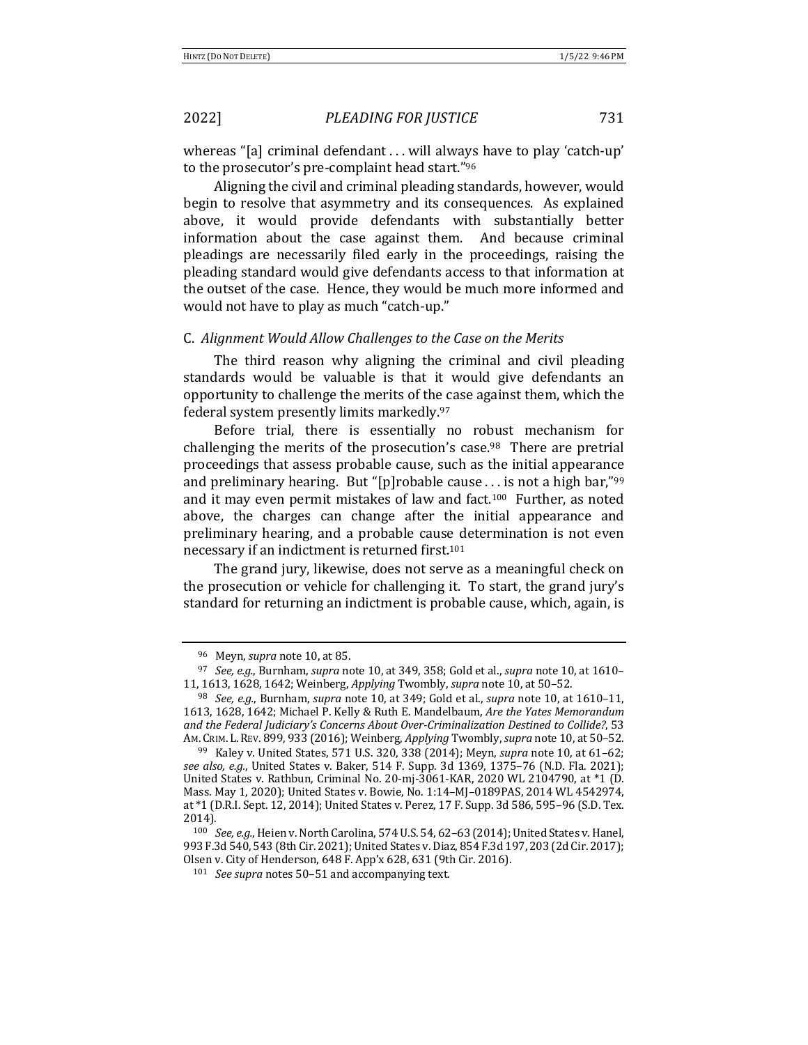whereas "[a] criminal defendant . . . will always have to play 'catch-up' to the prosecutor's pre-complaint head start."[96]

Aligning the civil and criminal pleading standards, however, would begin to resolve that asymmetry and its consequences. As explained above, it would provide defendants with substantially better information about the case against them. And because criminal pleadings are necessarily filed early in the proceedings, raising the pleading standard would give defendants access to that information at the outset of the case. Hence, they would be much more informed and would not have to play as much "catch-up."

### C. *Alignment Would Allow Challenges to the Case on the Merits*

The third reason why aligning the criminal and civil pleading standards would be valuable is that it would give defendants an opportunity to challenge the merits of the case against them, which the federal system presently limits markedly.[97]

Before trial, there is essentially no robust mechanism for challenging the merits of the prosecution's case.[98] There are pretrial proceedings that assess probable cause, such as the initial appearance and preliminary hearing. But "[p]robable cause . . . is not a high bar,"[99] and it may even permit mistakes of law and fact.[100] Further, as noted above, the charges can change after the initial appearance and preliminary hearing, and a probable cause determination is not even necessary if an indictment is returned first.[101]

The grand jury, likewise, does not serve as a meaningful check on the prosecution or vehicle for challenging it. To start, the grand jury's standard for returning an indictment is probable cause, which, again, is

---

[96] Meyn, *supra* note 10, at 85.

[97] *See, e.g.*, Burnham, *supra* note 10, at 349, 358; Gold et al., *supra* note 10, at 1610–11, 1613, 1628, 1642; Weinberg, *Applying* Twombly, *supra* note 10, at 50–52.

[98] *See, e.g.*, Burnham, *supra* note 10, at 349; Gold et al., *supra* note 10, at 1610–11, 1613, 1628, 1642; Michael P. Kelly & Ruth E. Mandelbaum, *Are the Yates Memorandum and the Federal Judiciary's Concerns About Over-Criminalization Destined to Collide?*, 53 AM. CRIM. L. REV. 899, 933 (2016); Weinberg, *Applying* Twombly, *supra* note 10, at 50–52.

[99] Kaley v. United States, 571 U.S. 320, 338 (2014); Meyn, *supra* note 10, at 61–62; *see also, e.g.*, United States v. Baker, 514 F. Supp. 3d 1369, 1375–76 (N.D. Fla. 2021); United States v. Rathbun, Criminal No. 20-mj-3061-KAR, 2020 WL 2104790, at *1 (D. Mass. May 1, 2020); United States v. Bowie, No. 1:14–MJ–0189PAS, 2014 WL 4542974, at *1 (D.R.I. Sept. 12, 2014); United States v. Perez, 17 F. Supp. 3d 586, 595–96 (S.D. Tex. 2014).

[100] *See, e.g.*, Heien v. North Carolina, 574 U.S. 54, 62–63 (2014); United States v. Hanel, 993 F.3d 540, 543 (8th Cir. 2021); United States v. Diaz, 854 F.3d 197, 203 (2d Cir. 2017); Olsen v. City of Henderson, 648 F. App'x 628, 631 (9th Cir. 2016).

[101] *See supra* notes 50–51 and accompanying text.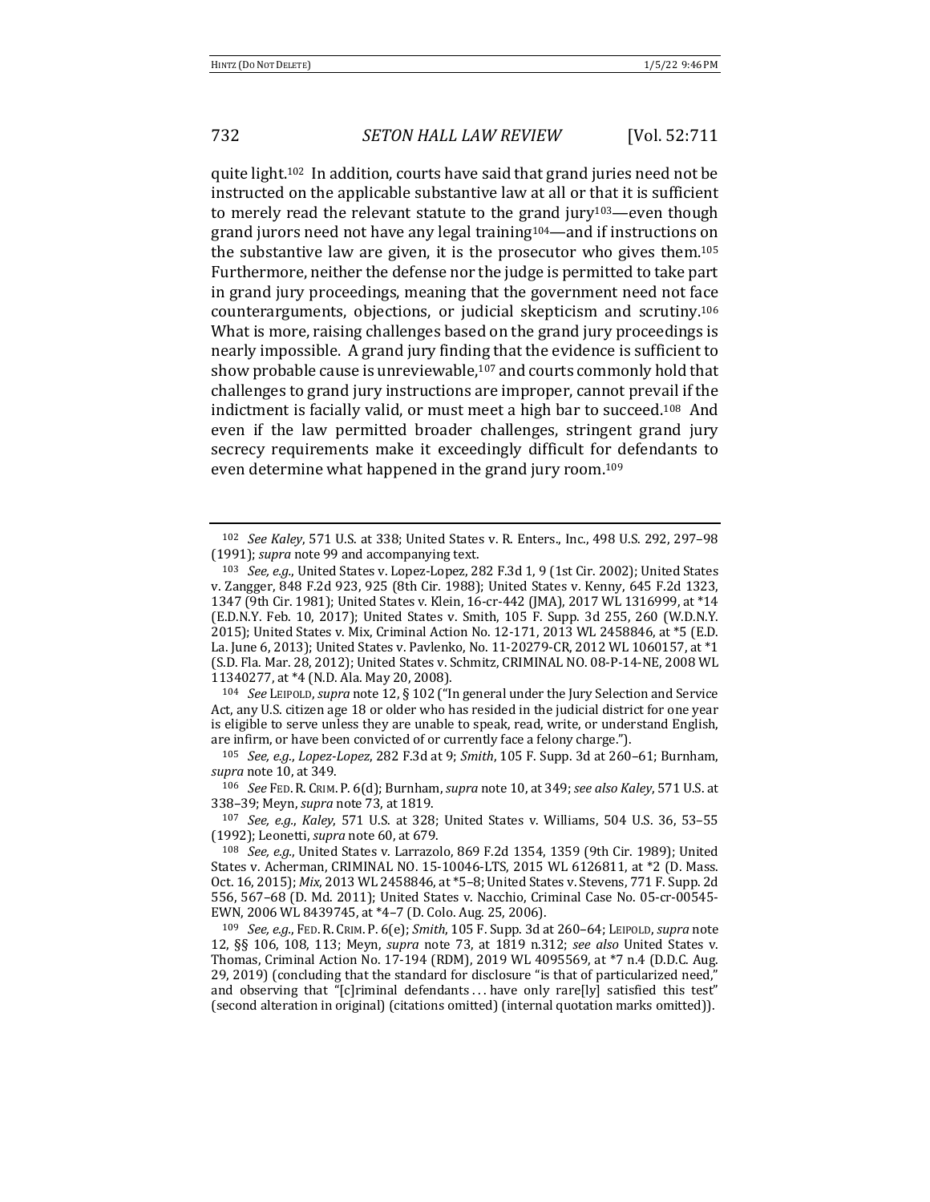quite light.[102] In addition, courts have said that grand juries need not be instructed on the applicable substantive law at all or that it is sufficient to merely read the relevant statute to the grand jury[103]—even though grand jurors need not have any legal training[104]—and if instructions on the substantive law are given, it is the prosecutor who gives them.[105] Furthermore, neither the defense nor the judge is permitted to take part in grand jury proceedings, meaning that the government need not face counterarguments, objections, or judicial skepticism and scrutiny.[106] What is more, raising challenges based on the grand jury proceedings is nearly impossible. A grand jury finding that the evidence is sufficient to show probable cause is unreviewable,[107] and courts commonly hold that challenges to grand jury instructions are improper, cannot prevail if the indictment is facially valid, or must meet a high bar to succeed.[108] And even if the law permitted broader challenges, stringent grand jury secrecy requirements make it exceedingly difficult for defendants to even determine what happened in the grand jury room.[109]

---

[102] *See Kaley*, 571 U.S. at 338; United States v. R. Enters., Inc., 498 U.S. 292, 297–98 (1991); *supra* note 99 and accompanying text.

[103] *See, e.g.*, United States v. Lopez-Lopez, 282 F.3d 1, 9 (1st Cir. 2002); United States v. Zangger, 848 F.2d 923, 925 (8th Cir. 1988); United States v. Kenny, 645 F.2d 1323, 1347 (9th Cir. 1981); United States v. Klein, 16-cr-442 (JMA), 2017 WL 1316999, at *14 (E.D.N.Y. Feb. 10, 2017); United States v. Smith, 105 F. Supp. 3d 255, 260 (W.D.N.Y. 2015); United States v. Mix, Criminal Action No. 12-171, 2013 WL 2458846, at *5 (E.D. La. June 6, 2013); United States v. Pavlenko, No. 11-20279-CR, 2012 WL 1060157, at *1 (S.D. Fla. Mar. 28, 2012); United States v. Schmitz, CRIMINAL NO. 08-P-14-NE, 2008 WL 11340277, at *4 (N.D. Ala. May 20, 2008).

[104] *See* LEIPOLD, *supra* note 12, § 102 ("In general under the Jury Selection and Service Act, any U.S. citizen age 18 or older who has resided in the judicial district for one year is eligible to serve unless they are unable to speak, read, write, or understand English, are infirm, or have been convicted of or currently face a felony charge.").

[105] *See, e.g.*, *Lopez-Lopez*, 282 F.3d at 9; *Smith*, 105 F. Supp. 3d at 260–61; Burnham, *supra* note 10, at 349.

[106] *See* FED. R. CRIM. P. 6(d); Burnham, *supra* note 10, at 349; *see also Kaley*, 571 U.S. at 338–39; Meyn, *supra* note 73, at 1819.

[107] *See, e.g.*, *Kaley*, 571 U.S. at 328; United States v. Williams, 504 U.S. 36, 53–55 (1992); Leonetti, *supra* note 60, at 679.

[108] *See, e.g.*, United States v. Larrazolo, 869 F.2d 1354, 1359 (9th Cir. 1989); United States v. Acherman, CRIMINAL NO. 15-10046-LTS, 2015 WL 6126811, at *2 (D. Mass. Oct. 16, 2015); *Mix*, 2013 WL 2458846, at *5–8; United States v. Stevens, 771 F. Supp. 2d 556, 567–68 (D. Md. 2011); United States v. Nacchio, Criminal Case No. 05-cr-00545-EWN, 2006 WL 8439745, at *4–7 (D. Colo. Aug. 25, 2006).

[109] *See, e.g.*, FED. R. CRIM. P. 6(e); *Smith*, 105 F. Supp. 3d at 260–64; LEIPOLD, *supra* note 12, §§ 106, 108, 113; Meyn, *supra* note 73, at 1819 n.312; *see also* United States v. Thomas, Criminal Action No. 17-194 (RDM), 2019 WL 4095569, at *7 n.4 (D.D.C. Aug. 29, 2019) (concluding that the standard for disclosure "is that of particularized need," and observing that "[c]riminal defendants . . . have only rare[ly] satisfied this test" (second alteration in original) (citations omitted) (internal quotation marks omitted)).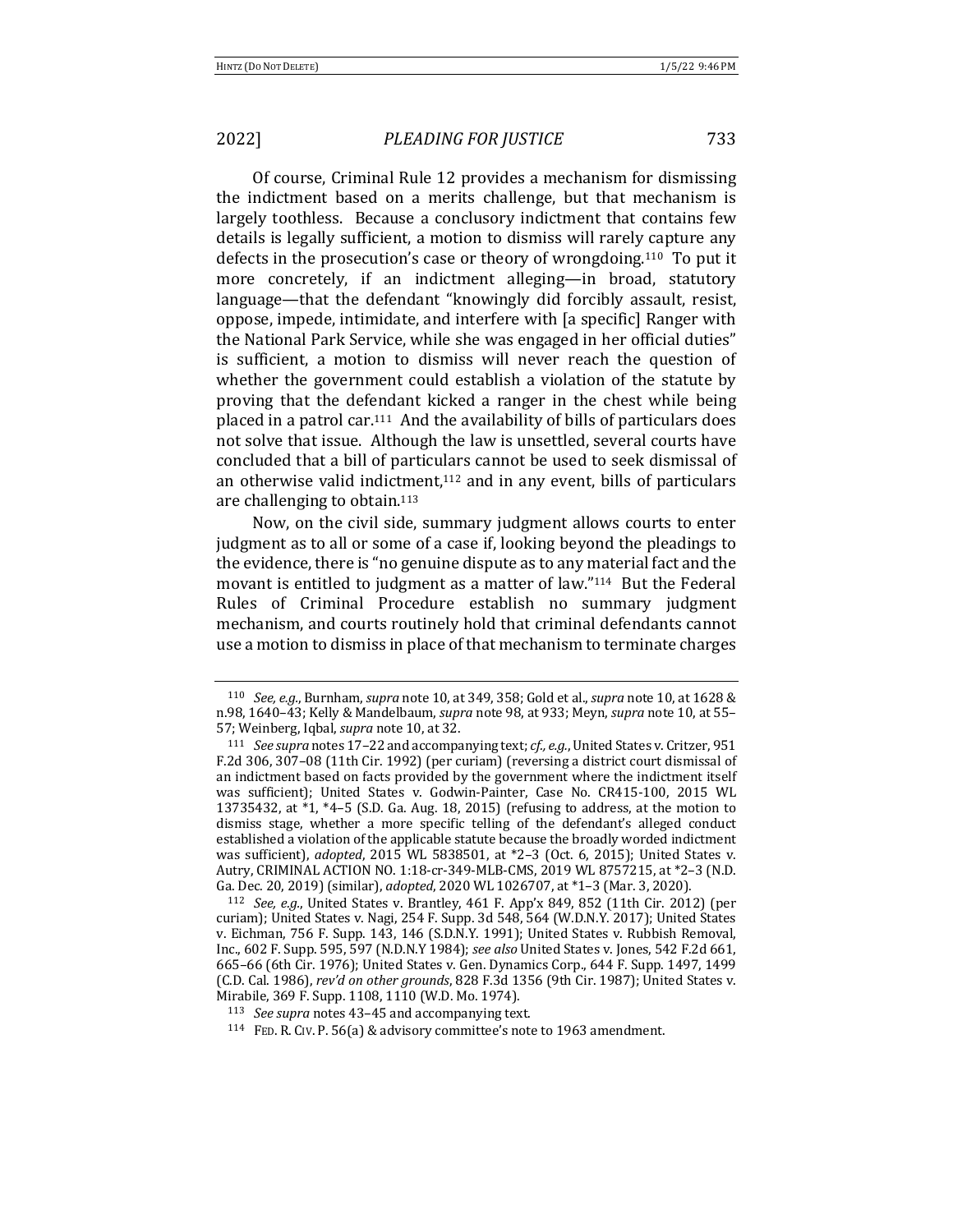Of course, Criminal Rule 12 provides a mechanism for dismissing the indictment based on a merits challenge, but that mechanism is largely toothless. Because a conclusory indictment that contains few details is legally sufficient, a motion to dismiss will rarely capture any defects in the prosecution's case or theory of wrongdoing.[110] To put it more concretely, if an indictment alleging—in broad, statutory language—that the defendant "knowingly did forcibly assault, resist, oppose, impede, intimidate, and interfere with [a specific] Ranger with the National Park Service, while she was engaged in her official duties" is sufficient, a motion to dismiss will never reach the question of whether the government could establish a violation of the statute by proving that the defendant kicked a ranger in the chest while being placed in a patrol car.[111] And the availability of bills of particulars does not solve that issue. Although the law is unsettled, several courts have concluded that a bill of particulars cannot be used to seek dismissal of an otherwise valid indictment,[112] and in any event, bills of particulars are challenging to obtain.[113]

Now, on the civil side, summary judgment allows courts to enter judgment as to all or some of a case if, looking beyond the pleadings to the evidence, there is "no genuine dispute as to any material fact and the movant is entitled to judgment as a matter of law."[114] But the Federal Rules of Criminal Procedure establish no summary judgment mechanism, and courts routinely hold that criminal defendants cannot use a motion to dismiss in place of that mechanism to terminate charges

---

[110] *See, e.g.*, Burnham, *supra* note 10, at 349, 358; Gold et al., *supra* note 10, at 1628 & n.98, 1640–43; Kelly & Mandelbaum, *supra* note 98, at 933; Meyn, *supra* note 10, at 55–57; Weinberg, Iqbal, *supra* note 10, at 32.

[111] *See supra* notes 17–22 and accompanying text; *cf., e.g.*, United States v. Critzer, 951 F.2d 306, 307–08 (11th Cir. 1992) (per curiam) (reversing a district court dismissal of an indictment based on facts provided by the government where the indictment itself was sufficient); United States v. Godwin-Painter, Case No. CR415-100, 2015 WL 13735432, at \*1, \*4–5 (S.D. Ga. Aug. 18, 2015) (refusing to address, at the motion to dismiss stage, whether a more specific telling of the defendant's alleged conduct established a violation of the applicable statute because the broadly worded indictment was sufficient), *adopted*, 2015 WL 5838501, at \*2–3 (Oct. 6, 2015); United States v. Autry, CRIMINAL ACTION NO. 1:18-cr-349-MLB-CMS, 2019 WL 8757215, at \*2–3 (N.D. Ga. Dec. 20, 2019) (similar), *adopted*, 2020 WL 1026707, at \*1–3 (Mar. 3, 2020).

[112] *See, e.g.*, United States v. Brantley, 461 F. App'x 849, 852 (11th Cir. 2012) (per curiam); United States v. Nagi, 254 F. Supp. 3d 548, 564 (W.D.N.Y. 2017); United States v. Eichman, 756 F. Supp. 143, 146 (S.D.N.Y. 1991); United States v. Rubbish Removal, Inc., 602 F. Supp. 595, 597 (N.D.N.Y 1984); *see also* United States v. Jones, 542 F.2d 661, 665–66 (6th Cir. 1976); United States v. Gen. Dynamics Corp., 644 F. Supp. 1497, 1499 (C.D. Cal. 1986), *rev'd on other grounds*, 828 F.3d 1356 (9th Cir. 1987); United States v. Mirabile, 369 F. Supp. 1108, 1110 (W.D. Mo. 1974).

[113] *See supra* notes 43–45 and accompanying text.

[114] FED. R. CIV. P. 56(a) & advisory committee's note to 1963 amendment.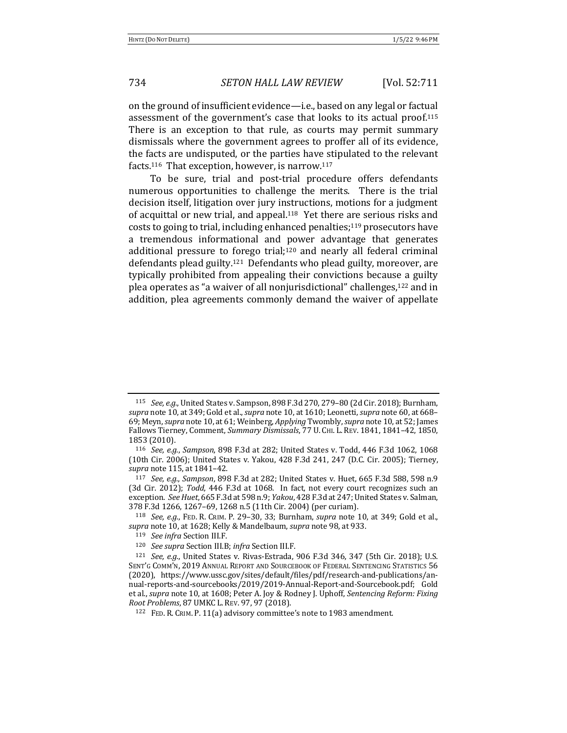on the ground of insufficient evidence—i.e., based on any legal or factual assessment of the government's case that looks to its actual proof.[115] There is an exception to that rule, as courts may permit summary dismissals where the government agrees to proffer all of its evidence, the facts are undisputed, or the parties have stipulated to the relevant facts.[116] That exception, however, is narrow.[117]

To be sure, trial and post-trial procedure offers defendants numerous opportunities to challenge the merits. There is the trial decision itself, litigation over jury instructions, motions for a judgment of acquittal or new trial, and appeal.[118] Yet there are serious risks and costs to going to trial, including enhanced penalties;[119] prosecutors have a tremendous informational and power advantage that generates additional pressure to forego trial;[120] and nearly all federal criminal defendants plead guilty.[121] Defendants who plead guilty, moreover, are typically prohibited from appealing their convictions because a guilty plea operates as "a waiver of all nonjurisdictional" challenges,[122] and in addition, plea agreements commonly demand the waiver of appellate

---

[115] *See, e.g.*, United States v. Sampson, 898 F.3d 270, 279–80 (2d Cir. 2018); Burnham, *supra* note 10, at 349; Gold et al., *supra* note 10, at 1610; Leonetti, *supra* note 60, at 668–69; Meyn, *supra* note 10, at 61; Weinberg, *Applying* Twombly, *supra* note 10, at 52; James Fallows Tierney, Comment, *Summary Dismissals*, 77 U. CHI. L. REV. 1841, 1841–42, 1850, 1853 (2010).

[116] *See, e.g.*, *Sampson*, 898 F.3d at 282; United States v. Todd, 446 F.3d 1062, 1068 (10th Cir. 2006); United States v. Yakou, 428 F.3d 241, 247 (D.C. Cir. 2005); Tierney, *supra* note 115, at 1841–42.

[117] *See, e.g.*, *Sampson*, 898 F.3d at 282; United States v. Huet, 665 F.3d 588, 598 n.9 (3d Cir. 2012); *Todd*, 446 F.3d at 1068. In fact, not every court recognizes such an exception. *See Huet*, 665 F.3d at 598 n.9; *Yakou*, 428 F.3d at 247; United States v. Salman, 378 F.3d 1266, 1267–69, 1268 n.5 (11th Cir. 2004) (per curiam).

[118] *See, e.g.*, FED. R. CRIM. P. 29–30, 33; Burnham, *supra* note 10, at 349; Gold et al., *supra* note 10, at 1628; Kelly & Mandelbaum, *supra* note 98, at 933.

[119] *See infra* Section III.F.

[120] *See supra* Section III.B; *infra* Section III.F.

[121] *See, e.g.*, United States v. Rivas-Estrada, 906 F.3d 346, 347 (5th Cir. 2018); U.S. SENT'G COMM'N, 2019 ANNUAL REPORT AND SOURCEBOOK OF FEDERAL SENTENCING STATISTICS 56 (2020), https://www.ussc.gov/sites/default/files/pdf/research-and-publications/annual-reports-and-sourcebooks/2019/2019-Annual-Report-and-Sourcebook.pdf; Gold et al., *supra* note 10, at 1608; Peter A. Joy & Rodney J. Uphoff, *Sentencing Reform: Fixing Root Problems*, 87 UMKC L. REV. 97, 97 (2018).

[122] FED. R. CRIM. P. 11(a) advisory committee's note to 1983 amendment.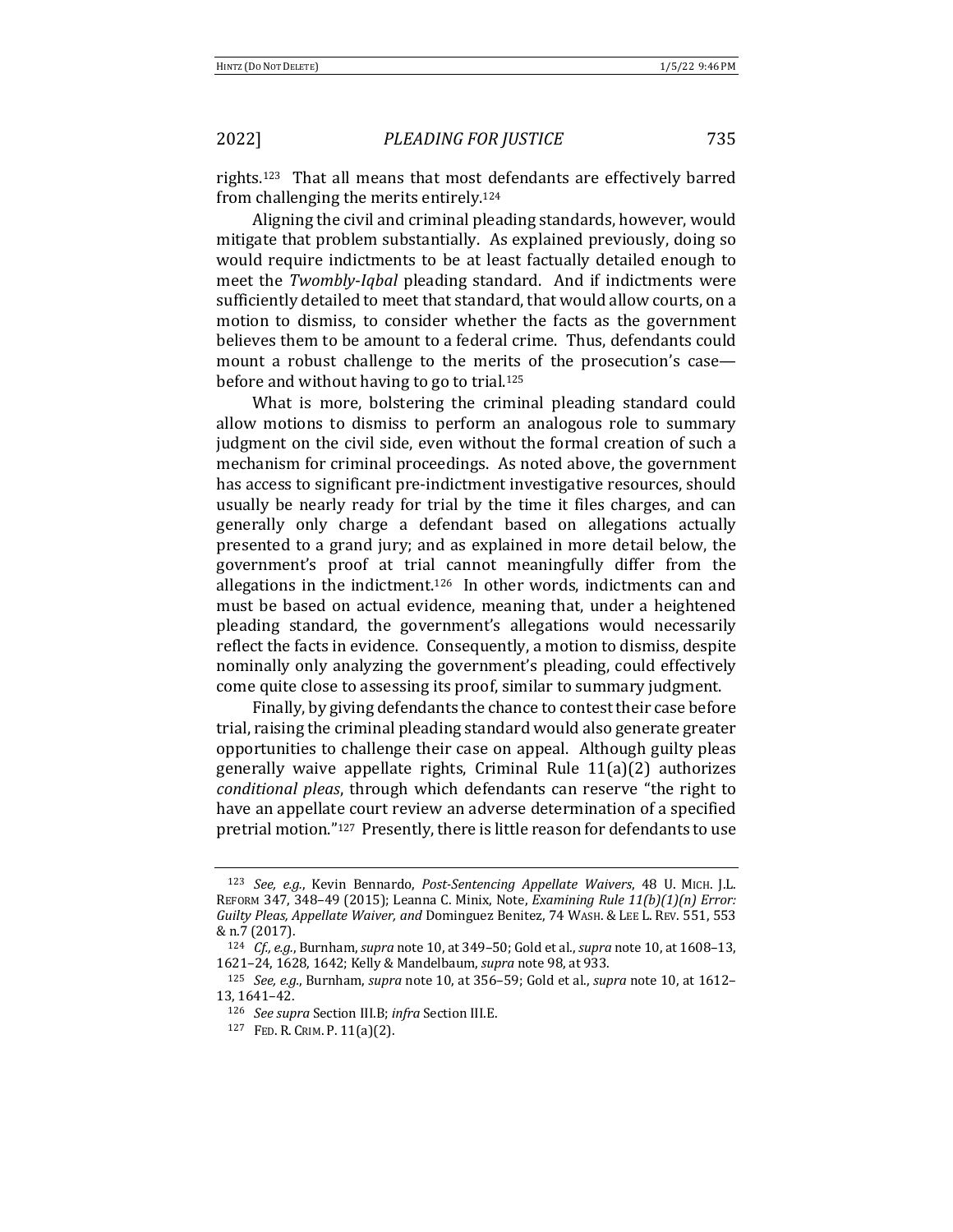rights.[123] That all means that most defendants are effectively barred from challenging the merits entirely.[124]

Aligning the civil and criminal pleading standards, however, would mitigate that problem substantially. As explained previously, doing so would require indictments to be at least factually detailed enough to meet the *Twombly-Iqbal* pleading standard. And if indictments were sufficiently detailed to meet that standard, that would allow courts, on a motion to dismiss, to consider whether the facts as the government believes them to be amount to a federal crime. Thus, defendants could mount a robust challenge to the merits of the prosecution's case—before and without having to go to trial.[125]

What is more, bolstering the criminal pleading standard could allow motions to dismiss to perform an analogous role to summary judgment on the civil side, even without the formal creation of such a mechanism for criminal proceedings. As noted above, the government has access to significant pre-indictment investigative resources, should usually be nearly ready for trial by the time it files charges, and can generally only charge a defendant based on allegations actually presented to a grand jury; and as explained in more detail below, the government's proof at trial cannot meaningfully differ from the allegations in the indictment.[126] In other words, indictments can and must be based on actual evidence, meaning that, under a heightened pleading standard, the government's allegations would necessarily reflect the facts in evidence. Consequently, a motion to dismiss, despite nominally only analyzing the government's pleading, could effectively come quite close to assessing its proof, similar to summary judgment.

Finally, by giving defendants the chance to contest their case before trial, raising the criminal pleading standard would also generate greater opportunities to challenge their case on appeal. Although guilty pleas generally waive appellate rights, Criminal Rule 11(a)(2) authorizes *conditional pleas*, through which defendants can reserve "the right to have an appellate court review an adverse determination of a specified pretrial motion."[127] Presently, there is little reason for defendants to use

---

[123] *See, e.g.*, Kevin Bennardo, *Post-Sentencing Appellate Waivers*, 48 U. MICH. J.L. REFORM 347, 348–49 (2015); Leanna C. Minix, Note, *Examining Rule 11(b)(1)(n) Error: Guilty Pleas, Appellate Waiver, and* Dominguez Benitez, 74 WASH. & LEE L. REV. 551, 553 & n.7 (2017).

[124] *Cf., e.g.*, Burnham, *supra* note 10, at 349–50; Gold et al., *supra* note 10, at 1608–13, 1621–24, 1628, 1642; Kelly & Mandelbaum, *supra* note 98, at 933.

[125] *See, e.g.*, Burnham, *supra* note 10, at 356–59; Gold et al., *supra* note 10, at 1612–13, 1641–42.

[126] *See supra* Section III.B; *infra* Section III.E.

[127] FED. R. CRIM. P. 11(a)(2).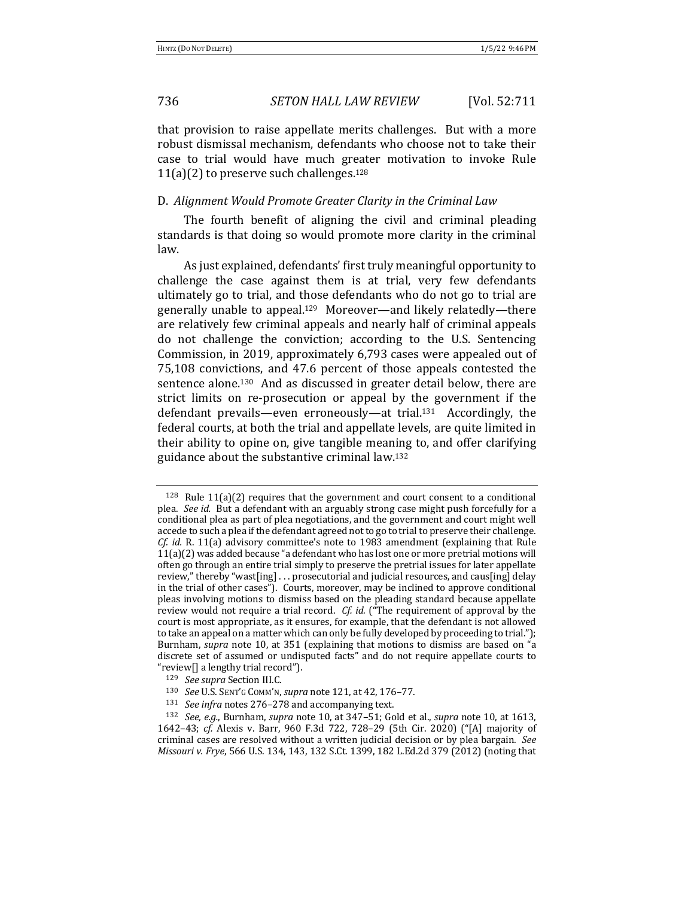that provision to raise appellate merits challenges. But with a more robust dismissal mechanism, defendants who choose not to take their case to trial would have much greater motivation to invoke Rule 11(a)(2) to preserve such challenges.[128]

### D. *Alignment Would Promote Greater Clarity in the Criminal Law*

The fourth benefit of aligning the civil and criminal pleading standards is that doing so would promote more clarity in the criminal law.

As just explained, defendants' first truly meaningful opportunity to challenge the case against them is at trial, very few defendants ultimately go to trial, and those defendants who do not go to trial are generally unable to appeal.[129] Moreover—and likely relatedly—there are relatively few criminal appeals and nearly half of criminal appeals do not challenge the conviction; according to the U.S. Sentencing Commission, in 2019, approximately 6,793 cases were appealed out of 75,108 convictions, and 47.6 percent of those appeals contested the sentence alone.[130] And as discussed in greater detail below, there are strict limits on re-prosecution or appeal by the government if the defendant prevails—even erroneously—at trial.[131] Accordingly, the federal courts, at both the trial and appellate levels, are quite limited in their ability to opine on, give tangible meaning to, and offer clarifying guidance about the substantive criminal law.[132]

---

[128] Rule 11(a)(2) requires that the government and court consent to a conditional plea. *See id.* But a defendant with an arguably strong case might push forcefully for a conditional plea as part of plea negotiations, and the government and court might well accede to such a plea if the defendant agreed not to go to trial to preserve their challenge. *Cf. id.* R. 11(a) advisory committee's note to 1983 amendment (explaining that Rule 11(a)(2) was added because "a defendant who has lost one or more pretrial motions will often go through an entire trial simply to preserve the pretrial issues for later appellate review," thereby "wast[ing] . . . prosecutorial and judicial resources, and caus[ing] delay in the trial of other cases"). Courts, moreover, may be inclined to approve conditional pleas involving motions to dismiss based on the pleading standard because appellate review would not require a trial record. *Cf. id.* ("The requirement of approval by the court is most appropriate, as it ensures, for example, that the defendant is not allowed to take an appeal on a matter which can only be fully developed by proceeding to trial."); Burnham, *supra* note 10, at 351 (explaining that motions to dismiss are based on "a discrete set of assumed or undisputed facts" and do not require appellate courts to "review[] a lengthy trial record").

[129] *See supra* Section III.C.

[130] *See* U.S. SENT'G COMM'N, *supra* note 121, at 42, 176–77.

[131] *See infra* notes 276–278 and accompanying text.

[132] *See, e.g.*, Burnham, *supra* note 10, at 347–51; Gold et al., *supra* note 10, at 1613, 1642–43; *cf.* Alexis v. Barr, 960 F.3d 722, 728–29 (5th Cir. 2020) ("[A] majority of criminal cases are resolved without a written judicial decision or by plea bargain. *See Missouri v. Frye*, 566 U.S. 134, 143, 132 S.Ct. 1399, 182 L.Ed.2d 379 (2012) (noting that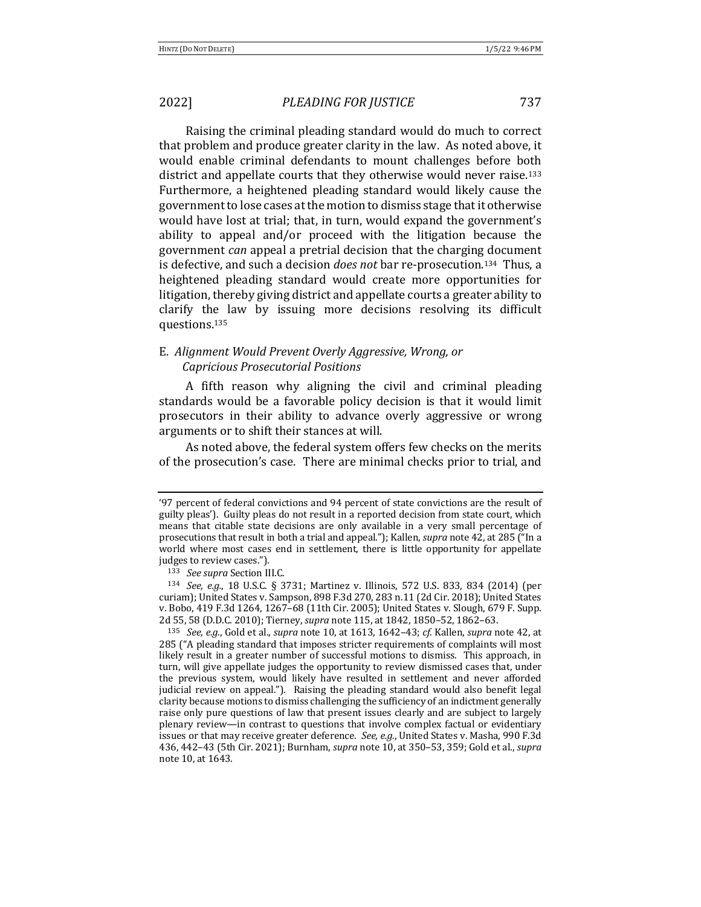Raising the criminal pleading standard would do much to correct that problem and produce greater clarity in the law. As noted above, it would enable criminal defendants to mount challenges before both district and appellate courts that they otherwise would never raise.[133] Furthermore, a heightened pleading standard would likely cause the government to lose cases at the motion to dismiss stage that it otherwise would have lost at trial; that, in turn, would expand the government's ability to appeal and/or proceed with the litigation because the government *can* appeal a pretrial decision that the charging document is defective, and such a decision *does not* bar re-prosecution.[134] Thus, a heightened pleading standard would create more opportunities for litigation, thereby giving district and appellate courts a greater ability to clarify the law by issuing more decisions resolving its difficult questions.[135]

### E. *Alignment Would Prevent Overly Aggressive, Wrong, or Capricious Prosecutorial Positions*

A fifth reason why aligning the civil and criminal pleading standards would be a favorable policy decision is that it would limit prosecutors in their ability to advance overly aggressive or wrong arguments or to shift their stances at will.

As noted above, the federal system offers few checks on the merits of the prosecution's case. There are minimal checks prior to trial, and

---

'97 percent of federal convictions and 94 percent of state convictions are the result of guilty pleas'). Guilty pleas do not result in a reported decision from state court, which means that citable state decisions are only available in a very small percentage of prosecutions that result in both a trial and appeal."); Kallen, *supra* note 42, at 285 ("In a world where most cases end in settlement, there is little opportunity for appellate judges to review cases.").

[133] *See supra* Section III.C.

[134] *See, e.g.*, 18 U.S.C. § 3731; Martinez v. Illinois, 572 U.S. 833, 834 (2014) (per curiam); United States v. Sampson, 898 F.3d 270, 283 n.11 (2d Cir. 2018); United States v. Bobo, 419 F.3d 1264, 1267–68 (11th Cir. 2005); United States v. Slough, 679 F. Supp. 2d 55, 58 (D.D.C. 2010); Tierney, *supra* note 115, at 1842, 1850–52, 1862–63.

[135] *See, e.g.*, Gold et al., *supra* note 10, at 1613, 1642–43; *cf.* Kallen, *supra* note 42, at 285 ("A pleading standard that imposes stricter requirements of complaints will most likely result in a greater number of successful motions to dismiss. This approach, in turn, will give appellate judges the opportunity to review dismissed cases that, under the previous system, would likely have resulted in settlement and never afforded judicial review on appeal."). Raising the pleading standard would also benefit legal clarity because motions to dismiss challenging the sufficiency of an indictment generally raise only pure questions of law that present issues clearly and are subject to largely plenary review—in contrast to questions that involve complex factual or evidentiary issues or that may receive greater deference. *See, e.g.*, United States v. Masha, 990 F.3d 436, 442–43 (5th Cir. 2021); Burnham, *supra* note 10, at 350–53, 359; Gold et al., *supra* note 10, at 1643.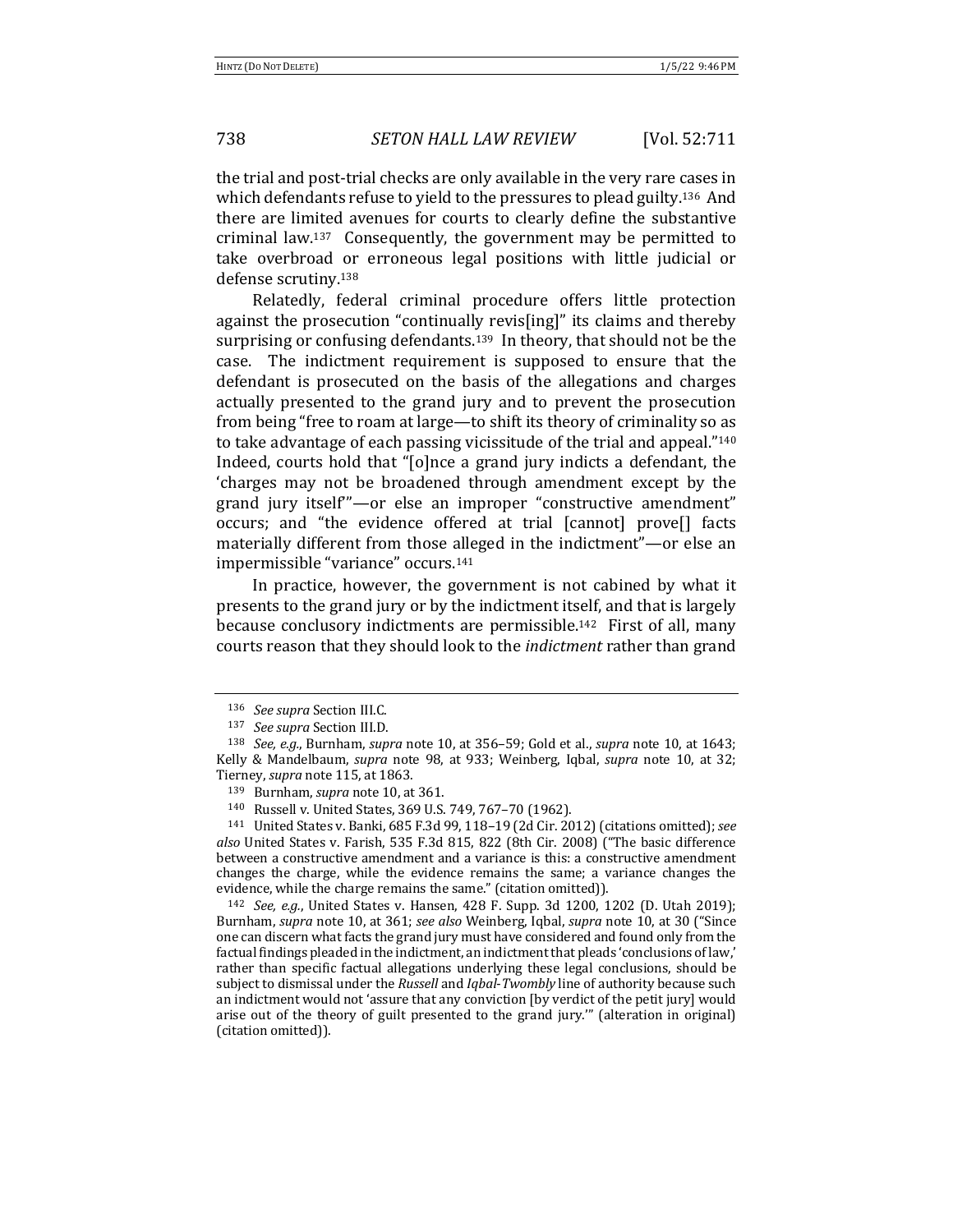the trial and post-trial checks are only available in the very rare cases in which defendants refuse to yield to the pressures to plead guilty.[136] And there are limited avenues for courts to clearly define the substantive criminal law.[137] Consequently, the government may be permitted to take overbroad or erroneous legal positions with little judicial or defense scrutiny.[138]

Relatedly, federal criminal procedure offers little protection against the prosecution "continually revis[ing]" its claims and thereby surprising or confusing defendants.[139] In theory, that should not be the case. The indictment requirement is supposed to ensure that the defendant is prosecuted on the basis of the allegations and charges actually presented to the grand jury and to prevent the prosecution from being "free to roam at large—to shift its theory of criminality so as to take advantage of each passing vicissitude of the trial and appeal."[140] Indeed, courts hold that "[o]nce a grand jury indicts a defendant, the 'charges may not be broadened through amendment except by the grand jury itself'"—or else an improper "constructive amendment" occurs; and "the evidence offered at trial [cannot] prove[] facts materially different from those alleged in the indictment"—or else an impermissible "variance" occurs.[141]

In practice, however, the government is not cabined by what it presents to the grand jury or by the indictment itself, and that is largely because conclusory indictments are permissible.[142] First of all, many courts reason that they should look to the *indictment* rather than grand

---

[136] *See supra* Section III.C.

[137] *See supra* Section III.D.

[138] *See, e.g.*, Burnham, *supra* note 10, at 356–59; Gold et al., *supra* note 10, at 1643; Kelly & Mandelbaum, *supra* note 98, at 933; Weinberg, Iqbal, *supra* note 10, at 32; Tierney, *supra* note 115, at 1863.

[139] Burnham, *supra* note 10, at 361.

[140] Russell v. United States, 369 U.S. 749, 767–70 (1962).

[141] United States v. Banki, 685 F.3d 99, 118–19 (2d Cir. 2012) (citations omitted); *see also* United States v. Farish, 535 F.3d 815, 822 (8th Cir. 2008) ("The basic difference between a constructive amendment and a variance is this: a constructive amendment changes the charge, while the evidence remains the same; a variance changes the evidence, while the charge remains the same." (citation omitted)).

[142] *See, e.g.*, United States v. Hansen, 428 F. Supp. 3d 1200, 1202 (D. Utah 2019); Burnham, *supra* note 10, at 361; *see also* Weinberg, Iqbal, *supra* note 10, at 30 ("Since one can discern what facts the grand jury must have considered and found only from the factual findings pleaded in the indictment, an indictment that pleads 'conclusions of law,' rather than specific factual allegations underlying these legal conclusions, should be subject to dismissal under the *Russell* and *Iqbal-Twombly* line of authority because such an indictment would not 'assure that any conviction [by verdict of the petit jury] would arise out of the theory of guilt presented to the grand jury.'" (alteration in original) (citation omitted)).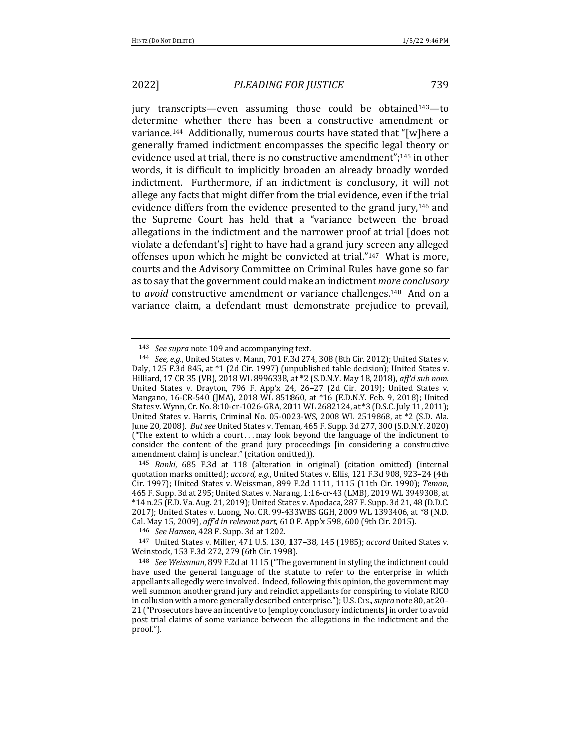jury transcripts—even assuming those could be obtained[143]—to determine whether there has been a constructive amendment or variance.[144] Additionally, numerous courts have stated that "[w]here a generally framed indictment encompasses the specific legal theory or evidence used at trial, there is no constructive amendment";[145] in other words, it is difficult to implicitly broaden an already broadly worded indictment. Furthermore, if an indictment is conclusory, it will not allege any facts that might differ from the trial evidence, even if the trial evidence differs from the evidence presented to the grand jury,[146] and the Supreme Court has held that a "variance between the broad allegations in the indictment and the narrower proof at trial [does not violate a defendant's] right to have had a grand jury screen any alleged offenses upon which he might be convicted at trial."[147] What is more, courts and the Advisory Committee on Criminal Rules have gone so far as to say that the government could make an indictment *more conclusory* to *avoid* constructive amendment or variance challenges.[148] And on a variance claim, a defendant must demonstrate prejudice to prevail,

---

[143] *See supra* note 109 and accompanying text.

[144] *See, e.g.*, United States v. Mann, 701 F.3d 274, 308 (8th Cir. 2012); United States v. Daly, 125 F.3d 845, at *1 (2d Cir. 1997) (unpublished table decision); United States v. Hilliard, 17 CR 35 (VB), 2018 WL 8996338, at *2 (S.D.N.Y. May 18, 2018), *aff'd sub nom.* United States v. Drayton, 796 F. App'x 24, 26–27 (2d Cir. 2019); United States v. Mangano, 16-CR-540 (JMA), 2018 WL 851860, at *16 (E.D.N.Y. Feb. 9, 2018); United States v. Wynn, Cr. No. 8:10-cr-1026-GRA, 2011 WL 2682124, at *3 (D.S.C. July 11, 2011); United States v. Harris, Criminal No. 05-0023-WS, 2008 WL 2519868, at *2 (S.D. Ala. June 20, 2008). *But see* United States v. Teman, 465 F. Supp. 3d 277, 300 (S.D.N.Y. 2020) ("The extent to which a court . . . may look beyond the language of the indictment to consider the content of the grand jury proceedings [in considering a constructive amendment claim] is unclear." (citation omitted)).

[145] *Banki*, 685 F.3d at 118 (alteration in original) (citation omitted) (internal quotation marks omitted); *accord, e.g.*, United States v. Ellis, 121 F.3d 908, 923–24 (4th Cir. 1997); United States v. Weissman, 899 F.2d 1111, 1115 (11th Cir. 1990); *Teman*, 465 F. Supp. 3d at 295; United States v. Narang, 1:16-cr-43 (LMB), 2019 WL 3949308, at *14 n.25 (E.D. Va. Aug. 21, 2019); United States v. Apodaca, 287 F. Supp. 3d 21, 48 (D.D.C. 2017); United States v. Luong, No. CR. 99-433WBS GGH, 2009 WL 1393406, at *8 (N.D. Cal. May 15, 2009), *aff'd in relevant part*, 610 F. App'x 598, 600 (9th Cir. 2015).

[146] *See Hansen*, 428 F. Supp. 3d at 1202.

[147] United States v. Miller, 471 U.S. 130, 137–38, 145 (1985); *accord* United States v. Weinstock, 153 F.3d 272, 279 (6th Cir. 1998).

[148] *See Weissman*, 899 F.2d at 1115 ("The government in styling the indictment could have used the general language of the statute to refer to the enterprise in which appellants allegedly were involved. Indeed, following this opinion, the government may well summon another grand jury and reindict appellants for conspiring to violate RICO in collusion with a more generally described enterprise."); U.S. CTS., *supra* note 80, at 20–21 ("Prosecutors have an incentive to [employ conclusory indictments] in order to avoid post trial claims of some variance between the allegations in the indictment and the proof.").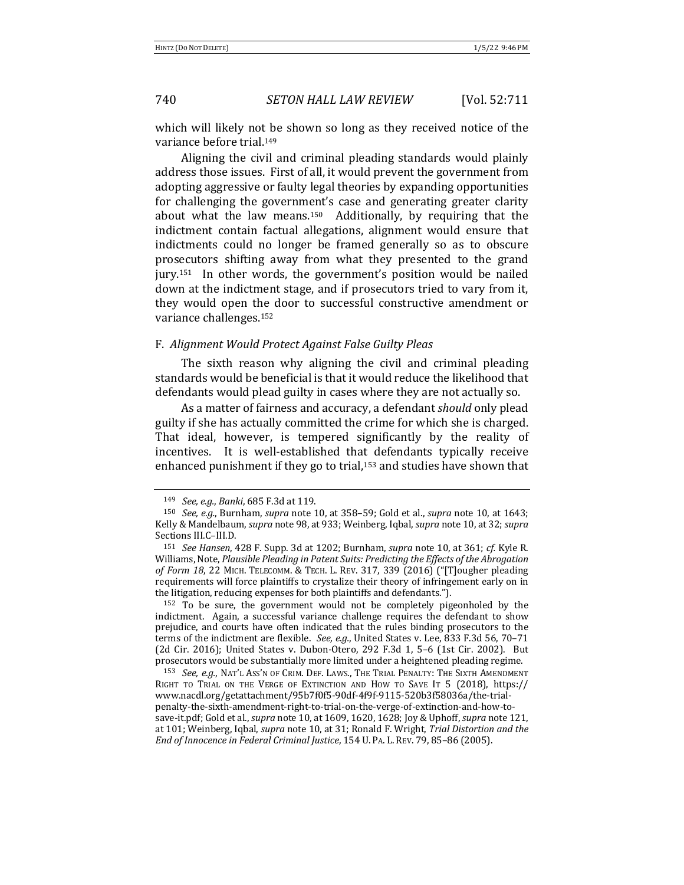which will likely not be shown so long as they received notice of the variance before trial.[149]

Aligning the civil and criminal pleading standards would plainly address those issues. First of all, it would prevent the government from adopting aggressive or faulty legal theories by expanding opportunities for challenging the government's case and generating greater clarity about what the law means.[150] Additionally, by requiring that the indictment contain factual allegations, alignment would ensure that indictments could no longer be framed generally so as to obscure prosecutors shifting away from what they presented to the grand jury.[151] In other words, the government's position would be nailed down at the indictment stage, and if prosecutors tried to vary from it, they would open the door to successful constructive amendment or variance challenges.[152]

### F. *Alignment Would Protect Against False Guilty Pleas*

The sixth reason why aligning the civil and criminal pleading standards would be beneficial is that it would reduce the likelihood that defendants would plead guilty in cases where they are not actually so.

As a matter of fairness and accuracy, a defendant *should* only plead guilty if she has actually committed the crime for which she is charged. That ideal, however, is tempered significantly by the reality of incentives. It is well-established that defendants typically receive enhanced punishment if they go to trial,[153] and studies have shown that

---

[149] *See, e.g.*, *Banki*, 685 F.3d at 119.

[150] *See, e.g.*, Burnham, *supra* note 10, at 358–59; Gold et al., *supra* note 10, at 1643; Kelly & Mandelbaum, *supra* note 98, at 933; Weinberg, Iqbal, *supra* note 10, at 32; *supra* Sections III.C–III.D.

[151] *See Hansen*, 428 F. Supp. 3d at 1202; Burnham, *supra* note 10, at 361; *cf.* Kyle R. Williams, Note, *Plausible Pleading in Patent Suits: Predicting the Effects of the Abrogation of Form 18*, 22 MICH. TELECOMM. & TECH. L. REV. 317, 339 (2016) ("[T]ougher pleading requirements will force plaintiffs to crystalize their theory of infringement early on in the litigation, reducing expenses for both plaintiffs and defendants.").

[152] To be sure, the government would not be completely pigeonholed by the indictment. Again, a successful variance challenge requires the defendant to show prejudice, and courts have often indicated that the rules binding prosecutors to the terms of the indictment are flexible. *See, e.g.*, United States v. Lee, 833 F.3d 56, 70–71 (2d Cir. 2016); United States v. Dubon-Otero, 292 F.3d 1, 5–6 (1st Cir. 2002). But prosecutors would be substantially more limited under a heightened pleading regime.

[153] *See, e.g.*, NAT'L ASS'N OF CRIM. DEF. LAWS., THE TRIAL PENALTY: THE SIXTH AMENDMENT RIGHT TO TRIAL ON THE VERGE OF EXTINCTION AND HOW TO SAVE IT 5 (2018), https://www.nacdl.org/getattachment/95b7f0f5-90df-4f9f-9115-520b3f58036a/the-trial-penalty-the-sixth-amendment-right-to-trial-on-the-verge-of-extinction-and-how-to-save-it.pdf; Gold et al., *supra* note 10, at 1609, 1620, 1628; Joy & Uphoff, *supra* note 121, at 101; Weinberg, Iqbal, *supra* note 10, at 31; Ronald F. Wright, *Trial Distortion and the End of Innocence in Federal Criminal Justice*, 154 U. PA. L. REV. 79, 85–86 (2005).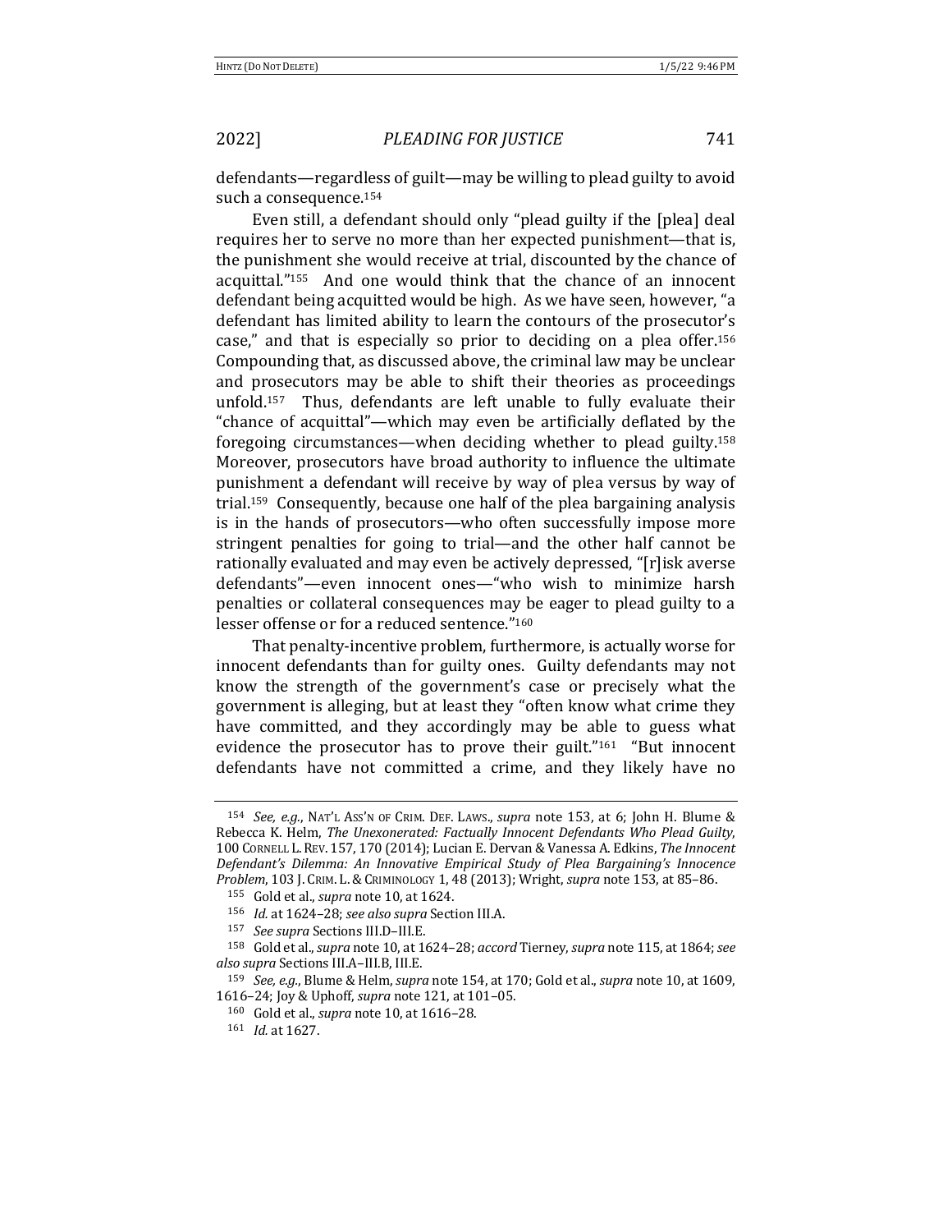defendants—regardless of guilt—may be willing to plead guilty to avoid such a consequence.[154]

Even still, a defendant should only "plead guilty if the [plea] deal requires her to serve no more than her expected punishment—that is, the punishment she would receive at trial, discounted by the chance of acquittal."[155] And one would think that the chance of an innocent defendant being acquitted would be high. As we have seen, however, "a defendant has limited ability to learn the contours of the prosecutor's case," and that is especially so prior to deciding on a plea offer.[156] Compounding that, as discussed above, the criminal law may be unclear and prosecutors may be able to shift their theories as proceedings unfold.[157] Thus, defendants are left unable to fully evaluate their "chance of acquittal"—which may even be artificially deflated by the foregoing circumstances—when deciding whether to plead guilty.[158] Moreover, prosecutors have broad authority to influence the ultimate punishment a defendant will receive by way of plea versus by way of trial.[159] Consequently, because one half of the plea bargaining analysis is in the hands of prosecutors—who often successfully impose more stringent penalties for going to trial—and the other half cannot be rationally evaluated and may even be actively depressed, "[r]isk averse defendants"—even innocent ones—"who wish to minimize harsh penalties or collateral consequences may be eager to plead guilty to a lesser offense or for a reduced sentence."[160]

That penalty-incentive problem, furthermore, is actually worse for innocent defendants than for guilty ones. Guilty defendants may not know the strength of the government's case or precisely what the government is alleging, but at least they "often know what crime they have committed, and they accordingly may be able to guess what evidence the prosecutor has to prove their guilt."[161] "But innocent defendants have not committed a crime, and they likely have no

---

[154] *See, e.g.*, NAT'L ASS'N OF CRIM. DEF. LAWS., *supra* note 153, at 6; John H. Blume & Rebecca K. Helm, *The Unexonerated: Factually Innocent Defendants Who Plead Guilty*, 100 CORNELL L. REV. 157, 170 (2014); Lucian E. Dervan & Vanessa A. Edkins, *The Innocent Defendant's Dilemma: An Innovative Empirical Study of Plea Bargaining's Innocence Problem*, 103 J. CRIM. L. & CRIMINOLOGY 1, 48 (2013); Wright, *supra* note 153, at 85–86.

[155] Gold et al., *supra* note 10, at 1624.

[156] *Id.* at 1624–28; *see also supra* Section III.A.

[157] *See supra* Sections III.D–III.E.

[158] Gold et al., *supra* note 10, at 1624–28; *accord* Tierney, *supra* note 115, at 1864; *see also supra* Sections III.A–III.B, III.E.

[159] *See, e.g.*, Blume & Helm, *supra* note 154, at 170; Gold et al., *supra* note 10, at 1609, 1616–24; Joy & Uphoff, *supra* note 121, at 101–05.

[160] Gold et al., *supra* note 10, at 1616–28.

[161] *Id.* at 1627.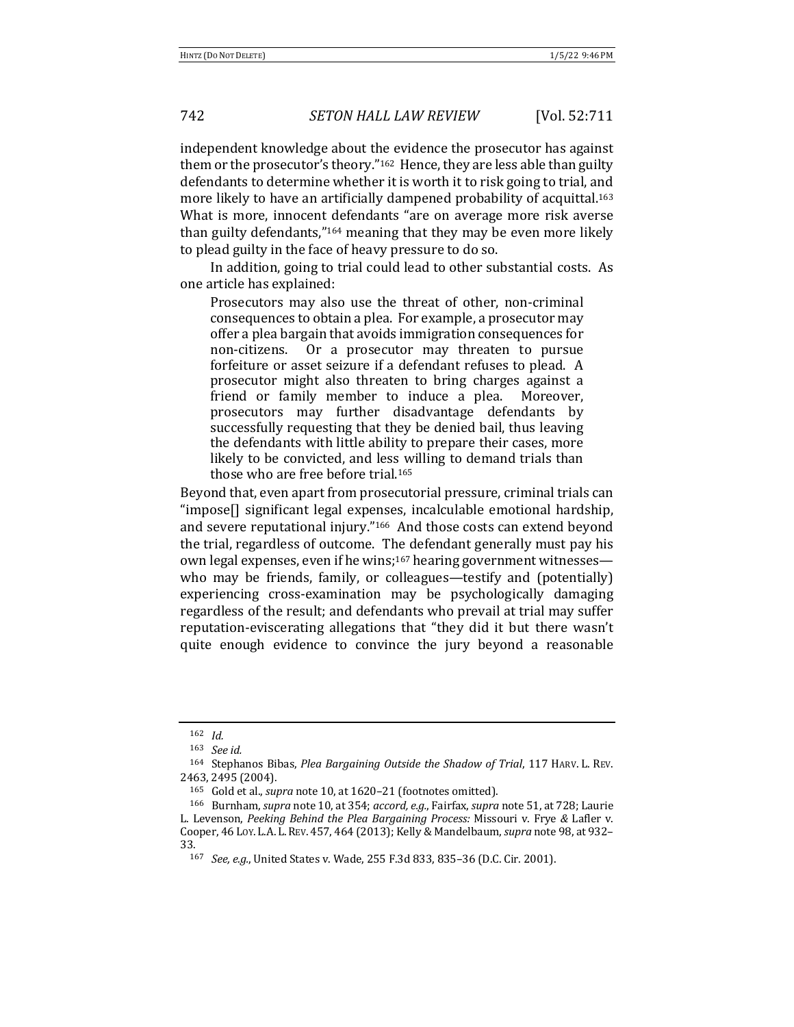independent knowledge about the evidence the prosecutor has against them or the prosecutor's theory."[162] Hence, they are less able than guilty defendants to determine whether it is worth it to risk going to trial, and more likely to have an artificially dampened probability of acquittal.[163] What is more, innocent defendants "are on average more risk averse than guilty defendants,"[164] meaning that they may be even more likely to plead guilty in the face of heavy pressure to do so.

In addition, going to trial could lead to other substantial costs. As one article has explained:

> Prosecutors may also use the threat of other, non-criminal consequences to obtain a plea. For example, a prosecutor may offer a plea bargain that avoids immigration consequences for non-citizens. Or a prosecutor may threaten to pursue forfeiture or asset seizure if a defendant refuses to plead. A prosecutor might also threaten to bring charges against a friend or family member to induce a plea. Moreover, prosecutors may further disadvantage defendants by successfully requesting that they be denied bail, thus leaving the defendants with little ability to prepare their cases, more likely to be convicted, and less willing to demand trials than those who are free before trial.[165]

Beyond that, even apart from prosecutorial pressure, criminal trials can "impose[] significant legal expenses, incalculable emotional hardship, and severe reputational injury."[166] And those costs can extend beyond the trial, regardless of outcome. The defendant generally must pay his own legal expenses, even if he wins;[167] hearing government witnesses—who may be friends, family, or colleagues—testify and (potentially) experiencing cross-examination may be psychologically damaging regardless of the result; and defendants who prevail at trial may suffer reputation-eviscerating allegations that "they did it but there wasn't quite enough evidence to convince the jury beyond a reasonable

---

[162] *Id.*

[163] *See id.*

[164] Stephanos Bibas, *Plea Bargaining Outside the Shadow of Trial*, 117 HARV. L. REV. 2463, 2495 (2004).

[165] Gold et al., *supra* note 10, at 1620–21 (footnotes omitted).

[166] Burnham, *supra* note 10, at 354; *accord, e.g.*, Fairfax, *supra* note 51, at 728; Laurie L. Levenson, *Peeking Behind the Plea Bargaining Process:* Missouri v. Frye *&* Lafler v. Cooper, 46 LOY. L.A. L. REV. 457, 464 (2013); Kelly & Mandelbaum, *supra* note 98, at 932–33.

[167] *See, e.g.*, United States v. Wade, 255 F.3d 833, 835–36 (D.C. Cir. 2001).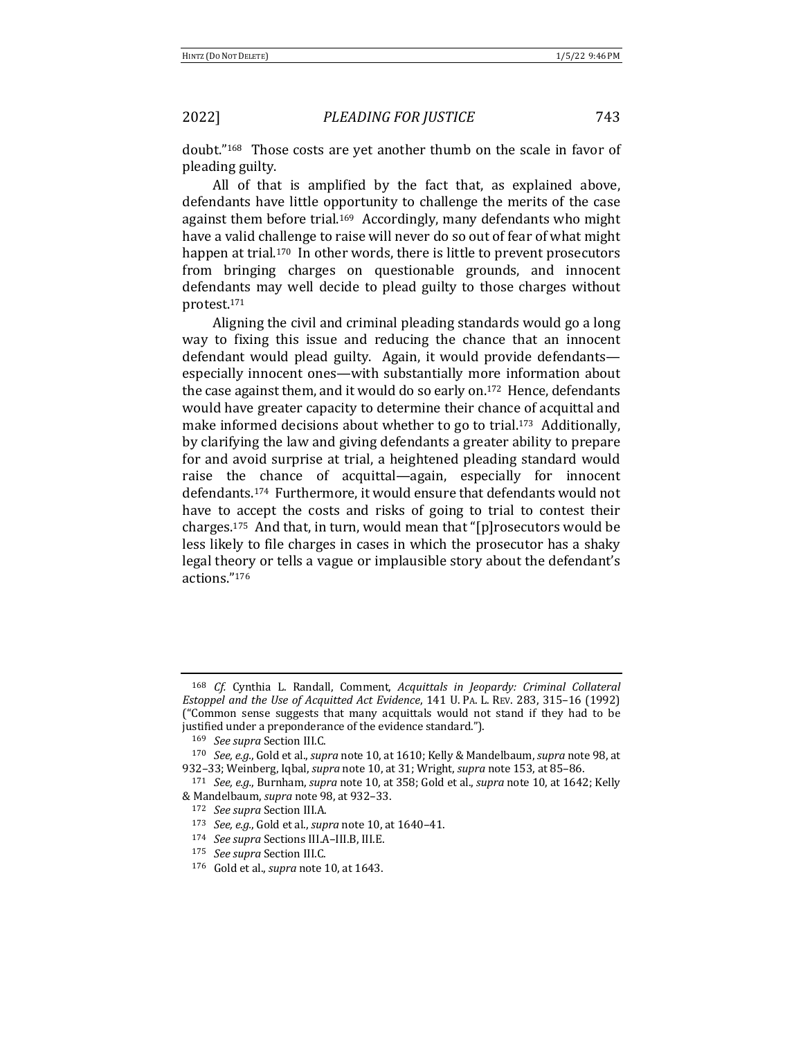doubt."[168] Those costs are yet another thumb on the scale in favor of pleading guilty.

All of that is amplified by the fact that, as explained above, defendants have little opportunity to challenge the merits of the case against them before trial.[169] Accordingly, many defendants who might have a valid challenge to raise will never do so out of fear of what might happen at trial.[170] In other words, there is little to prevent prosecutors from bringing charges on questionable grounds, and innocent defendants may well decide to plead guilty to those charges without protest.[171]

Aligning the civil and criminal pleading standards would go a long way to fixing this issue and reducing the chance that an innocent defendant would plead guilty. Again, it would provide defendants—especially innocent ones—with substantially more information about the case against them, and it would do so early on.[172] Hence, defendants would have greater capacity to determine their chance of acquittal and make informed decisions about whether to go to trial.[173] Additionally, by clarifying the law and giving defendants a greater ability to prepare for and avoid surprise at trial, a heightened pleading standard would raise the chance of acquittal—again, especially for innocent defendants.[174] Furthermore, it would ensure that defendants would not have to accept the costs and risks of going to trial to contest their charges.[175] And that, in turn, would mean that "[p]rosecutors would be less likely to file charges in cases in which the prosecutor has a shaky legal theory or tells a vague or implausible story about the defendant's actions."[176]

---

[168] *Cf.* Cynthia L. Randall, Comment, *Acquittals in Jeopardy: Criminal Collateral Estoppel and the Use of Acquitted Act Evidence*, 141 U. PA. L. REV. 283, 315–16 (1992) ("Common sense suggests that many acquittals would not stand if they had to be justified under a preponderance of the evidence standard.").

[169] *See supra* Section III.C.

[170] *See, e.g.*, Gold et al., *supra* note 10, at 1610; Kelly & Mandelbaum, *supra* note 98, at 932–33; Weinberg, Iqbal, *supra* note 10, at 31; Wright, *supra* note 153, at 85–86.

[171] *See, e.g.*, Burnham, *supra* note 10, at 358; Gold et al., *supra* note 10, at 1642; Kelly & Mandelbaum, *supra* note 98, at 932–33.

[172] *See supra* Section III.A.

[173] *See, e.g.*, Gold et al., *supra* note 10, at 1640–41.

[174] *See supra* Sections III.A–III.B, III.E.

[175] *See supra* Section III.C.

[176] Gold et al., *supra* note 10, at 1643.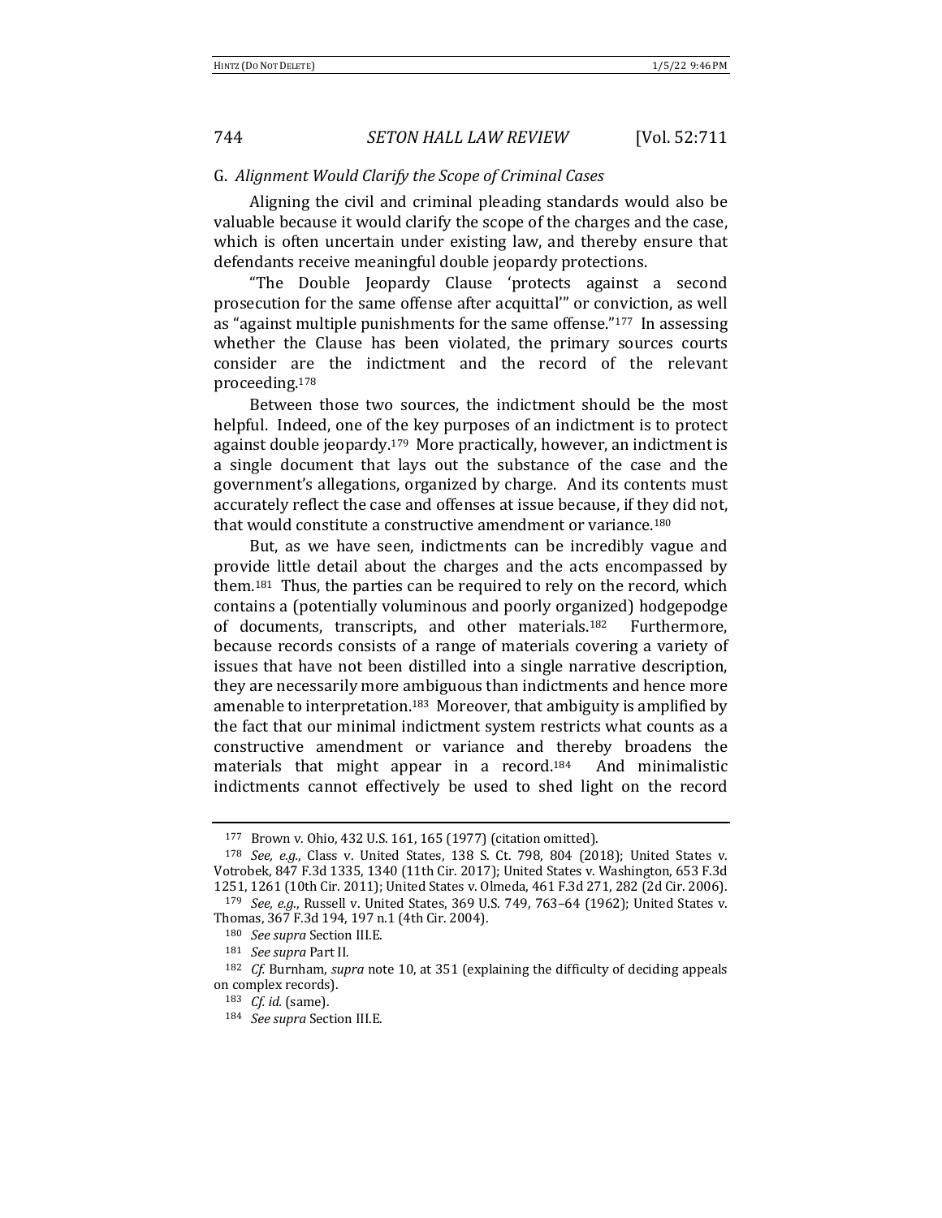## G. *Alignment Would Clarify the Scope of Criminal Cases*

Aligning the civil and criminal pleading standards would also be valuable because it would clarify the scope of the charges and the case, which is often uncertain under existing law, and thereby ensure that defendants receive meaningful double jeopardy protections.

"The Double Jeopardy Clause 'protects against a second prosecution for the same offense after acquittal'" or conviction, as well as "against multiple punishments for the same offense."[177] In assessing whether the Clause has been violated, the primary sources courts consider are the indictment and the record of the relevant proceeding.[178]

Between those two sources, the indictment should be the most helpful. Indeed, one of the key purposes of an indictment is to protect against double jeopardy.[179] More practically, however, an indictment is a single document that lays out the substance of the case and the government's allegations, organized by charge. And its contents must accurately reflect the case and offenses at issue because, if they did not, that would constitute a constructive amendment or variance.[180]

But, as we have seen, indictments can be incredibly vague and provide little detail about the charges and the acts encompassed by them.[181] Thus, the parties can be required to rely on the record, which contains a (potentially voluminous and poorly organized) hodgepodge of documents, transcripts, and other materials.[182] Furthermore, because records consists of a range of materials covering a variety of issues that have not been distilled into a single narrative description, they are necessarily more ambiguous than indictments and hence more amenable to interpretation.[183] Moreover, that ambiguity is amplified by the fact that our minimal indictment system restricts what counts as a constructive amendment or variance and thereby broadens the materials that might appear in a record.[184] And minimalistic indictments cannot effectively be used to shed light on the record

---

[177] Brown v. Ohio, 432 U.S. 161, 165 (1977) (citation omitted).

[178] *See, e.g.*, Class v. United States, 138 S. Ct. 798, 804 (2018); United States v. Votrobek, 847 F.3d 1335, 1340 (11th Cir. 2017); United States v. Washington, 653 F.3d 1251, 1261 (10th Cir. 2011); United States v. Olmeda, 461 F.3d 271, 282 (2d Cir. 2006).

[179] *See, e.g.*, Russell v. United States, 369 U.S. 749, 763–64 (1962); United States v. Thomas, 367 F.3d 194, 197 n.1 (4th Cir. 2004).

[180] *See supra* Section III.E.

[181] *See supra* Part II.

[182] *Cf.* Burnham, *supra* note 10, at 351 (explaining the difficulty of deciding appeals on complex records).

[183] *Cf. id.* (same).

[184] *See supra* Section III.E.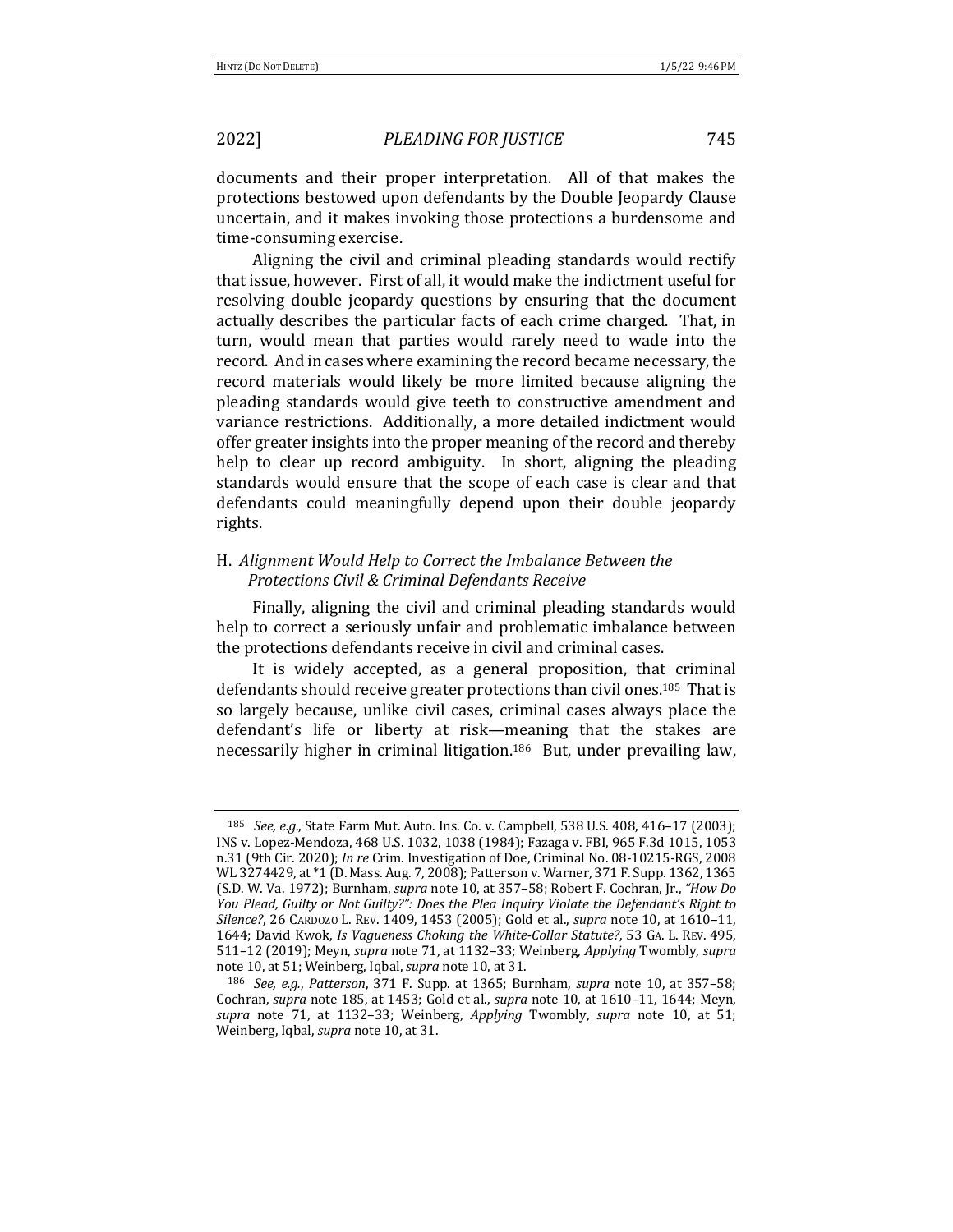documents and their proper interpretation. All of that makes the protections bestowed upon defendants by the Double Jeopardy Clause uncertain, and it makes invoking those protections a burdensome and time-consuming exercise.

Aligning the civil and criminal pleading standards would rectify that issue, however. First of all, it would make the indictment useful for resolving double jeopardy questions by ensuring that the document actually describes the particular facts of each crime charged. That, in turn, would mean that parties would rarely need to wade into the record. And in cases where examining the record became necessary, the record materials would likely be more limited because aligning the pleading standards would give teeth to constructive amendment and variance restrictions. Additionally, a more detailed indictment would offer greater insights into the proper meaning of the record and thereby help to clear up record ambiguity. In short, aligning the pleading standards would ensure that the scope of each case is clear and that defendants could meaningfully depend upon their double jeopardy rights.

### H. *Alignment Would Help to Correct the Imbalance Between the Protections Civil & Criminal Defendants Receive*

Finally, aligning the civil and criminal pleading standards would help to correct a seriously unfair and problematic imbalance between the protections defendants receive in civil and criminal cases.

It is widely accepted, as a general proposition, that criminal defendants should receive greater protections than civil ones.[185] That is so largely because, unlike civil cases, criminal cases always place the defendant's life or liberty at risk—meaning that the stakes are necessarily higher in criminal litigation.[186] But, under prevailing law,

---

[185] *See, e.g.*, State Farm Mut. Auto. Ins. Co. v. Campbell, 538 U.S. 408, 416–17 (2003); INS v. Lopez-Mendoza, 468 U.S. 1032, 1038 (1984); Fazaga v. FBI, 965 F.3d 1015, 1053 n.31 (9th Cir. 2020); *In re* Crim. Investigation of Doe, Criminal No. 08-10215-RGS, 2008 WL 3274429, at *1 (D. Mass. Aug. 7, 2008); Patterson v. Warner, 371 F. Supp. 1362, 1365 (S.D. W. Va. 1972); Burnham, *supra* note 10, at 357–58; Robert F. Cochran, Jr., *"How Do You Plead, Guilty or Not Guilty?": Does the Plea Inquiry Violate the Defendant's Right to Silence?*, 26 CARDOZO L. REV. 1409, 1453 (2005); Gold et al., *supra* note 10, at 1610–11, 1644; David Kwok, *Is Vagueness Choking the White-Collar Statute?*, 53 GA. L. REV. 495, 511–12 (2019); Meyn, *supra* note 71, at 1132–33; Weinberg, *Applying* Twombly, *supra* note 10, at 51; Weinberg, Iqbal, *supra* note 10, at 31.

[186] *See, e.g.*, *Patterson*, 371 F. Supp. at 1365; Burnham, *supra* note 10, at 357–58; Cochran, *supra* note 185, at 1453; Gold et al., *supra* note 10, at 1610–11, 1644; Meyn, *supra* note 71, at 1132–33; Weinberg, *Applying* Twombly, *supra* note 10, at 51; Weinberg, Iqbal, *supra* note 10, at 31.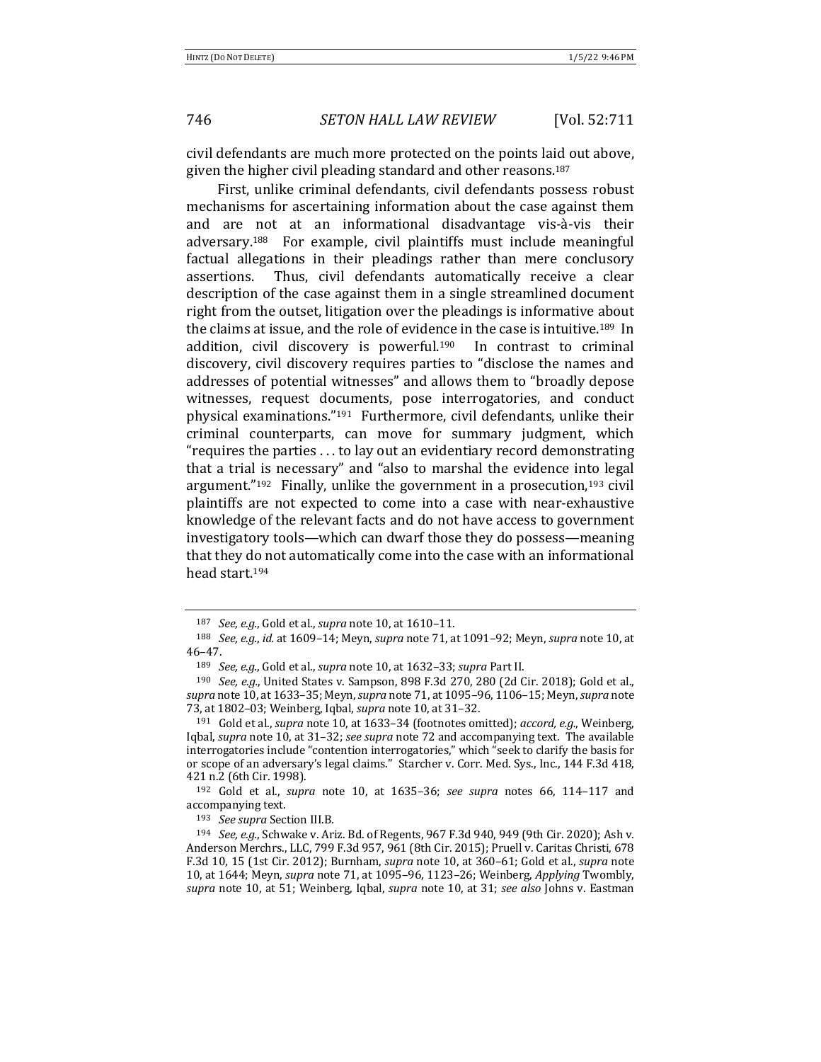civil defendants are much more protected on the points laid out above, given the higher civil pleading standard and other reasons.[187]

First, unlike criminal defendants, civil defendants possess robust mechanisms for ascertaining information about the case against them and are not at an informational disadvantage vis-à-vis their adversary.[188] For example, civil plaintiffs must include meaningful factual allegations in their pleadings rather than mere conclusory assertions. Thus, civil defendants automatically receive a clear description of the case against them in a single streamlined document right from the outset, litigation over the pleadings is informative about the claims at issue, and the role of evidence in the case is intuitive.[189] In addition, civil discovery is powerful.[190] In contrast to criminal discovery, civil discovery requires parties to "disclose the names and addresses of potential witnesses" and allows them to "broadly depose witnesses, request documents, pose interrogatories, and conduct physical examinations."[191] Furthermore, civil defendants, unlike their criminal counterparts, can move for summary judgment, which "requires the parties . . . to lay out an evidentiary record demonstrating that a trial is necessary" and "also to marshal the evidence into legal argument."[192] Finally, unlike the government in a prosecution,[193] civil plaintiffs are not expected to come into a case with near-exhaustive knowledge of the relevant facts and do not have access to government investigatory tools—which can dwarf those they do possess—meaning that they do not automatically come into the case with an informational head start.[194]

---

[187] *See, e.g.*, Gold et al., *supra* note 10, at 1610–11.

[188] *See, e.g.*, *id.* at 1609–14; Meyn, *supra* note 71, at 1091–92; Meyn, *supra* note 10, at 46–47.

[189] *See, e.g.*, Gold et al., *supra* note 10, at 1632–33; *supra* Part II.

[190] *See, e.g.*, United States v. Sampson, 898 F.3d 270, 280 (2d Cir. 2018); Gold et al., *supra* note 10, at 1633–35; Meyn, *supra* note 71, at 1095–96, 1106–15; Meyn, *supra* note 73, at 1802–03; Weinberg, Iqbal, *supra* note 10, at 31–32.

[191] Gold et al., *supra* note 10, at 1633–34 (footnotes omitted); *accord, e.g.*, Weinberg, Iqbal, *supra* note 10, at 31–32; *see supra* note 72 and accompanying text. The available interrogatories include "contention interrogatories," which "seek to clarify the basis for or scope of an adversary's legal claims." Starcher v. Corr. Med. Sys., Inc., 144 F.3d 418, 421 n.2 (6th Cir. 1998).

[192] Gold et al., *supra* note 10, at 1635–36; *see supra* notes 66, 114–117 and accompanying text.

[193] *See supra* Section III.B.

[194] *See, e.g.*, Schwake v. Ariz. Bd. of Regents, 967 F.3d 940, 949 (9th Cir. 2020); Ash v. Anderson Merchrs., LLC, 799 F.3d 957, 961 (8th Cir. 2015); Pruell v. Caritas Christi, 678 F.3d 10, 15 (1st Cir. 2012); Burnham, *supra* note 10, at 360–61; Gold et al., *supra* note 10, at 1644; Meyn, *supra* note 71, at 1095–96, 1123–26; Weinberg, *Applying* Twombly, *supra* note 10, at 51; Weinberg, Iqbal, *supra* note 10, at 31; *see also* Johns v. Eastman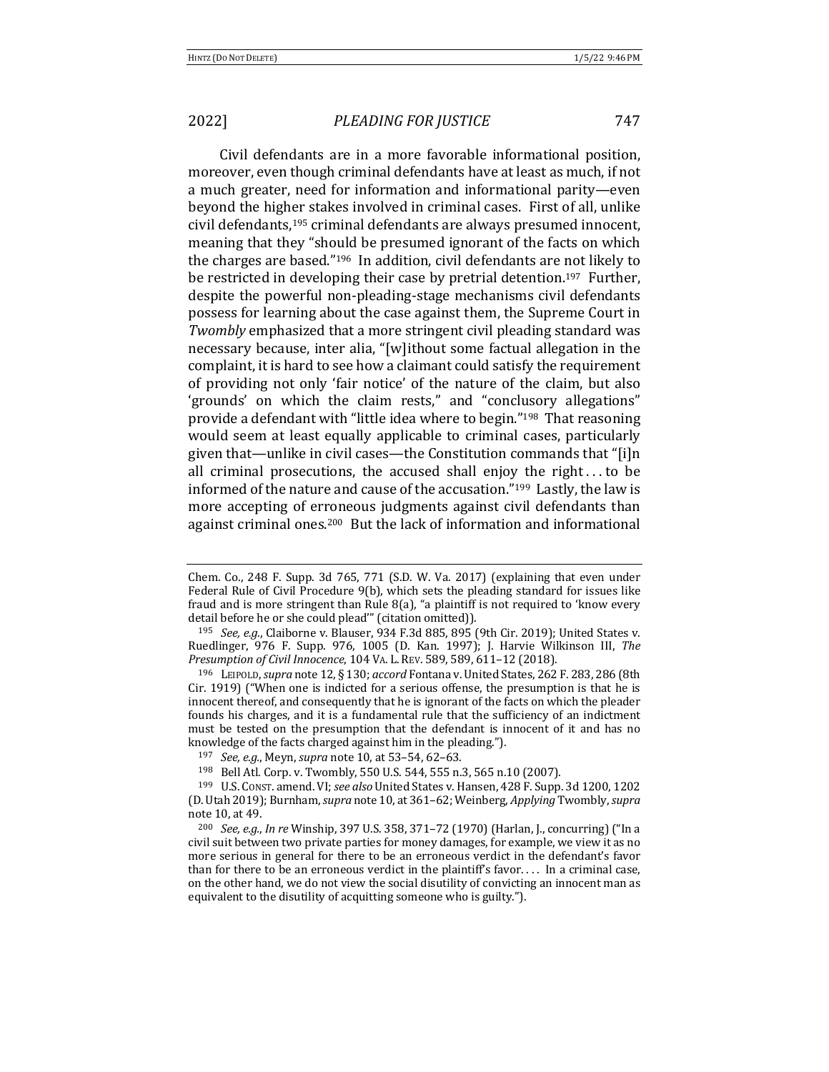Civil defendants are in a more favorable informational position, moreover, even though criminal defendants have at least as much, if not a much greater, need for information and informational parity—even beyond the higher stakes involved in criminal cases. First of all, unlike civil defendants,[195] criminal defendants are always presumed innocent, meaning that they "should be presumed ignorant of the facts on which the charges are based."[196] In addition, civil defendants are not likely to be restricted in developing their case by pretrial detention.[197] Further, despite the powerful non-pleading-stage mechanisms civil defendants possess for learning about the case against them, the Supreme Court in *Twombly* emphasized that a more stringent civil pleading standard was necessary because, inter alia, "[w]ithout some factual allegation in the complaint, it is hard to see how a claimant could satisfy the requirement of providing not only 'fair notice' of the nature of the claim, but also 'grounds' on which the claim rests," and "conclusory allegations" provide a defendant with "little idea where to begin."[198] That reasoning would seem at least equally applicable to criminal cases, particularly given that—unlike in civil cases—the Constitution commands that "[i]n all criminal prosecutions, the accused shall enjoy the right . . . to be informed of the nature and cause of the accusation."[199] Lastly, the law is more accepting of erroneous judgments against civil defendants than against criminal ones.[200] But the lack of information and informational

---

Chem. Co., 248 F. Supp. 3d 765, 771 (S.D. W. Va. 2017) (explaining that even under Federal Rule of Civil Procedure 9(b), which sets the pleading standard for issues like fraud and is more stringent than Rule 8(a), "a plaintiff is not required to 'know every detail before he or she could plead'" (citation omitted)).

[195] *See, e.g.*, Claiborne v. Blauser, 934 F.3d 885, 895 (9th Cir. 2019); United States v. Ruedlinger, 976 F. Supp. 976, 1005 (D. Kan. 1997); J. Harvie Wilkinson III, *The Presumption of Civil Innocence*, 104 VA. L. REV. 589, 589, 611–12 (2018).

[196] LEIPOLD, *supra* note 12, § 130; *accord* Fontana v. United States, 262 F. 283, 286 (8th Cir. 1919) ("When one is indicted for a serious offense, the presumption is that he is innocent thereof, and consequently that he is ignorant of the facts on which the pleader founds his charges, and it is a fundamental rule that the sufficiency of an indictment must be tested on the presumption that the defendant is innocent of it and has no knowledge of the facts charged against him in the pleading.").

[197] *See, e.g.*, Meyn, *supra* note 10, at 53–54, 62–63.

[198] Bell Atl. Corp. v. Twombly, 550 U.S. 544, 555 n.3, 565 n.10 (2007).

[199] U.S. CONST. amend. VI; *see also* United States v. Hansen, 428 F. Supp. 3d 1200, 1202 (D. Utah 2019); Burnham, *supra* note 10, at 361–62; Weinberg, *Applying* Twombly, *supra* note 10, at 49.

[200] *See, e.g.*, *In re* Winship, 397 U.S. 358, 371–72 (1970) (Harlan, J., concurring) ("In a civil suit between two private parties for money damages, for example, we view it as no more serious in general for there to be an erroneous verdict in the defendant's favor than for there to be an erroneous verdict in the plaintiff's favor. . . . In a criminal case, on the other hand, we do not view the social disutility of convicting an innocent man as equivalent to the disutility of acquitting someone who is guilty.").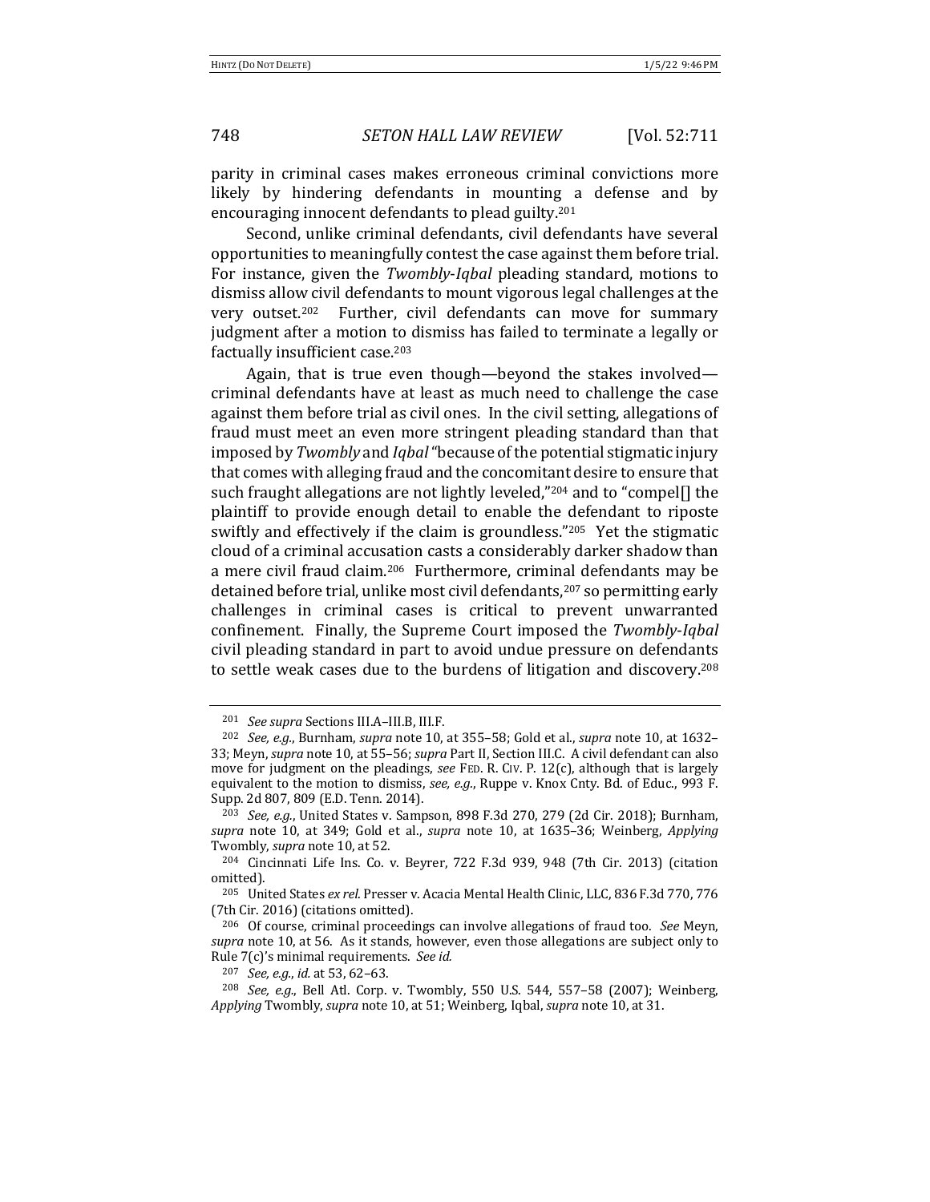parity in criminal cases makes erroneous criminal convictions more likely by hindering defendants in mounting a defense and by encouraging innocent defendants to plead guilty.[201]

Second, unlike criminal defendants, civil defendants have several opportunities to meaningfully contest the case against them before trial. For instance, given the *Twombly*-*Iqbal* pleading standard, motions to dismiss allow civil defendants to mount vigorous legal challenges at the very outset.[202] Further, civil defendants can move for summary judgment after a motion to dismiss has failed to terminate a legally or factually insufficient case.[203]

Again, that is true even though—beyond the stakes involved—criminal defendants have at least as much need to challenge the case against them before trial as civil ones. In the civil setting, allegations of fraud must meet an even more stringent pleading standard than that imposed by *Twombly* and *Iqbal* "because of the potential stigmatic injury that comes with alleging fraud and the concomitant desire to ensure that such fraught allegations are not lightly leveled,"[204] and to "compel[] the plaintiff to provide enough detail to enable the defendant to riposte swiftly and effectively if the claim is groundless."[205] Yet the stigmatic cloud of a criminal accusation casts a considerably darker shadow than a mere civil fraud claim.[206] Furthermore, criminal defendants may be detained before trial, unlike most civil defendants,[207] so permitting early challenges in criminal cases is critical to prevent unwarranted confinement. Finally, the Supreme Court imposed the *Twombly*-*Iqbal* civil pleading standard in part to avoid undue pressure on defendants to settle weak cases due to the burdens of litigation and discovery.[208]

---

[201] *See supra* Sections III.A–III.B, III.F.

[202] *See, e.g.*, Burnham, *supra* note 10, at 355–58; Gold et al., *supra* note 10, at 1632–33; Meyn, *supra* note 10, at 55–56; *supra* Part II, Section III.C. A civil defendant can also move for judgment on the pleadings, *see* FED. R. CIV. P. 12(c), although that is largely equivalent to the motion to dismiss, *see, e.g.*, Ruppe v. Knox Cnty. Bd. of Educ., 993 F. Supp. 2d 807, 809 (E.D. Tenn. 2014).

[203] *See, e.g.*, United States v. Sampson, 898 F.3d 270, 279 (2d Cir. 2018); Burnham, *supra* note 10, at 349; Gold et al., *supra* note 10, at 1635–36; Weinberg, *Applying* Twombly, *supra* note 10, at 52.

[204] Cincinnati Life Ins. Co. v. Beyrer, 722 F.3d 939, 948 (7th Cir. 2013) (citation omitted).

[205] United States *ex rel.* Presser v. Acacia Mental Health Clinic, LLC, 836 F.3d 770, 776 (7th Cir. 2016) (citations omitted).

[206] Of course, criminal proceedings can involve allegations of fraud too. *See* Meyn, *supra* note 10, at 56. As it stands, however, even those allegations are subject only to Rule 7(c)'s minimal requirements. *See id.*

[207] *See, e.g.*, *id.* at 53, 62–63.

[208] *See, e.g.*, Bell Atl. Corp. v. Twombly, 550 U.S. 544, 557–58 (2007); Weinberg, *Applying* Twombly, *supra* note 10, at 51; Weinberg, Iqbal, *supra* note 10, at 31.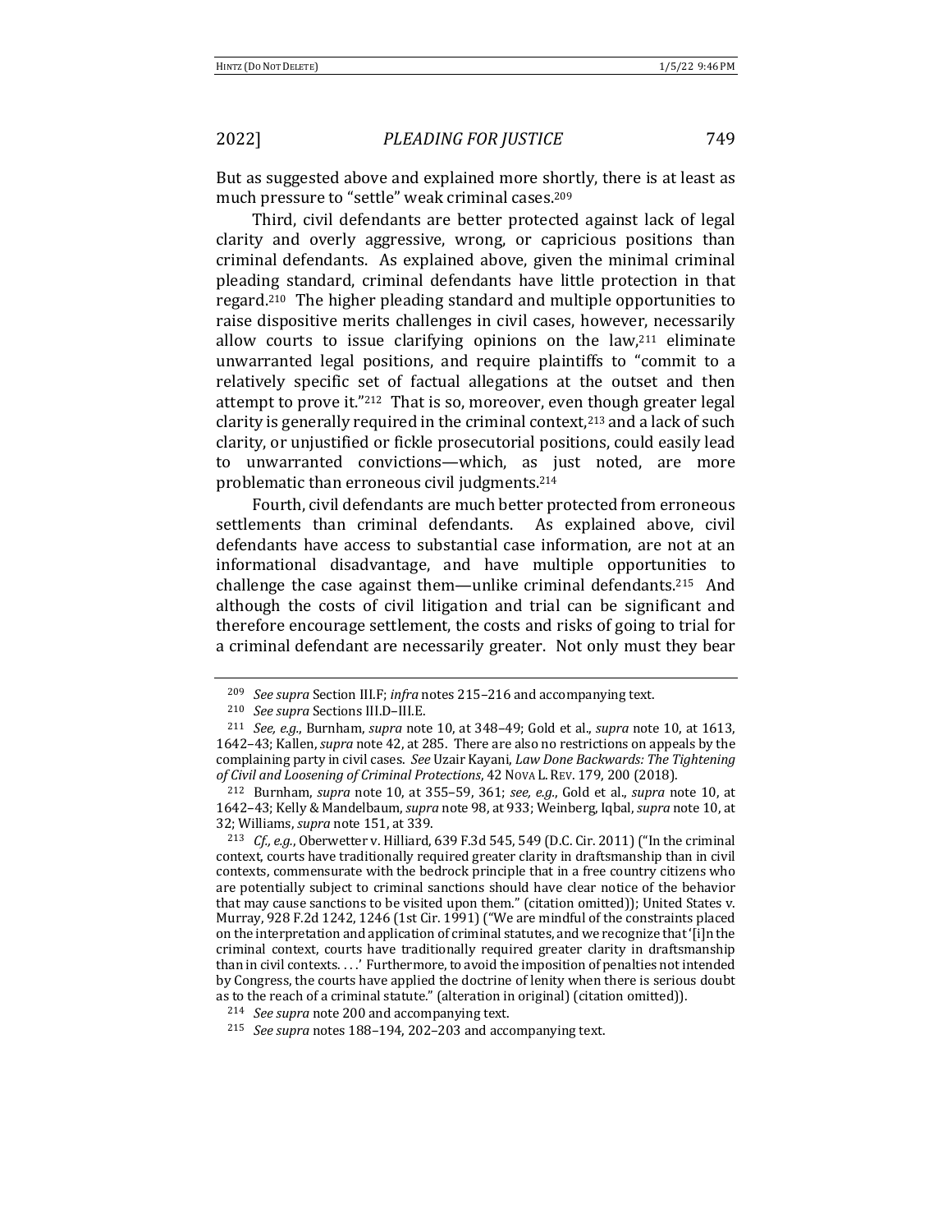But as suggested above and explained more shortly, there is at least as much pressure to "settle" weak criminal cases.[209]

Third, civil defendants are better protected against lack of legal clarity and overly aggressive, wrong, or capricious positions than criminal defendants. As explained above, given the minimal criminal pleading standard, criminal defendants have little protection in that regard.[210] The higher pleading standard and multiple opportunities to raise dispositive merits challenges in civil cases, however, necessarily allow courts to issue clarifying opinions on the law,[211] eliminate unwarranted legal positions, and require plaintiffs to "commit to a relatively specific set of factual allegations at the outset and then attempt to prove it."[212] That is so, moreover, even though greater legal clarity is generally required in the criminal context,[213] and a lack of such clarity, or unjustified or fickle prosecutorial positions, could easily lead to unwarranted convictions—which, as just noted, are more problematic than erroneous civil judgments.[214]

Fourth, civil defendants are much better protected from erroneous settlements than criminal defendants. As explained above, civil defendants have access to substantial case information, are not at an informational disadvantage, and have multiple opportunities to challenge the case against them—unlike criminal defendants.[215] And although the costs of civil litigation and trial can be significant and therefore encourage settlement, the costs and risks of going to trial for a criminal defendant are necessarily greater. Not only must they bear

---

[209] *See supra* Section III.F; *infra* notes 215–216 and accompanying text.

[210] *See supra* Sections III.D–III.E.

[211] *See, e.g.*, Burnham, *supra* note 10, at 348–49; Gold et al., *supra* note 10, at 1613, 1642–43; Kallen, *supra* note 42, at 285. There are also no restrictions on appeals by the complaining party in civil cases. *See* Uzair Kayani, *Law Done Backwards: The Tightening of Civil and Loosening of Criminal Protections*, 42 NOVA L. REV. 179, 200 (2018).

[212] Burnham, *supra* note 10, at 355–59, 361; *see, e.g.*, Gold et al., *supra* note 10, at 1642–43; Kelly & Mandelbaum, *supra* note 98, at 933; Weinberg, Iqbal, *supra* note 10, at 32; Williams, *supra* note 151, at 339.

[213] *Cf., e.g.*, Oberwetter v. Hilliard, 639 F.3d 545, 549 (D.C. Cir. 2011) ("In the criminal context, courts have traditionally required greater clarity in draftsmanship than in civil contexts, commensurate with the bedrock principle that in a free country citizens who are potentially subject to criminal sanctions should have clear notice of the behavior that may cause sanctions to be visited upon them." (citation omitted)); United States v. Murray, 928 F.2d 1242, 1246 (1st Cir. 1991) ("We are mindful of the constraints placed on the interpretation and application of criminal statutes, and we recognize that '[i]n the criminal context, courts have traditionally required greater clarity in draftsmanship than in civil contexts. . . .' Furthermore, to avoid the imposition of penalties not intended by Congress, the courts have applied the doctrine of lenity when there is serious doubt as to the reach of a criminal statute." (alteration in original) (citation omitted)).

[214] *See supra* note 200 and accompanying text.

[215] *See supra* notes 188–194, 202–203 and accompanying text.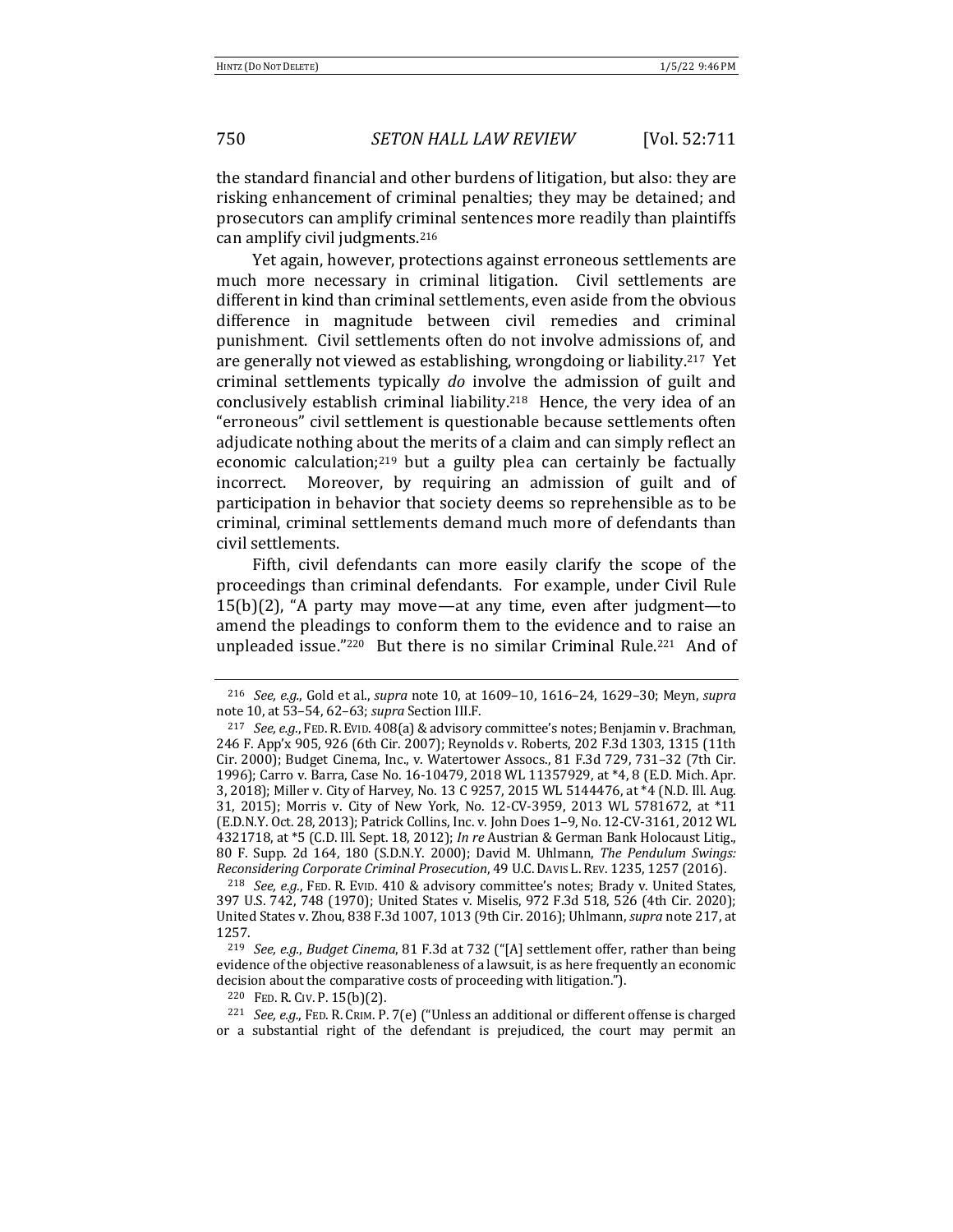the standard financial and other burdens of litigation, but also: they are risking enhancement of criminal penalties; they may be detained; and prosecutors can amplify criminal sentences more readily than plaintiffs can amplify civil judgments.[216]

Yet again, however, protections against erroneous settlements are much more necessary in criminal litigation. Civil settlements are different in kind than criminal settlements, even aside from the obvious difference in magnitude between civil remedies and criminal punishment. Civil settlements often do not involve admissions of, and are generally not viewed as establishing, wrongdoing or liability.[217] Yet criminal settlements typically *do* involve the admission of guilt and conclusively establish criminal liability.[218] Hence, the very idea of an "erroneous" civil settlement is questionable because settlements often adjudicate nothing about the merits of a claim and can simply reflect an economic calculation;[219] but a guilty plea can certainly be factually incorrect. Moreover, by requiring an admission of guilt and of participation in behavior that society deems so reprehensible as to be criminal, criminal settlements demand much more of defendants than civil settlements.

Fifth, civil defendants can more easily clarify the scope of the proceedings than criminal defendants. For example, under Civil Rule 15(b)(2), "A party may move—at any time, even after judgment—to amend the pleadings to conform them to the evidence and to raise an unpleaded issue."[220] But there is no similar Criminal Rule.[221] And of

---

[216] *See, e.g.*, Gold et al., *supra* note 10, at 1609–10, 1616–24, 1629–30; Meyn, *supra* note 10, at 53–54, 62–63; *supra* Section III.F.

[217] *See, e.g.*, FED. R. EVID. 408(a) & advisory committee's notes; Benjamin v. Brachman, 246 F. App'x 905, 926 (6th Cir. 2007); Reynolds v. Roberts, 202 F.3d 1303, 1315 (11th Cir. 2000); Budget Cinema, Inc., v. Watertower Assocs., 81 F.3d 729, 731–32 (7th Cir. 1996); Carro v. Barra, Case No. 16-10479, 2018 WL 11357929, at *4, 8 (E.D. Mich. Apr. 3, 2018); Miller v. City of Harvey, No. 13 C 9257, 2015 WL 5144476, at *4 (N.D. Ill. Aug. 31, 2015); Morris v. City of New York, No. 12-CV-3959, 2013 WL 5781672, at *11 (E.D.N.Y. Oct. 28, 2013); Patrick Collins, Inc. v. John Does 1–9, No. 12-CV-3161, 2012 WL 4321718, at *5 (C.D. Ill. Sept. 18, 2012); *In re* Austrian & German Bank Holocaust Litig., 80 F. Supp. 2d 164, 180 (S.D.N.Y. 2000); David M. Uhlmann, *The Pendulum Swings: Reconsidering Corporate Criminal Prosecution*, 49 U.C. DAVIS L. REV. 1235, 1257 (2016).

[218] *See, e.g.*, FED. R. EVID. 410 & advisory committee's notes; Brady v. United States, 397 U.S. 742, 748 (1970); United States v. Miselis, 972 F.3d 518, 526 (4th Cir. 2020); United States v. Zhou, 838 F.3d 1007, 1013 (9th Cir. 2016); Uhlmann, *supra* note 217, at 1257.

[219] *See, e.g.*, *Budget Cinema*, 81 F.3d at 732 ("[A] settlement offer, rather than being evidence of the objective reasonableness of a lawsuit, is as here frequently an economic decision about the comparative costs of proceeding with litigation.").

[220] FED. R. CIV. P. 15(b)(2).

[221] *See, e.g.*, FED. R. CRIM. P. 7(e) ("Unless an additional or different offense is charged or a substantial right of the defendant is prejudiced, the court may permit an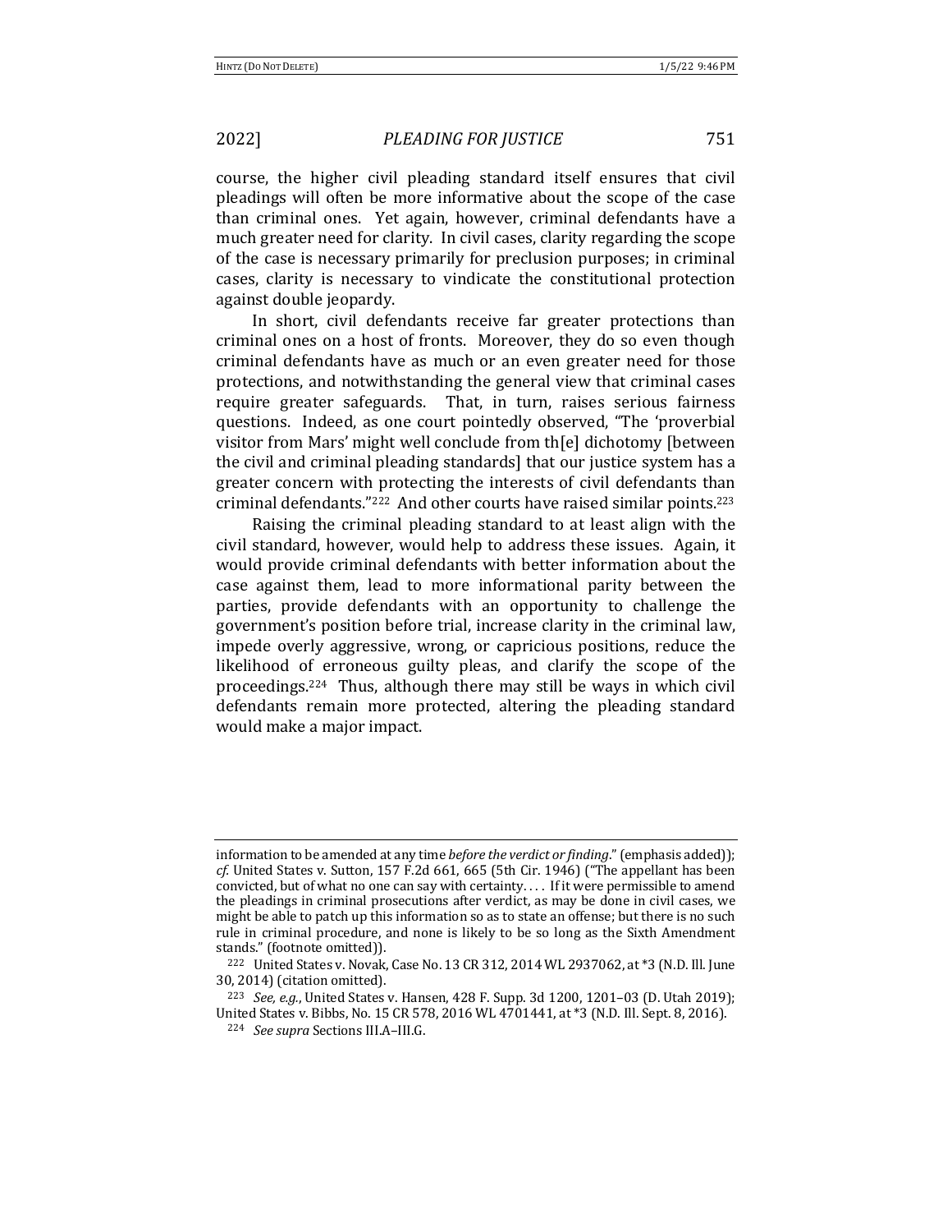course, the higher civil pleading standard itself ensures that civil pleadings will often be more informative about the scope of the case than criminal ones. Yet again, however, criminal defendants have a much greater need for clarity. In civil cases, clarity regarding the scope of the case is necessary primarily for preclusion purposes; in criminal cases, clarity is necessary to vindicate the constitutional protection against double jeopardy.

In short, civil defendants receive far greater protections than criminal ones on a host of fronts. Moreover, they do so even though criminal defendants have as much or an even greater need for those protections, and notwithstanding the general view that criminal cases require greater safeguards. That, in turn, raises serious fairness questions. Indeed, as one court pointedly observed, "The 'proverbial visitor from Mars' might well conclude from th[e] dichotomy [between the civil and criminal pleading standards] that our justice system has a greater concern with protecting the interests of civil defendants than criminal defendants."[222] And other courts have raised similar points.[223]

Raising the criminal pleading standard to at least align with the civil standard, however, would help to address these issues. Again, it would provide criminal defendants with better information about the case against them, lead to more informational parity between the parties, provide defendants with an opportunity to challenge the government's position before trial, increase clarity in the criminal law, impede overly aggressive, wrong, or capricious positions, reduce the likelihood of erroneous guilty pleas, and clarify the scope of the proceedings.[224] Thus, although there may still be ways in which civil defendants remain more protected, altering the pleading standard would make a major impact.

---

information to be amended at any time *before the verdict or finding*." (emphasis added)); *cf.* United States v. Sutton, 157 F.2d 661, 665 (5th Cir. 1946) ("The appellant has been convicted, but of what no one can say with certainty. . . . If it were permissible to amend the pleadings in criminal prosecutions after verdict, as may be done in civil cases, we might be able to patch up this information so as to state an offense; but there is no such rule in criminal procedure, and none is likely to be so long as the Sixth Amendment stands." (footnote omitted)).

[222] United States v. Novak, Case No. 13 CR 312, 2014 WL 2937062, at *3 (N.D. Ill. June 30, 2014) (citation omitted).

[223] *See, e.g.*, United States v. Hansen, 428 F. Supp. 3d 1200, 1201–03 (D. Utah 2019); United States v. Bibbs, No. 15 CR 578, 2016 WL 4701441, at *3 (N.D. Ill. Sept. 8, 2016).

[224] *See supra* Sections III.A–III.G.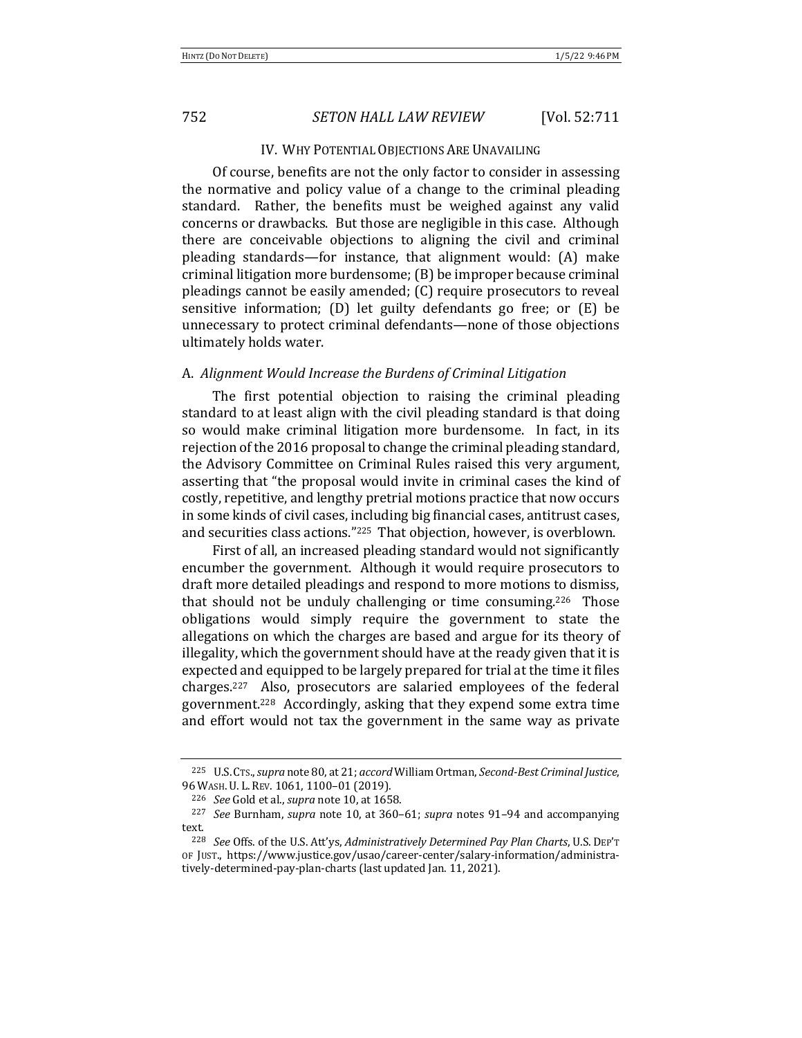## IV. WHY POTENTIAL OBJECTIONS ARE UNAVAILING

Of course, benefits are not the only factor to consider in assessing the normative and policy value of a change to the criminal pleading standard. Rather, the benefits must be weighed against any valid concerns or drawbacks. But those are negligible in this case. Although there are conceivable objections to aligning the civil and criminal pleading standards—for instance, that alignment would: (A) make criminal litigation more burdensome; (B) be improper because criminal pleadings cannot be easily amended; (C) require prosecutors to reveal sensitive information; (D) let guilty defendants go free; or (E) be unnecessary to protect criminal defendants—none of those objections ultimately holds water.

### A. *Alignment Would Increase the Burdens of Criminal Litigation*

The first potential objection to raising the criminal pleading standard to at least align with the civil pleading standard is that doing so would make criminal litigation more burdensome. In fact, in its rejection of the 2016 proposal to change the criminal pleading standard, the Advisory Committee on Criminal Rules raised this very argument, asserting that "the proposal would invite in criminal cases the kind of costly, repetitive, and lengthy pretrial motions practice that now occurs in some kinds of civil cases, including big financial cases, antitrust cases, and securities class actions."[225] That objection, however, is overblown.

First of all, an increased pleading standard would not significantly encumber the government. Although it would require prosecutors to draft more detailed pleadings and respond to more motions to dismiss, that should not be unduly challenging or time consuming.[226] Those obligations would simply require the government to state the allegations on which the charges are based and argue for its theory of illegality, which the government should have at the ready given that it is expected and equipped to be largely prepared for trial at the time it files charges.[227] Also, prosecutors are salaried employees of the federal government.[228] Accordingly, asking that they expend some extra time and effort would not tax the government in the same way as private

---

[225] U.S. CTS., *supra* note 80, at 21; *accord* William Ortman, *Second-Best Criminal Justice*, 96 WASH. U. L. REV. 1061, 1100–01 (2019).

[226] *See* Gold et al., *supra* note 10, at 1658.

[227] *See* Burnham, *supra* note 10, at 360–61; *supra* notes 91–94 and accompanying text.

[228] *See* Offs. of the U.S. Att'ys, *Administratively Determined Pay Plan Charts*, U.S. DEP'T OF JUST., https://www.justice.gov/usao/career-center/salary-information/administratively-determined-pay-plan-charts (last updated Jan. 11, 2021).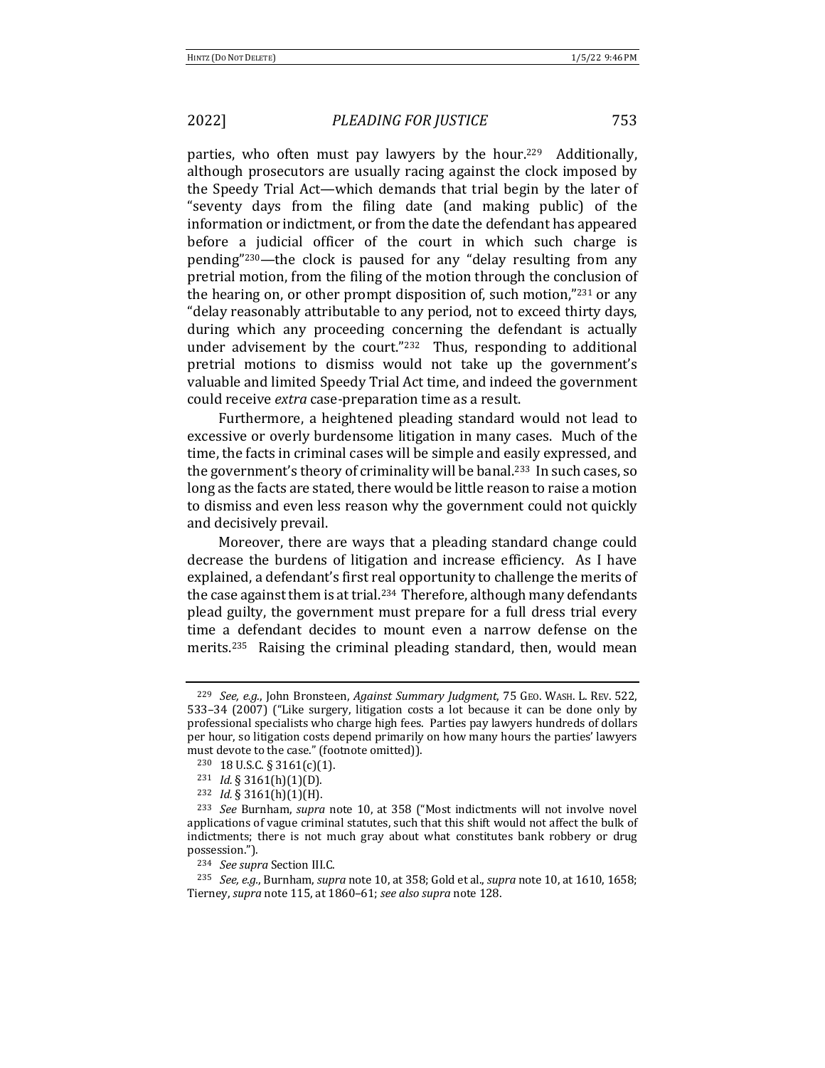parties, who often must pay lawyers by the hour.[229] Additionally, although prosecutors are usually racing against the clock imposed by the Speedy Trial Act—which demands that trial begin by the later of "seventy days from the filing date (and making public) of the information or indictment, or from the date the defendant has appeared before a judicial officer of the court in which such charge is pending"[230]—the clock is paused for any "delay resulting from any pretrial motion, from the filing of the motion through the conclusion of the hearing on, or other prompt disposition of, such motion,"[231] or any "delay reasonably attributable to any period, not to exceed thirty days, during which any proceeding concerning the defendant is actually under advisement by the court."[232] Thus, responding to additional pretrial motions to dismiss would not take up the government's valuable and limited Speedy Trial Act time, and indeed the government could receive *extra* case-preparation time as a result.

Furthermore, a heightened pleading standard would not lead to excessive or overly burdensome litigation in many cases. Much of the time, the facts in criminal cases will be simple and easily expressed, and the government's theory of criminality will be banal.[233] In such cases, so long as the facts are stated, there would be little reason to raise a motion to dismiss and even less reason why the government could not quickly and decisively prevail.

Moreover, there are ways that a pleading standard change could decrease the burdens of litigation and increase efficiency. As I have explained, a defendant's first real opportunity to challenge the merits of the case against them is at trial.[234] Therefore, although many defendants plead guilty, the government must prepare for a full dress trial every time a defendant decides to mount even a narrow defense on the merits.[235] Raising the criminal pleading standard, then, would mean

---

[229] *See, e.g.*, John Bronsteen, *Against Summary Judgment*, 75 GEO. WASH. L. REV. 522, 533–34 (2007) ("Like surgery, litigation costs a lot because it can be done only by professional specialists who charge high fees. Parties pay lawyers hundreds of dollars per hour, so litigation costs depend primarily on how many hours the parties' lawyers must devote to the case." (footnote omitted)).

[230] 18 U.S.C. § 3161(c)(1).

[231] *Id.* § 3161(h)(1)(D).

[232] *Id.* § 3161(h)(1)(H).

[233] *See* Burnham, *supra* note 10, at 358 ("Most indictments will not involve novel applications of vague criminal statutes, such that this shift would not affect the bulk of indictments; there is not much gray about what constitutes bank robbery or drug possession.").

[234] *See supra* Section III.C.

[235] *See, e.g.*, Burnham, *supra* note 10, at 358; Gold et al., *supra* note 10, at 1610, 1658; Tierney, *supra* note 115, at 1860–61; *see also supra* note 128.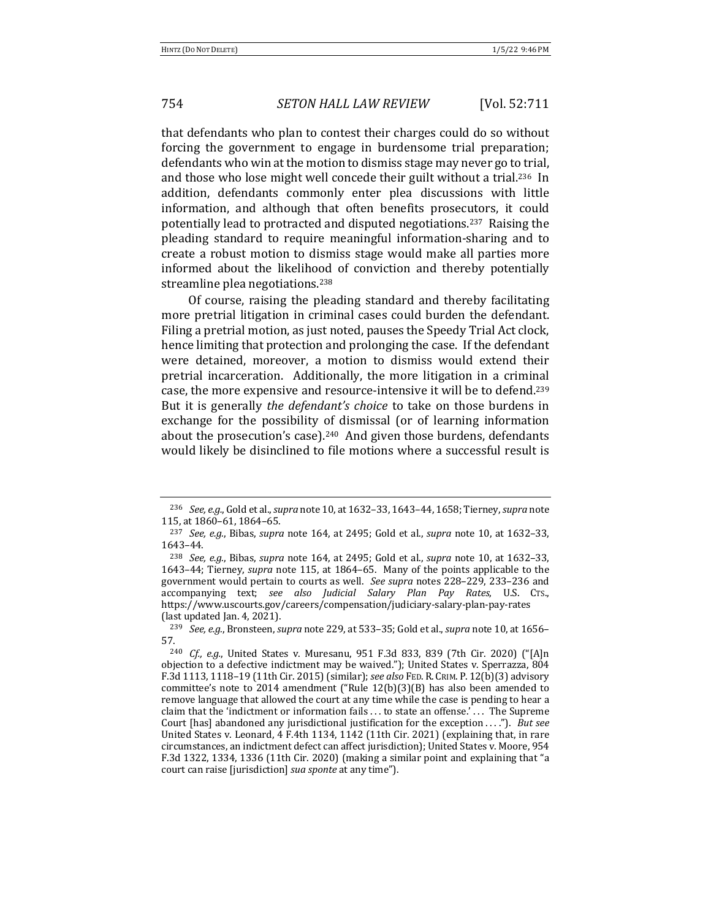that defendants who plan to contest their charges could do so without forcing the government to engage in burdensome trial preparation; defendants who win at the motion to dismiss stage may never go to trial, and those who lose might well concede their guilt without a trial.[236] In addition, defendants commonly enter plea discussions with little information, and although that often benefits prosecutors, it could potentially lead to protracted and disputed negotiations.[237] Raising the pleading standard to require meaningful information-sharing and to create a robust motion to dismiss stage would make all parties more informed about the likelihood of conviction and thereby potentially streamline plea negotiations.[238]

Of course, raising the pleading standard and thereby facilitating more pretrial litigation in criminal cases could burden the defendant. Filing a pretrial motion, as just noted, pauses the Speedy Trial Act clock, hence limiting that protection and prolonging the case. If the defendant were detained, moreover, a motion to dismiss would extend their pretrial incarceration. Additionally, the more litigation in a criminal case, the more expensive and resource-intensive it will be to defend.[239] But it is generally *the defendant's choice* to take on those burdens in exchange for the possibility of dismissal (or of learning information about the prosecution's case).[240] And given those burdens, defendants would likely be disinclined to file motions where a successful result is

---

[236] *See, e.g.*, Gold et al., *supra* note 10, at 1632–33, 1643–44, 1658; Tierney, *supra* note 115, at 1860–61, 1864–65.

[237] *See, e.g.*, Bibas, *supra* note 164, at 2495; Gold et al., *supra* note 10, at 1632–33, 1643–44.

[238] *See, e.g.*, Bibas, *supra* note 164, at 2495; Gold et al., *supra* note 10, at 1632–33, 1643–44; Tierney, *supra* note 115, at 1864–65. Many of the points applicable to the government would pertain to courts as well. *See supra* notes 228–229, 233–236 and accompanying text; *see also Judicial Salary Plan Pay Rates*, U.S. CTS., https://www.uscourts.gov/careers/compensation/judiciary-salary-plan-pay-rates (last updated Jan. 4, 2021).

[239] *See, e.g.*, Bronsteen, *supra* note 229, at 533–35; Gold et al., *supra* note 10, at 1656–57.

[240] *Cf., e.g.*, United States v. Muresanu, 951 F.3d 833, 839 (7th Cir. 2020) ("[A]n objection to a defective indictment may be waived."); United States v. Sperrazza, 804 F.3d 1113, 1118–19 (11th Cir. 2015) (similar); *see also* FED. R. CRIM. P. 12(b)(3) advisory committee's note to 2014 amendment ("Rule 12(b)(3)(B) has also been amended to remove language that allowed the court at any time while the case is pending to hear a claim that the 'indictment or information fails . . . to state an offense.' . . . The Supreme Court [has] abandoned any jurisdictional justification for the exception . . . ."). *But see* United States v. Leonard, 4 F.4th 1134, 1142 (11th Cir. 2021) (explaining that, in rare circumstances, an indictment defect can affect jurisdiction); United States v. Moore, 954 F.3d 1322, 1334, 1336 (11th Cir. 2020) (making a similar point and explaining that "a court can raise [jurisdiction] *sua sponte* at any time").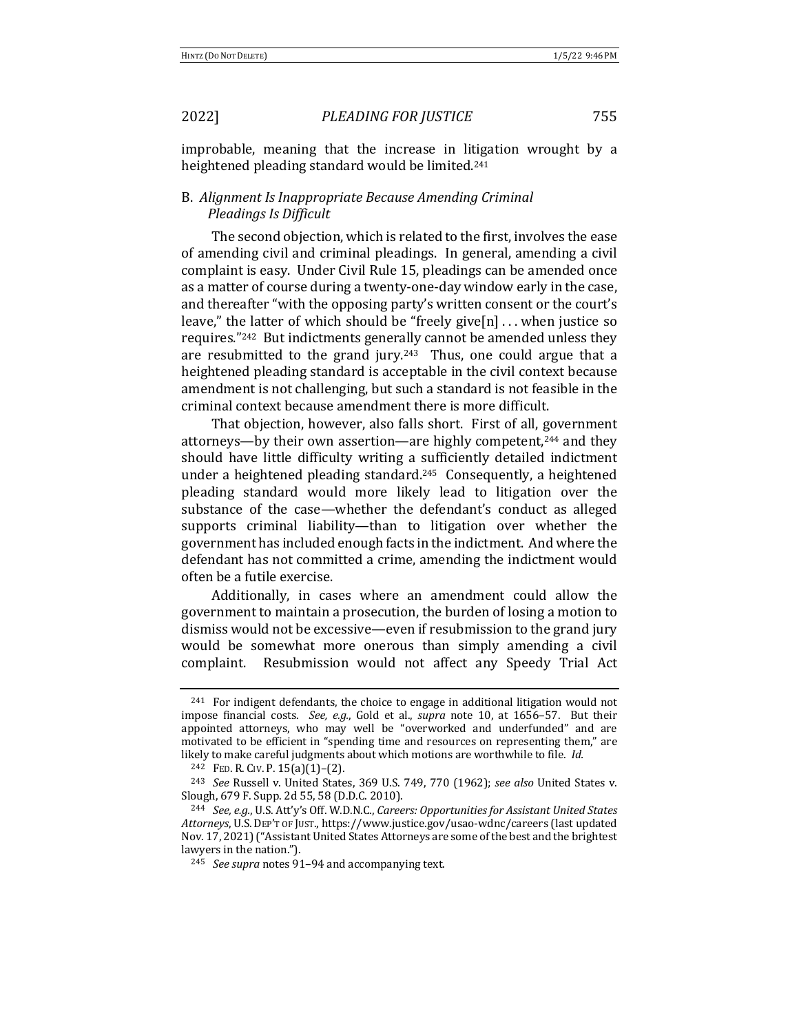improbable, meaning that the increase in litigation wrought by a heightened pleading standard would be limited.[241]

### B. *Alignment Is Inappropriate Because Amending Criminal Pleadings Is Difficult*

The second objection, which is related to the first, involves the ease of amending civil and criminal pleadings. In general, amending a civil complaint is easy. Under Civil Rule 15, pleadings can be amended once as a matter of course during a twenty-one-day window early in the case, and thereafter "with the opposing party's written consent or the court's leave," the latter of which should be "freely give[n] . . . when justice so requires."[242] But indictments generally cannot be amended unless they are resubmitted to the grand jury.[243] Thus, one could argue that a heightened pleading standard is acceptable in the civil context because amendment is not challenging, but such a standard is not feasible in the criminal context because amendment there is more difficult.

That objection, however, also falls short. First of all, government attorneys—by their own assertion—are highly competent,[244] and they should have little difficulty writing a sufficiently detailed indictment under a heightened pleading standard.[245] Consequently, a heightened pleading standard would more likely lead to litigation over the substance of the case—whether the defendant's conduct as alleged supports criminal liability—than to litigation over whether the government has included enough facts in the indictment. And where the defendant has not committed a crime, amending the indictment would often be a futile exercise.

Additionally, in cases where an amendment could allow the government to maintain a prosecution, the burden of losing a motion to dismiss would not be excessive—even if resubmission to the grand jury would be somewhat more onerous than simply amending a civil complaint. Resubmission would not affect any Speedy Trial Act

---

[241] For indigent defendants, the choice to engage in additional litigation would not impose financial costs. *See, e.g.*, Gold et al., *supra* note 10, at 1656–57. But their appointed attorneys, who may well be "overworked and underfunded" and are motivated to be efficient in "spending time and resources on representing them," are likely to make careful judgments about which motions are worthwhile to file. *Id.*

[242] FED. R. CIV. P. 15(a)(1)–(2).

[243] *See* Russell v. United States, 369 U.S. 749, 770 (1962); *see also* United States v. Slough, 679 F. Supp. 2d 55, 58 (D.D.C. 2010).

[244] *See, e.g.*, U.S. Att'y's Off. W.D.N.C., *Careers: Opportunities for Assistant United States Attorneys*, U.S. DEP'T OF JUST., https://www.justice.gov/usao-wdnc/careers (last updated Nov. 17, 2021) ("Assistant United States Attorneys are some of the best and the brightest lawyers in the nation.").

[245] *See supra* notes 91–94 and accompanying text.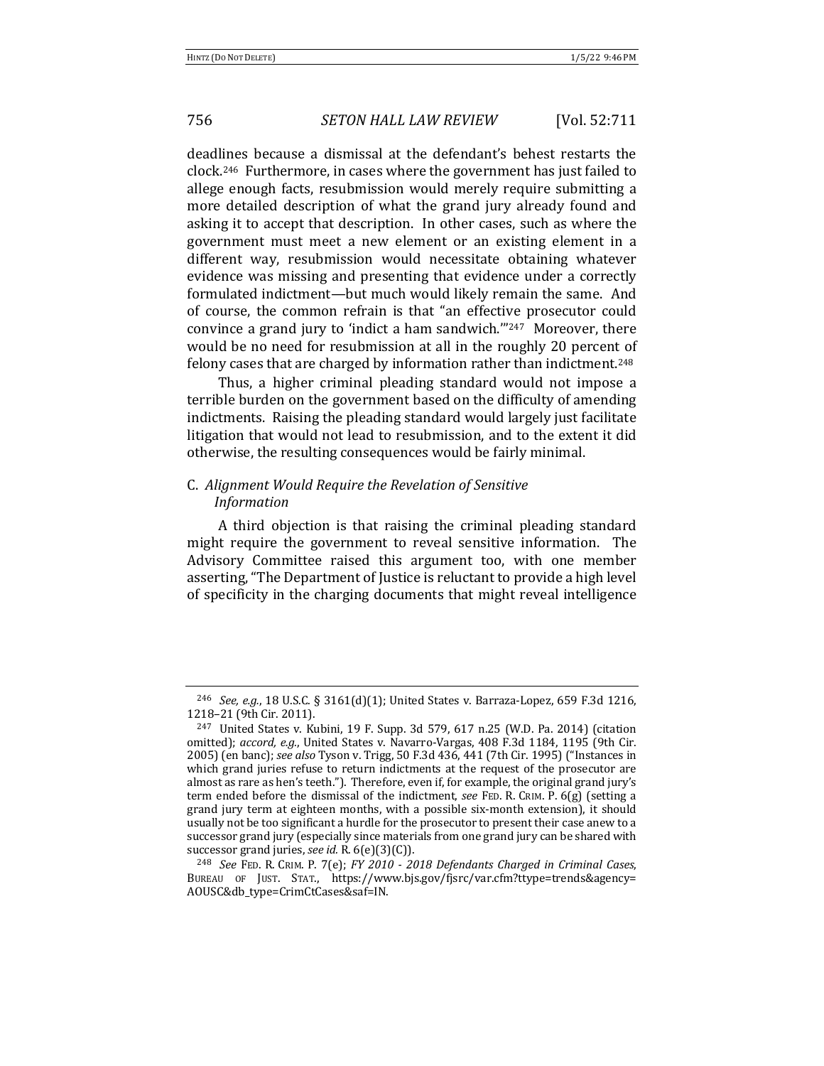deadlines because a dismissal at the defendant's behest restarts the clock.[246] Furthermore, in cases where the government has just failed to allege enough facts, resubmission would merely require submitting a more detailed description of what the grand jury already found and asking it to accept that description. In other cases, such as where the government must meet a new element or an existing element in a different way, resubmission would necessitate obtaining whatever evidence was missing and presenting that evidence under a correctly formulated indictment—but much would likely remain the same. And of course, the common refrain is that "an effective prosecutor could convince a grand jury to 'indict a ham sandwich.'"[247] Moreover, there would be no need for resubmission at all in the roughly 20 percent of felony cases that are charged by information rather than indictment.[248]

Thus, a higher criminal pleading standard would not impose a terrible burden on the government based on the difficulty of amending indictments. Raising the pleading standard would largely just facilitate litigation that would not lead to resubmission, and to the extent it did otherwise, the resulting consequences would be fairly minimal.

### C. *Alignment Would Require the Revelation of Sensitive Information*

A third objection is that raising the criminal pleading standard might require the government to reveal sensitive information. The Advisory Committee raised this argument too, with one member asserting, "The Department of Justice is reluctant to provide a high level of specificity in the charging documents that might reveal intelligence

---

[246] *See, e.g.*, 18 U.S.C. § 3161(d)(1); United States v. Barraza-Lopez, 659 F.3d 1216, 1218–21 (9th Cir. 2011).

[247] United States v. Kubini, 19 F. Supp. 3d 579, 617 n.25 (W.D. Pa. 2014) (citation omitted); *accord, e.g.*, United States v. Navarro-Vargas, 408 F.3d 1184, 1195 (9th Cir. 2005) (en banc); *see also* Tyson v. Trigg, 50 F.3d 436, 441 (7th Cir. 1995) ("Instances in which grand juries refuse to return indictments at the request of the prosecutor are almost as rare as hen's teeth."). Therefore, even if, for example, the original grand jury's term ended before the dismissal of the indictment, *see* FED. R. CRIM. P. 6(g) (setting a grand jury term at eighteen months, with a possible six-month extension), it should usually not be too significant a hurdle for the prosecutor to present their case anew to a successor grand jury (especially since materials from one grand jury can be shared with successor grand juries, *see id.* R. 6(e)(3)(C)).

[248] *See* FED. R. CRIM. P. 7(e); *FY 2010 - 2018 Defendants Charged in Criminal Cases*, BUREAU OF JUST. STAT., https://www.bjs.gov/fjsrc/var.cfm?ttype=trends&agency=AOUSC&db_type=CrimCtCases&saf=IN.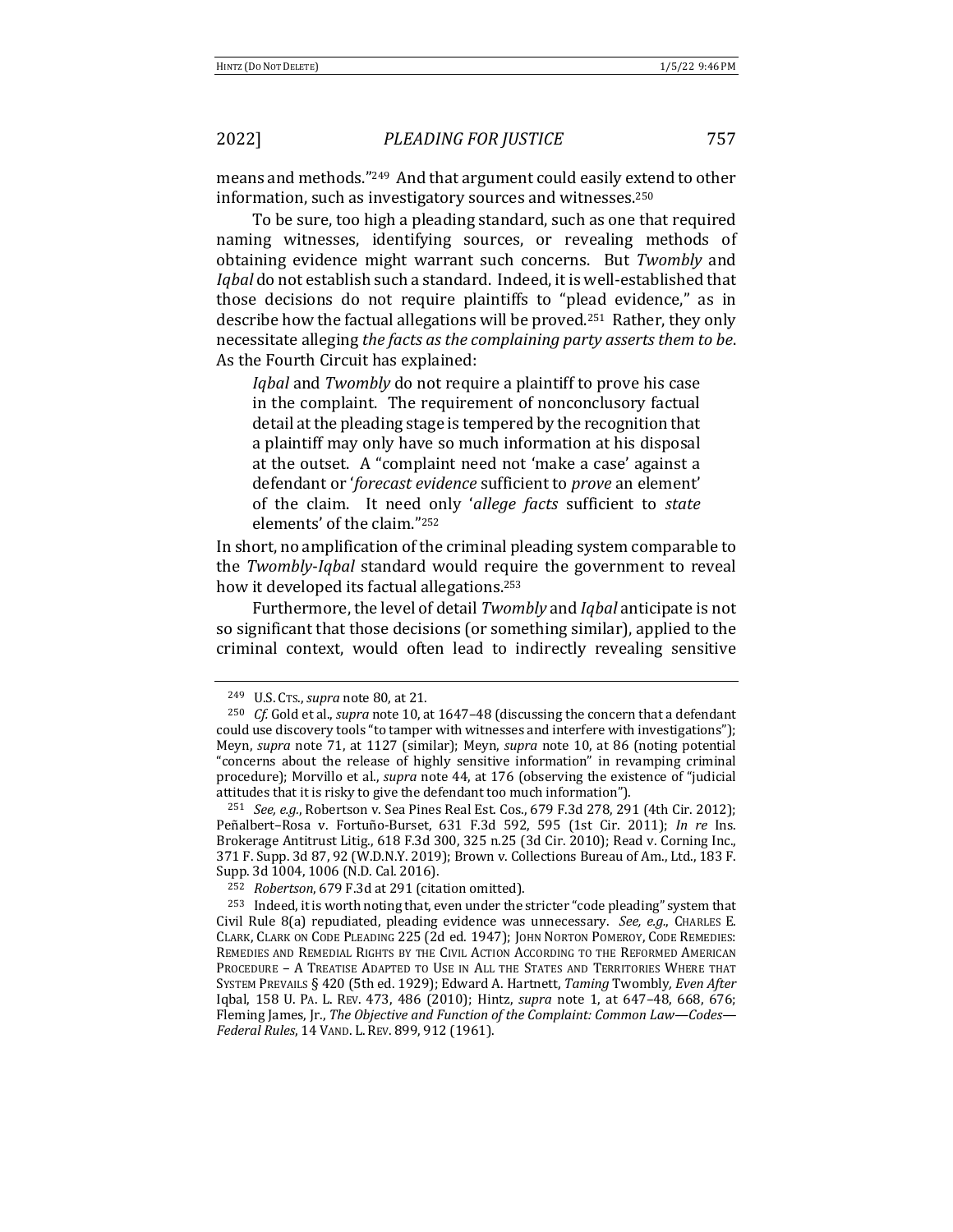means and methods."[249] And that argument could easily extend to other information, such as investigatory sources and witnesses.[250]

To be sure, too high a pleading standard, such as one that required naming witnesses, identifying sources, or revealing methods of obtaining evidence might warrant such concerns. But *Twombly* and *Iqbal* do not establish such a standard. Indeed, it is well-established that those decisions do not require plaintiffs to "plead evidence," as in describe how the factual allegations will be proved.[251] Rather, they only necessitate alleging *the facts as the complaining party asserts them to be*. As the Fourth Circuit has explained:

> *Iqbal* and *Twombly* do not require a plaintiff to prove his case in the complaint. The requirement of nonconclusory factual detail at the pleading stage is tempered by the recognition that a plaintiff may only have so much information at his disposal at the outset. A "complaint need not 'make a case' against a defendant or '*forecast evidence* sufficient to *prove* an element' of the claim. It need only '*allege facts* sufficient to *state* elements' of the claim."[252]

In short, no amplification of the criminal pleading system comparable to the *Twombly*-*Iqbal* standard would require the government to reveal how it developed its factual allegations.[253]

Furthermore, the level of detail *Twombly* and *Iqbal* anticipate is not so significant that those decisions (or something similar), applied to the criminal context, would often lead to indirectly revealing sensitive

---

[249] U.S. CTS., *supra* note 80, at 21.

[250] *Cf.* Gold et al., *supra* note 10, at 1647–48 (discussing the concern that a defendant could use discovery tools "to tamper with witnesses and interfere with investigations"); Meyn, *supra* note 71, at 1127 (similar); Meyn, *supra* note 10, at 86 (noting potential "concerns about the release of highly sensitive information" in revamping criminal procedure); Morvillo et al., *supra* note 44, at 176 (observing the existence of "judicial attitudes that it is risky to give the defendant too much information").

[251] *See, e.g.*, Robertson v. Sea Pines Real Est. Cos., 679 F.3d 278, 291 (4th Cir. 2012); Peñalbert–Rosa v. Fortuño-Burset, 631 F.3d 592, 595 (1st Cir. 2011); *In re* Ins. Brokerage Antitrust Litig., 618 F.3d 300, 325 n.25 (3d Cir. 2010); Read v. Corning Inc., 371 F. Supp. 3d 87, 92 (W.D.N.Y. 2019); Brown v. Collections Bureau of Am., Ltd., 183 F. Supp. 3d 1004, 1006 (N.D. Cal. 2016).

[252] *Robertson*, 679 F.3d at 291 (citation omitted).

[253] Indeed, it is worth noting that, even under the stricter "code pleading" system that Civil Rule 8(a) repudiated, pleading evidence was unnecessary. *See, e.g.*, CHARLES E. CLARK, CLARK ON CODE PLEADING 225 (2d ed. 1947); JOHN NORTON POMEROY, CODE REMEDIES: REMEDIES AND REMEDIAL RIGHTS BY THE CIVIL ACTION ACCORDING TO THE REFORMED AMERICAN PROCEDURE – A TREATISE ADAPTED TO USE IN ALL THE STATES AND TERRITORIES WHERE THAT SYSTEM PREVAILS § 420 (5th ed. 1929); Edward A. Hartnett, *Taming* Twombly*, Even After* Iqbal, 158 U. PA. L. REV. 473, 486 (2010); Hintz, *supra* note 1, at 647–48, 668, 676; Fleming James, Jr., *The Objective and Function of the Complaint: Common Law—Codes—Federal Rules*, 14 VAND. L. REV. 899, 912 (1961).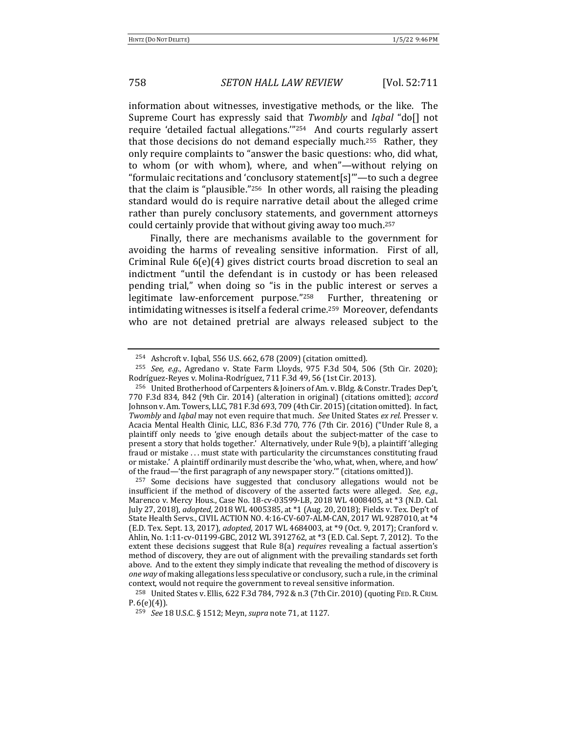information about witnesses, investigative methods, or the like. The Supreme Court has expressly said that *Twombly* and *Iqbal* "do[] not require 'detailed factual allegations.'"[254] And courts regularly assert that those decisions do not demand especially much.[255] Rather, they only require complaints to "answer the basic questions: who, did what, to whom (or with whom), where, and when"—without relying on "formulaic recitations and 'conclusory statement[s]'"—to such a degree that the claim is "plausible."[256] In other words, all raising the pleading standard would do is require narrative detail about the alleged crime rather than purely conclusory statements, and government attorneys could certainly provide that without giving away too much.[257]

Finally, there are mechanisms available to the government for avoiding the harms of revealing sensitive information. First of all, Criminal Rule 6(e)(4) gives district courts broad discretion to seal an indictment "until the defendant is in custody or has been released pending trial," when doing so "is in the public interest or serves a legitimate law-enforcement purpose."[258] Further, threatening or intimidating witnesses is itself a federal crime.[259] Moreover, defendants who are not detained pretrial are always released subject to the

---

[254] Ashcroft v. Iqbal, 556 U.S. 662, 678 (2009) (citation omitted).

[255] *See, e.g.*, Agredano v. State Farm Lloyds, 975 F.3d 504, 506 (5th Cir. 2020); Rodríguez-Reyes v. Molina-Rodríguez, 711 F.3d 49, 56 (1st Cir. 2013).

[256] United Brotherhood of Carpenters & Joiners of Am. v. Bldg. & Constr. Trades Dep't, 770 F.3d 834, 842 (9th Cir. 2014) (alteration in original) (citations omitted); *accord* Johnson v. Am. Towers, LLC, 781 F.3d 693, 709 (4th Cir. 2015) (citation omitted). In fact, *Twombly* and *Iqbal* may not even require that much. *See* United States *ex rel.* Presser v. Acacia Mental Health Clinic, LLC, 836 F.3d 770, 776 (7th Cir. 2016) ("Under Rule 8, a plaintiff only needs to 'give enough details about the subject-matter of the case to present a story that holds together.' Alternatively, under Rule 9(b), a plaintiff 'alleging fraud or mistake . . . must state with particularity the circumstances constituting fraud or mistake.' A plaintiff ordinarily must describe the 'who, what, when, where, and how' of the fraud—'the first paragraph of any newspaper story.'" (citations omitted)).

[257] Some decisions have suggested that conclusory allegations would not be insufficient if the method of discovery of the asserted facts were alleged. *See, e.g.*, Marenco v. Mercy Hous., Case No. 18-cv-03599-LB, 2018 WL 4008405, at *3 (N.D. Cal. July 27, 2018), *adopted*, 2018 WL 4005385, at *1 (Aug. 20, 2018); Fields v. Tex. Dep't of State Health Servs., CIVIL ACTION NO. 4:16-CV-607-ALM-CAN, 2017 WL 9287010, at *4 (E.D. Tex. Sept. 13, 2017), *adopted*, 2017 WL 4684003, at *9 (Oct. 9, 2017); Cranford v. Ahlin, No. 1:11-cv-01199-GBC, 2012 WL 3912762, at *3 (E.D. Cal. Sept. 7, 2012). To the extent these decisions suggest that Rule 8(a) *requires* revealing a factual assertion's method of discovery, they are out of alignment with the prevailing standards set forth above. And to the extent they simply indicate that revealing the method of discovery is *one way* of making allegations less speculative or conclusory, such a rule, in the criminal context, would not require the government to reveal sensitive information.

[258] United States v. Ellis, 622 F.3d 784, 792 & n.3 (7th Cir. 2010) (quoting FED. R. CRIM. P. 6(e)(4)).

[259] *See* 18 U.S.C. § 1512; Meyn, *supra* note 71, at 1127.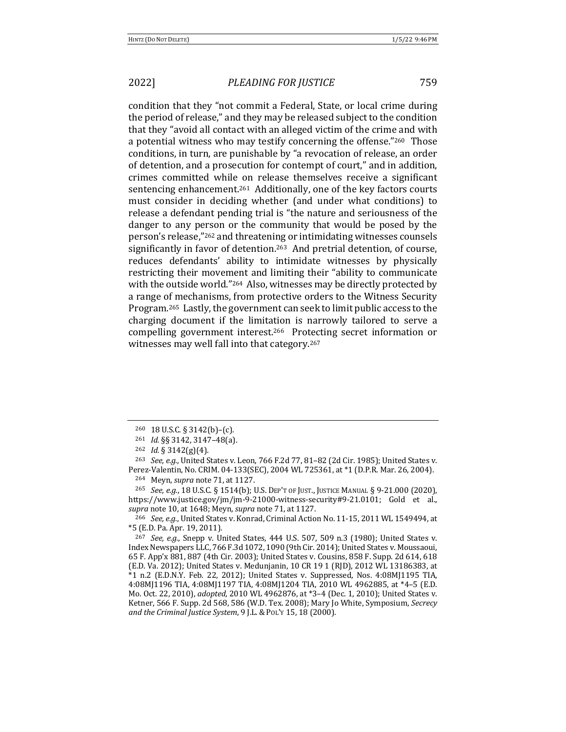condition that they "not commit a Federal, State, or local crime during the period of release," and they may be released subject to the condition that they "avoid all contact with an alleged victim of the crime and with a potential witness who may testify concerning the offense."[260] Those conditions, in turn, are punishable by "a revocation of release, an order of detention, and a prosecution for contempt of court," and in addition, crimes committed while on release themselves receive a significant sentencing enhancement.[261] Additionally, one of the key factors courts must consider in deciding whether (and under what conditions) to release a defendant pending trial is "the nature and seriousness of the danger to any person or the community that would be posed by the person's release,"[262] and threatening or intimidating witnesses counsels significantly in favor of detention.[263] And pretrial detention, of course, reduces defendants' ability to intimidate witnesses by physically restricting their movement and limiting their "ability to communicate with the outside world."[264] Also, witnesses may be directly protected by a range of mechanisms, from protective orders to the Witness Security Program.[265] Lastly, the government can seek to limit public access to the charging document if the limitation is narrowly tailored to serve a compelling government interest.[266] Protecting secret information or witnesses may well fall into that category.[267]

---

[260] 18 U.S.C. § 3142(b)–(c).

[261] *Id.* §§ 3142, 3147–48(a).

[262] *Id.* § 3142(g)(4).

[263] *See, e.g.*, United States v. Leon, 766 F.2d 77, 81–82 (2d Cir. 1985); United States v. Perez-Valentin, No. CRIM. 04-133(SEC), 2004 WL 725361, at *1 (D.P.R. Mar. 26, 2004).

[264] Meyn, *supra* note 71, at 1127.

[265] *See, e.g.*, 18 U.S.C. § 1514(b); U.S. DEP'T OF JUST., JUSTICE MANUAL § 9-21.000 (2020), https://www.justice.gov/jm/jm-9-21000-witness-security#9-21.0101; Gold et al., *supra* note 10, at 1648; Meyn, *supra* note 71, at 1127.

[266] *See, e.g.*, United States v. Konrad, Criminal Action No. 11-15, 2011 WL 1549494, at *5 (E.D. Pa. Apr. 19, 2011).

[267] *See, e.g.*, Snepp v. United States, 444 U.S. 507, 509 n.3 (1980); United States v. Index Newspapers LLC, 766 F.3d 1072, 1090 (9th Cir. 2014); United States v. Moussaoui, 65 F. App'x 881, 887 (4th Cir. 2003); United States v. Cousins, 858 F. Supp. 2d 614, 618 (E.D. Va. 2012); United States v. Medunjanin, 10 CR 19 1 (RJD), 2012 WL 13186383, at *1 n.2 (E.D.N.Y. Feb. 22, 2012); United States v. Suppressed, Nos. 4:08MJ1195 TIA, 4:08MJ1196 TIA, 4:08MJ1197 TIA, 4:08MJ1204 TIA, 2010 WL 4962885, at *4–5 (E.D. Mo. Oct. 22, 2010), *adopted*, 2010 WL 4962876, at *3–4 (Dec. 1, 2010); United States v. Ketner, 566 F. Supp. 2d 568, 586 (W.D. Tex. 2008); Mary Jo White, Symposium, *Secrecy and the Criminal Justice System*, 9 J.L. & POL'Y 15, 18 (2000).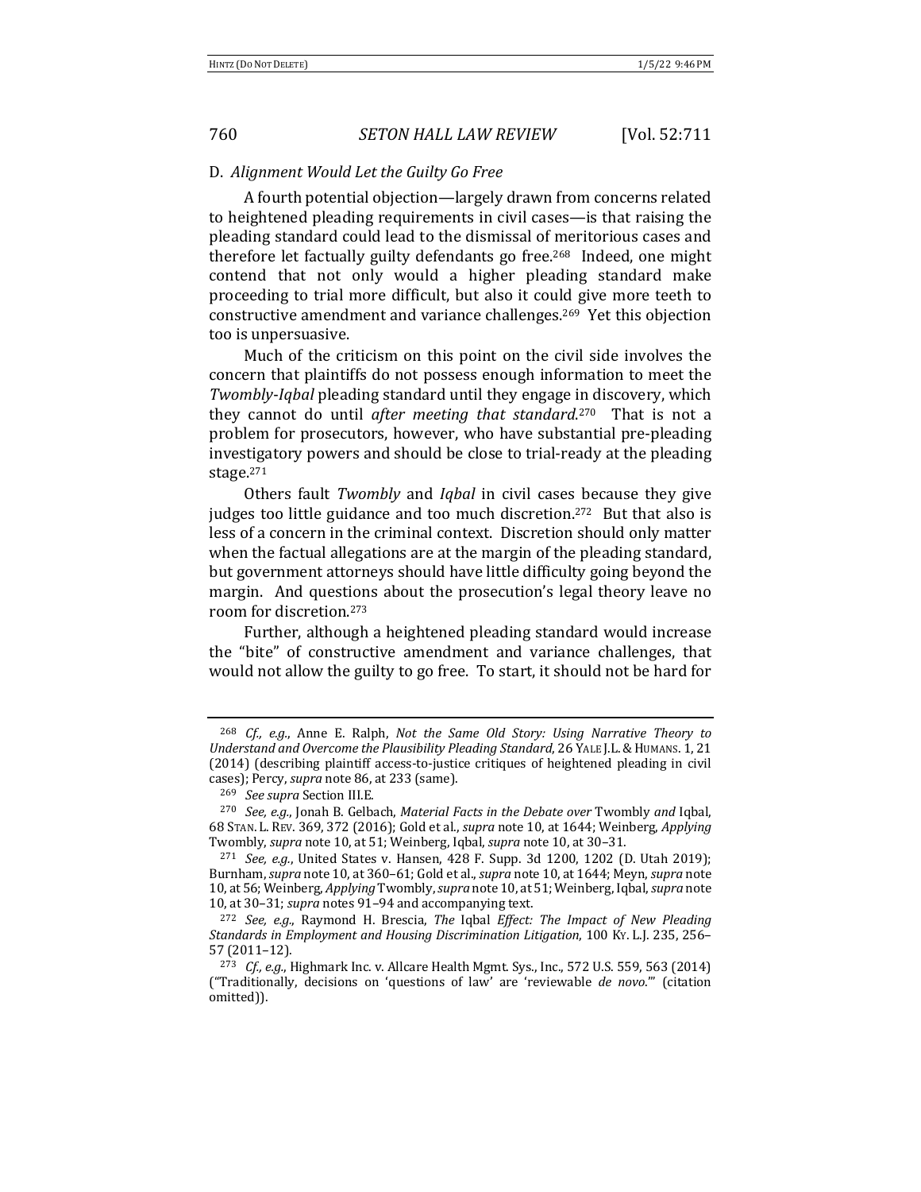### D. *Alignment Would Let the Guilty Go Free*

A fourth potential objection—largely drawn from concerns related to heightened pleading requirements in civil cases—is that raising the pleading standard could lead to the dismissal of meritorious cases and therefore let factually guilty defendants go free.[268] Indeed, one might contend that not only would a higher pleading standard make proceeding to trial more difficult, but also it could give more teeth to constructive amendment and variance challenges.[269] Yet this objection too is unpersuasive.

Much of the criticism on this point on the civil side involves the concern that plaintiffs do not possess enough information to meet the *Twombly*-*Iqbal* pleading standard until they engage in discovery, which they cannot do until *after meeting that standard*.[270] That is not a problem for prosecutors, however, who have substantial pre-pleading investigatory powers and should be close to trial-ready at the pleading stage.[271]

Others fault *Twombly* and *Iqbal* in civil cases because they give judges too little guidance and too much discretion.[272] But that also is less of a concern in the criminal context. Discretion should only matter when the factual allegations are at the margin of the pleading standard, but government attorneys should have little difficulty going beyond the margin. And questions about the prosecution's legal theory leave no room for discretion.[273]

Further, although a heightened pleading standard would increase the "bite" of constructive amendment and variance challenges, that would not allow the guilty to go free. To start, it should not be hard for

---

[268] *Cf., e.g.*, Anne E. Ralph, *Not the Same Old Story: Using Narrative Theory to Understand and Overcome the Plausibility Pleading Standard*, 26 YALE J.L. & HUMANS. 1, 21 (2014) (describing plaintiff access-to-justice critiques of heightened pleading in civil cases); Percy, *supra* note 86, at 233 (same).

[269] *See supra* Section III.E.

[270] *See, e.g.*, Jonah B. Gelbach, *Material Facts in the Debate over* Twombly *and* Iqbal, 68 STAN. L. REV. 369, 372 (2016); Gold et al., *supra* note 10, at 1644; Weinberg, *Applying* Twombly, *supra* note 10, at 51; Weinberg, Iqbal, *supra* note 10, at 30–31.

[271] *See, e.g.*, United States v. Hansen, 428 F. Supp. 3d 1200, 1202 (D. Utah 2019); Burnham, *supra* note 10, at 360–61; Gold et al., *supra* note 10, at 1644; Meyn, *supra* note 10, at 56; Weinberg, *Applying* Twombly, *supra* note 10, at 51; Weinberg, Iqbal, *supra* note 10, at 30–31; *supra* notes 91–94 and accompanying text.

[272] *See, e.g.*, Raymond H. Brescia, *The* Iqbal *Effect: The Impact of New Pleading Standards in Employment and Housing Discrimination Litigation*, 100 KY. L.J. 235, 256–57 (2011–12).

[273] *Cf., e.g.*, Highmark Inc. v. Allcare Health Mgmt. Sys., Inc., 572 U.S. 559, 563 (2014) ("Traditionally, decisions on 'questions of law' are 'reviewable *de novo*.'" (citation omitted)).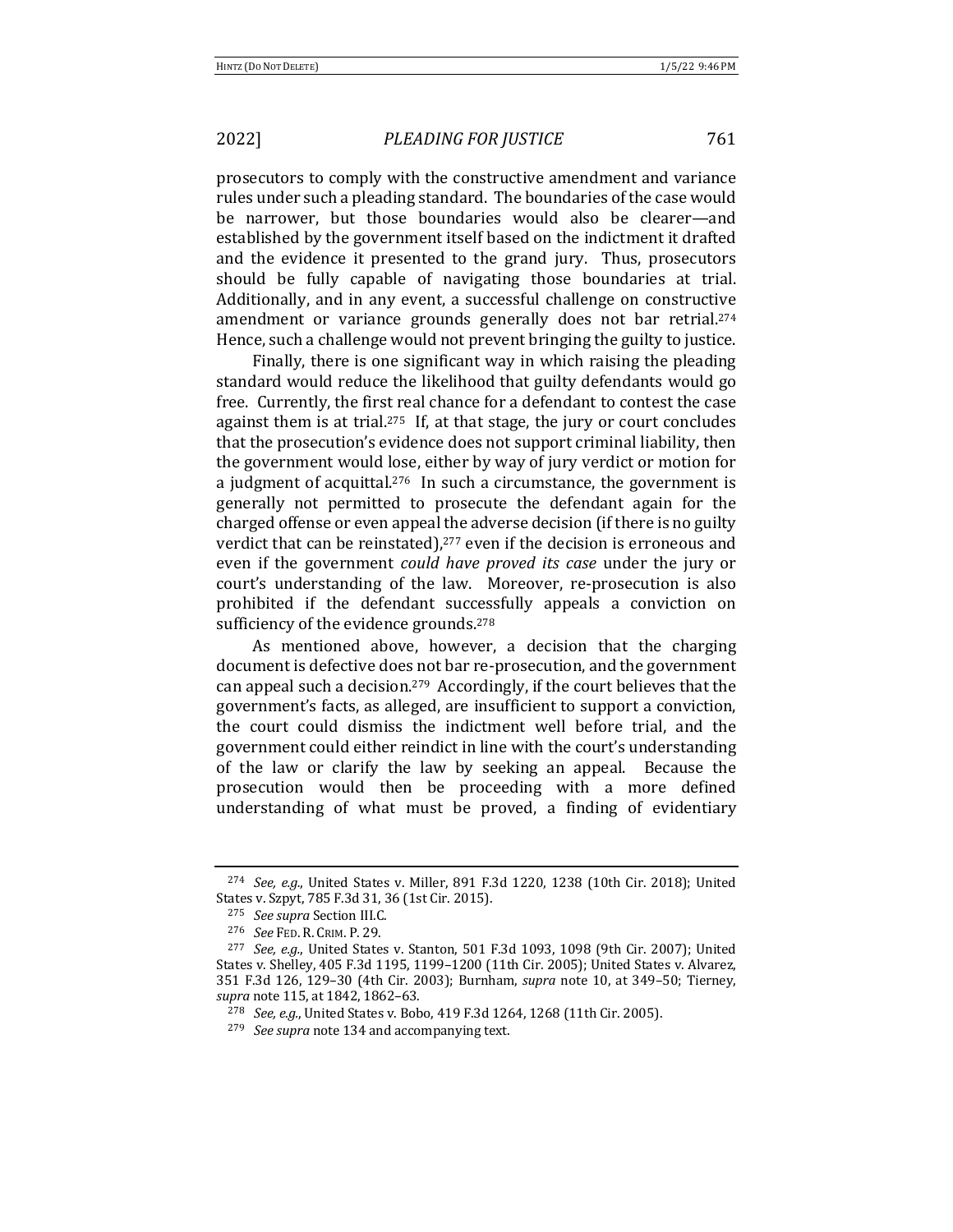prosecutors to comply with the constructive amendment and variance rules under such a pleading standard. The boundaries of the case would be narrower, but those boundaries would also be clearer—and established by the government itself based on the indictment it drafted and the evidence it presented to the grand jury. Thus, prosecutors should be fully capable of navigating those boundaries at trial. Additionally, and in any event, a successful challenge on constructive amendment or variance grounds generally does not bar retrial.[274] Hence, such a challenge would not prevent bringing the guilty to justice.

Finally, there is one significant way in which raising the pleading standard would reduce the likelihood that guilty defendants would go free. Currently, the first real chance for a defendant to contest the case against them is at trial.[275] If, at that stage, the jury or court concludes that the prosecution's evidence does not support criminal liability, then the government would lose, either by way of jury verdict or motion for a judgment of acquittal.[276] In such a circumstance, the government is generally not permitted to prosecute the defendant again for the charged offense or even appeal the adverse decision (if there is no guilty verdict that can be reinstated),[277] even if the decision is erroneous and even if the government *could have proved its case* under the jury or court's understanding of the law. Moreover, re-prosecution is also prohibited if the defendant successfully appeals a conviction on sufficiency of the evidence grounds.[278]

As mentioned above, however, a decision that the charging document is defective does not bar re-prosecution, and the government can appeal such a decision.[279] Accordingly, if the court believes that the government's facts, as alleged, are insufficient to support a conviction, the court could dismiss the indictment well before trial, and the government could either reindict in line with the court's understanding of the law or clarify the law by seeking an appeal. Because the prosecution would then be proceeding with a more defined understanding of what must be proved, a finding of evidentiary

---

[274] *See, e.g.*, United States v. Miller, 891 F.3d 1220, 1238 (10th Cir. 2018); United States v. Szpyt, 785 F.3d 31, 36 (1st Cir. 2015).

[275] *See supra* Section III.C.

[276] *See* FED. R. CRIM. P. 29.

[277] *See, e.g.*, United States v. Stanton, 501 F.3d 1093, 1098 (9th Cir. 2007); United States v. Shelley, 405 F.3d 1195, 1199–1200 (11th Cir. 2005); United States v. Alvarez, 351 F.3d 126, 129–30 (4th Cir. 2003); Burnham, *supra* note 10, at 349–50; Tierney, *supra* note 115, at 1842, 1862–63.

[278] *See, e.g.*, United States v. Bobo, 419 F.3d 1264, 1268 (11th Cir. 2005).

[279] *See supra* note 134 and accompanying text.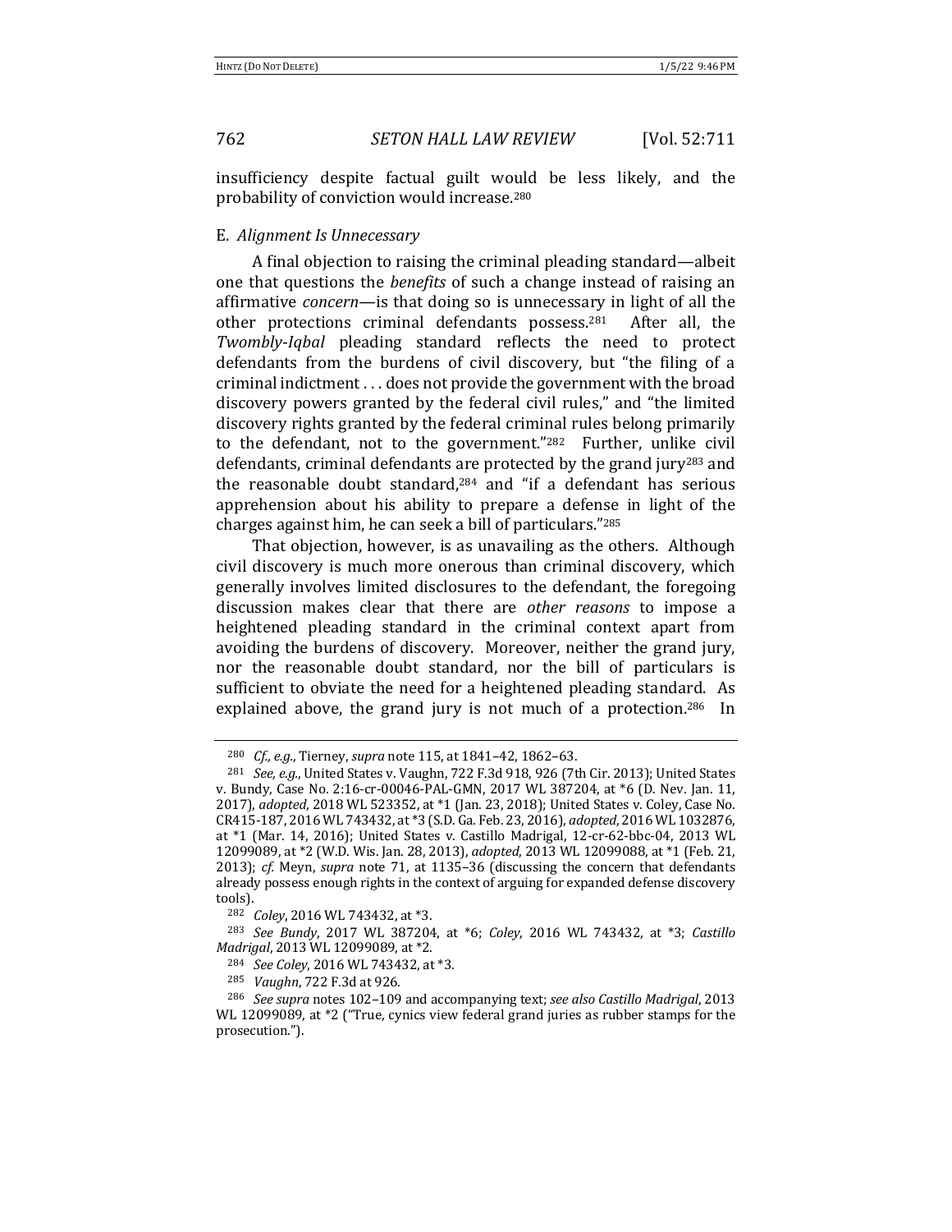insufficiency despite factual guilt would be less likely, and the probability of conviction would increase.[280]

### E. *Alignment Is Unnecessary*

A final objection to raising the criminal pleading standard—albeit one that questions the *benefits* of such a change instead of raising an affirmative *concern*—is that doing so is unnecessary in light of all the other protections criminal defendants possess.[281] After all, the *Twombly-Iqbal* pleading standard reflects the need to protect defendants from the burdens of civil discovery, but "the filing of a criminal indictment . . . does not provide the government with the broad discovery powers granted by the federal civil rules," and "the limited discovery rights granted by the federal criminal rules belong primarily to the defendant, not to the government."[282] Further, unlike civil defendants, criminal defendants are protected by the grand jury[283] and the reasonable doubt standard,[284] and "if a defendant has serious apprehension about his ability to prepare a defense in light of the charges against him, he can seek a bill of particulars."[285]

That objection, however, is as unavailing as the others. Although civil discovery is much more onerous than criminal discovery, which generally involves limited disclosures to the defendant, the foregoing discussion makes clear that there are *other reasons* to impose a heightened pleading standard in the criminal context apart from avoiding the burdens of discovery. Moreover, neither the grand jury, nor the reasonable doubt standard, nor the bill of particulars is sufficient to obviate the need for a heightened pleading standard. As explained above, the grand jury is not much of a protection.[286] In

---

[280] *Cf., e.g.*, Tierney, *supra* note 115, at 1841–42, 1862–63.

[281] *See, e.g.*, United States v. Vaughn, 722 F.3d 918, 926 (7th Cir. 2013); United States v. Bundy, Case No. 2:16-cr-00046-PAL-GMN, 2017 WL 387204, at *6 (D. Nev. Jan. 11, 2017), *adopted*, 2018 WL 523352, at *1 (Jan. 23, 2018); United States v. Coley, Case No. CR415-187, 2016 WL 743432, at *3 (S.D. Ga. Feb. 23, 2016), *adopted*, 2016 WL 1032876, at *1 (Mar. 14, 2016); United States v. Castillo Madrigal, 12-cr-62-bbc-04, 2013 WL 12099089, at *2 (W.D. Wis. Jan. 28, 2013), *adopted*, 2013 WL 12099088, at *1 (Feb. 21, 2013); *cf.* Meyn, *supra* note 71, at 1135–36 (discussing the concern that defendants already possess enough rights in the context of arguing for expanded defense discovery tools).

[282] *Coley*, 2016 WL 743432, at *3.

[283] *See Bundy*, 2017 WL 387204, at *6; *Coley*, 2016 WL 743432, at *3; *Castillo Madrigal*, 2013 WL 12099089, at *2.

[284] *See Coley*, 2016 WL 743432, at *3.

[285] *Vaughn*, 722 F.3d at 926.

[286] *See supra* notes 102–109 and accompanying text; *see also Castillo Madrigal*, 2013 WL 12099089, at *2 ("True, cynics view federal grand juries as rubber stamps for the prosecution.").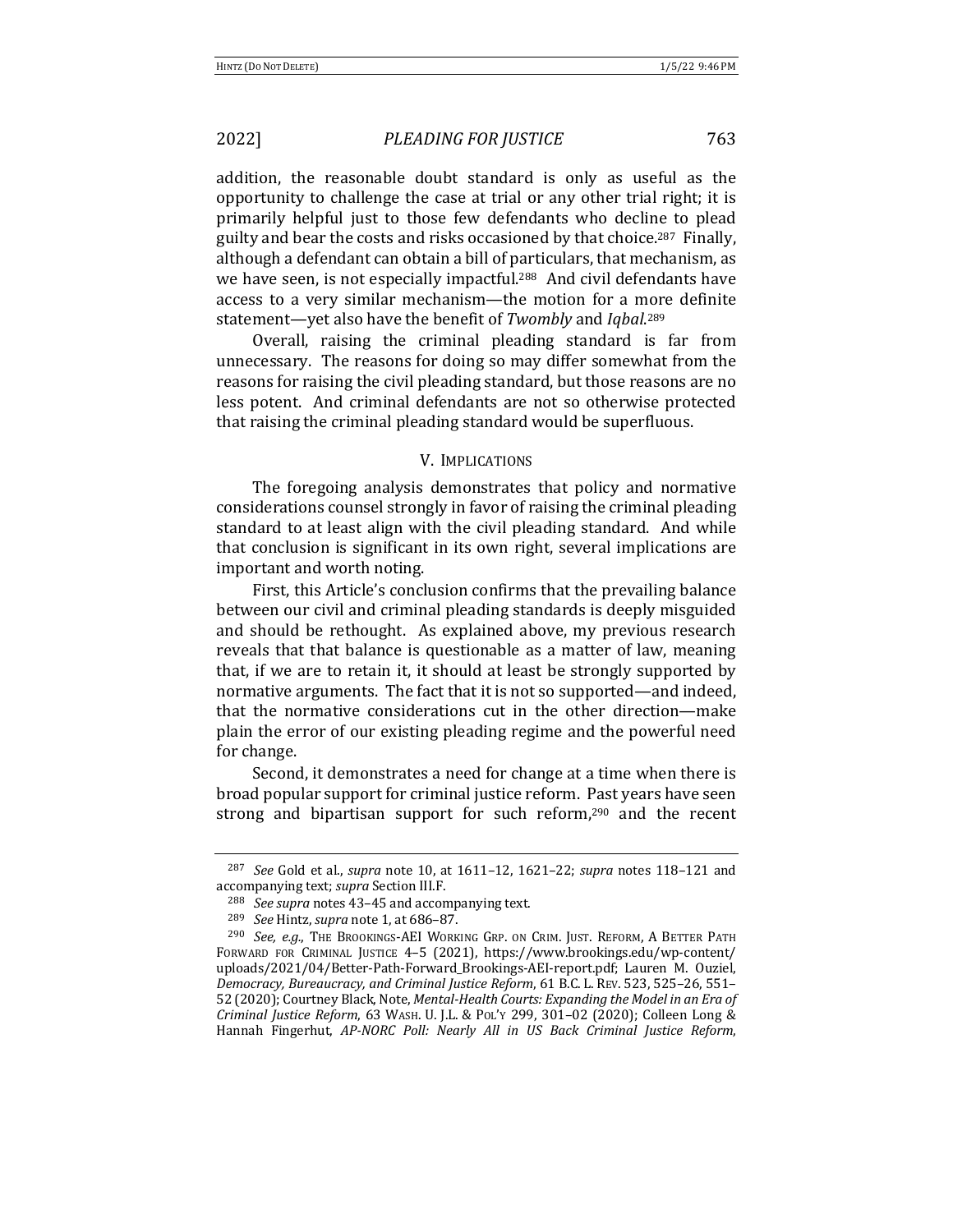addition, the reasonable doubt standard is only as useful as the opportunity to challenge the case at trial or any other trial right; it is primarily helpful just to those few defendants who decline to plead guilty and bear the costs and risks occasioned by that choice.[287] Finally, although a defendant can obtain a bill of particulars, that mechanism, as we have seen, is not especially impactful.[288] And civil defendants have access to a very similar mechanism—the motion for a more definite statement—yet also have the benefit of *Twombly* and *Iqbal*.[289]

Overall, raising the criminal pleading standard is far from unnecessary. The reasons for doing so may differ somewhat from the reasons for raising the civil pleading standard, but those reasons are no less potent. And criminal defendants are not so otherwise protected that raising the criminal pleading standard would be superfluous.

## V. IMPLICATIONS

The foregoing analysis demonstrates that policy and normative considerations counsel strongly in favor of raising the criminal pleading standard to at least align with the civil pleading standard. And while that conclusion is significant in its own right, several implications are important and worth noting.

First, this Article's conclusion confirms that the prevailing balance between our civil and criminal pleading standards is deeply misguided and should be rethought. As explained above, my previous research reveals that that balance is questionable as a matter of law, meaning that, if we are to retain it, it should at least be strongly supported by normative arguments. The fact that it is not so supported—and indeed, that the normative considerations cut in the other direction—make plain the error of our existing pleading regime and the powerful need for change.

Second, it demonstrates a need for change at a time when there is broad popular support for criminal justice reform. Past years have seen strong and bipartisan support for such reform,[290] and the recent

---

[287] *See* Gold et al., *supra* note 10, at 1611–12, 1621–22; *supra* notes 118–121 and accompanying text; *supra* Section III.F.

[288] *See supra* notes 43–45 and accompanying text.

[289] *See* Hintz, *supra* note 1, at 686–87.

[290] *See, e.g.*, THE BROOKINGS-AEI WORKING GRP. ON CRIM. JUST. REFORM, A BETTER PATH FORWARD FOR CRIMINAL JUSTICE 4–5 (2021), https://www.brookings.edu/wp-content/uploads/2021/04/Better-Path-Forward_Brookings-AEI-report.pdf; Lauren M. Ouziel, *Democracy, Bureaucracy, and Criminal Justice Reform*, 61 B.C. L. REV. 523, 525–26, 551–52 (2020); Courtney Black, Note, *Mental-Health Courts: Expanding the Model in an Era of Criminal Justice Reform*, 63 WASH. U. J.L. & POL'Y 299, 301–02 (2020); Colleen Long & Hannah Fingerhut, *AP-NORC Poll: Nearly All in US Back Criminal Justice Reform*,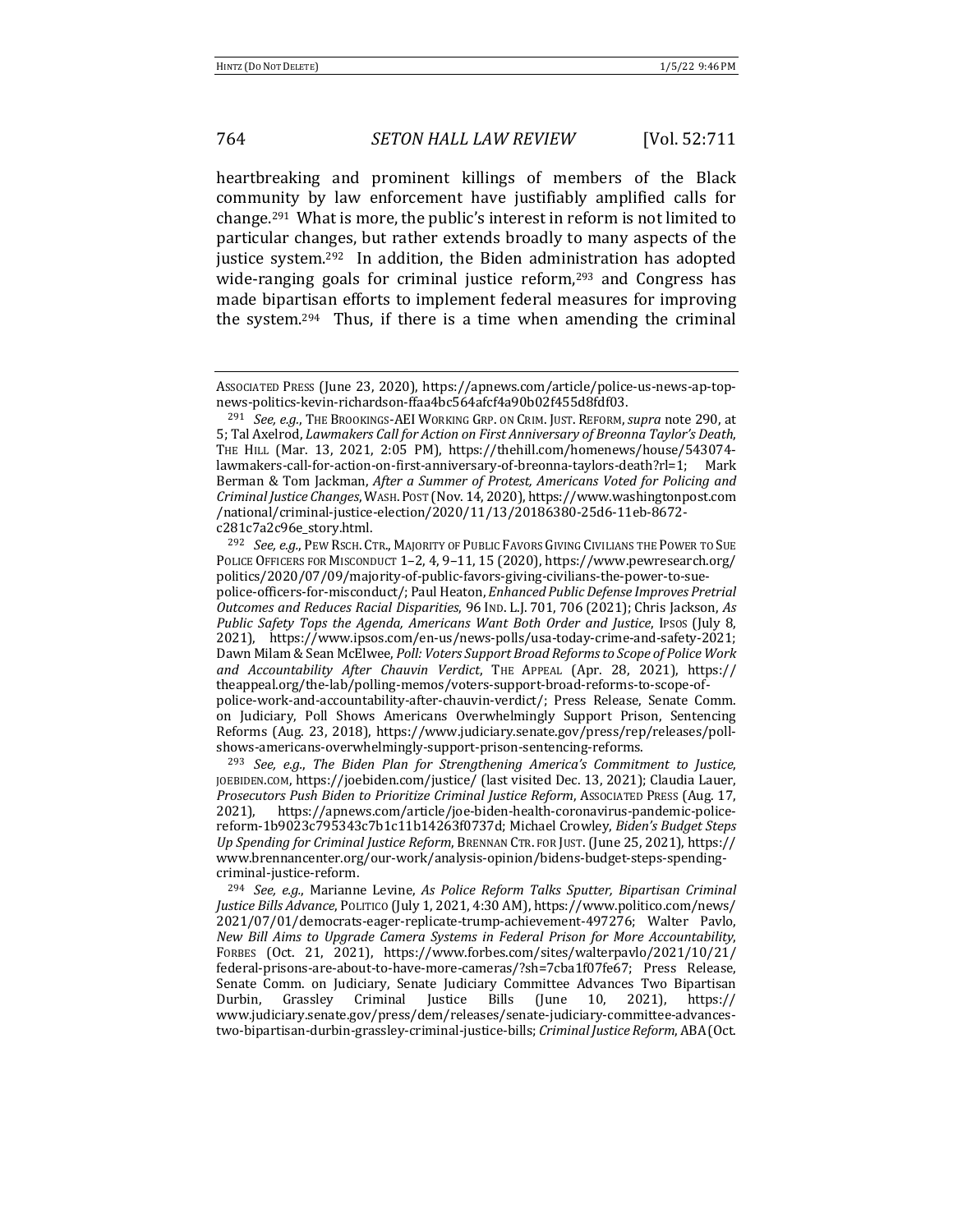heartbreaking and prominent killings of members of the Black community by law enforcement have justifiably amplified calls for change.[291] What is more, the public's interest in reform is not limited to particular changes, but rather extends broadly to many aspects of the justice system.[292] In addition, the Biden administration has adopted wide-ranging goals for criminal justice reform,[293] and Congress has made bipartisan efforts to implement federal measures for improving the system.[294] Thus, if there is a time when amending the criminal

---

ASSOCIATED PRESS (June 23, 2020), https://apnews.com/article/police-us-news-ap-top-news-politics-kevin-richardson-ffaa4bc564afcf4a90b02f455d8fdf03.

[291] *See, e.g.*, THE BROOKINGS-AEI WORKING GRP. ON CRIM. JUST. REFORM, *supra* note 290, at 5; Tal Axelrod, *Lawmakers Call for Action on First Anniversary of Breonna Taylor's Death*, THE HILL (Mar. 13, 2021, 2:05 PM), https://thehill.com/homenews/house/543074-lawmakers-call-for-action-on-first-anniversary-of-breonna-taylors-death?rl=1; Mark Berman & Tom Jackman, *After a Summer of Protest, Americans Voted for Policing and Criminal Justice Changes*, WASH. POST (Nov. 14, 2020), https://www.washingtonpost.com/national/criminal-justice-election/2020/11/13/20186380-25d6-11eb-8672-c281c7a2c96e_story.html.

[292] *See, e.g.*, PEW RSCH. CTR., MAJORITY OF PUBLIC FAVORS GIVING CIVILIANS THE POWER TO SUE POLICE OFFICERS FOR MISCONDUCT 1–2, 4, 9–11, 15 (2020), https://www.pewresearch.org/politics/2020/07/09/majority-of-public-favors-giving-civilians-the-power-to-sue-police-officers-for-misconduct/; Paul Heaton, *Enhanced Public Defense Improves Pretrial Outcomes and Reduces Racial Disparities*, 96 IND. L.J. 701, 706 (2021); Chris Jackson, *As Public Safety Tops the Agenda, Americans Want Both Order and Justice*, IPSOS (July 8, 2021), https://www.ipsos.com/en-us/news-polls/usa-today-crime-and-safety-2021; Dawn Milam & Sean McElwee, *Poll: Voters Support Broad Reforms to Scope of Police Work and Accountability After Chauvin Verdict*, THE APPEAL (Apr. 28, 2021), https://theappeal.org/the-lab/polling-memos/voters-support-broad-reforms-to-scope-of-police-work-and-accountability-after-chauvin-verdict/; Press Release, Senate Comm. on Judiciary, Poll Shows Americans Overwhelmingly Support Prison, Sentencing Reforms (Aug. 23, 2018), https://www.judiciary.senate.gov/press/rep/releases/poll-shows-americans-overwhelmingly-support-prison-sentencing-reforms.

[293] *See, e.g.*, *The Biden Plan for Strengthening America's Commitment to Justice*, JOEBIDEN.COM, https://joebiden.com/justice/ (last visited Dec. 13, 2021); Claudia Lauer, *Prosecutors Push Biden to Prioritize Criminal Justice Reform*, ASSOCIATED PRESS (Aug. 17, 2021), https://apnews.com/article/joe-biden-health-coronavirus-pandemic-police-reform-1b9023c795343c7b1c11b14263f0737d; Michael Crowley, *Biden's Budget Steps Up Spending for Criminal Justice Reform*, BRENNAN CTR. FOR JUST. (June 25, 2021), https://www.brennancenter.org/our-work/analysis-opinion/bidens-budget-steps-spending-criminal-justice-reform.

[294] *See, e.g.*, Marianne Levine, *As Police Reform Talks Sputter, Bipartisan Criminal Justice Bills Advance*, POLITICO (July 1, 2021, 4:30 AM), https://www.politico.com/news/2021/07/01/democrats-eager-replicate-trump-achievement-497276; Walter Pavlo, *New Bill Aims to Upgrade Camera Systems in Federal Prison for More Accountability*, FORBES (Oct. 21, 2021), https://www.forbes.com/sites/walterpavlo/2021/10/21/federal-prisons-are-about-to-have-more-cameras/?sh=7cba1f07fe67; Press Release, Senate Comm. on Judiciary, Senate Judiciary Committee Advances Two Bipartisan Durbin, Grassley Criminal Justice Bills (June 10, 2021), https://www.judiciary.senate.gov/press/dem/releases/senate-judiciary-committee-advances-two-bipartisan-durbin-grassley-criminal-justice-bills; *Criminal Justice Reform*, ABA (Oct.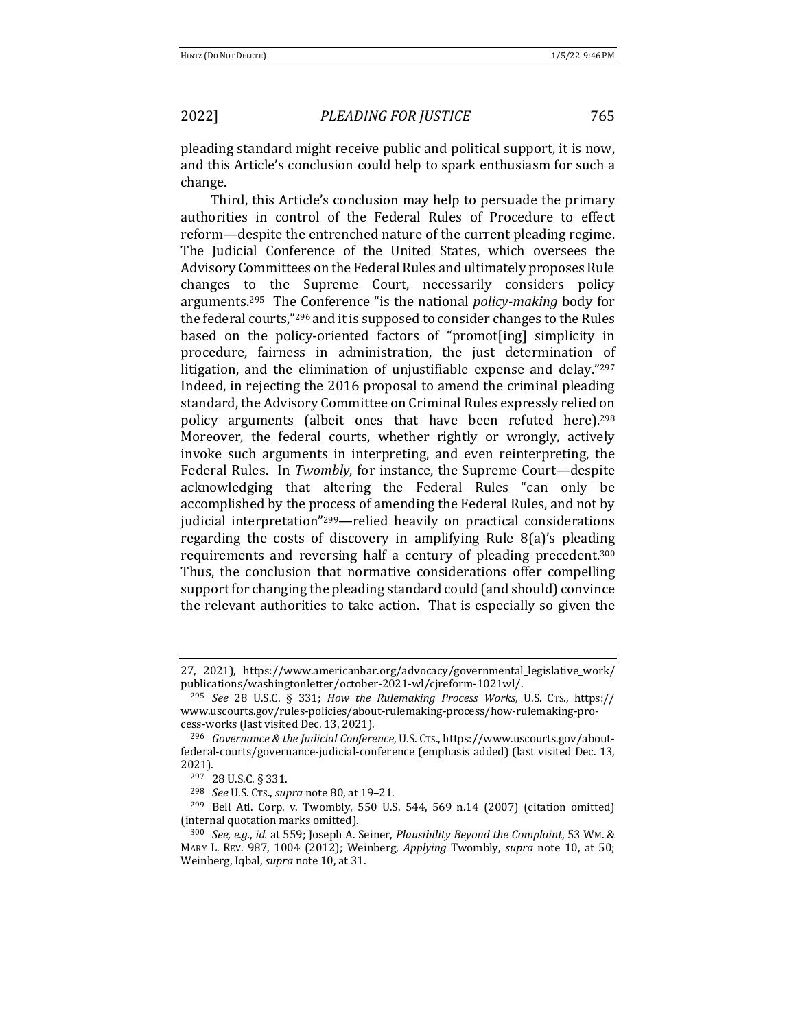pleading standard might receive public and political support, it is now, and this Article's conclusion could help to spark enthusiasm for such a change.

Third, this Article's conclusion may help to persuade the primary authorities in control of the Federal Rules of Procedure to effect reform—despite the entrenched nature of the current pleading regime. The Judicial Conference of the United States, which oversees the Advisory Committees on the Federal Rules and ultimately proposes Rule changes to the Supreme Court, necessarily considers policy arguments.[295] The Conference "is the national *policy-making* body for the federal courts,"[296] and it is supposed to consider changes to the Rules based on the policy-oriented factors of "promot[ing] simplicity in procedure, fairness in administration, the just determination of litigation, and the elimination of unjustifiable expense and delay."[297] Indeed, in rejecting the 2016 proposal to amend the criminal pleading standard, the Advisory Committee on Criminal Rules expressly relied on policy arguments (albeit ones that have been refuted here).[298] Moreover, the federal courts, whether rightly or wrongly, actively invoke such arguments in interpreting, and even reinterpreting, the Federal Rules. In *Twombly*, for instance, the Supreme Court—despite acknowledging that altering the Federal Rules "can only be accomplished by the process of amending the Federal Rules, and not by judicial interpretation"[299]—relied heavily on practical considerations regarding the costs of discovery in amplifying Rule 8(a)'s pleading requirements and reversing half a century of pleading precedent.[300] Thus, the conclusion that normative considerations offer compelling support for changing the pleading standard could (and should) convince the relevant authorities to take action. That is especially so given the

---

27, 2021), https://www.americanbar.org/advocacy/governmental_legislative_work/publications/washingtonletter/october-2021-wl/cjreform-1021wl/.

[295] *See* 28 U.S.C. § 331; *How the Rulemaking Process Works*, U.S. CTS., https://www.uscourts.gov/rules-policies/about-rulemaking-process/how-rulemaking-process-works (last visited Dec. 13, 2021).

[296] *Governance & the Judicial Conference*, U.S. CTS., https://www.uscourts.gov/about-federal-courts/governance-judicial-conference (emphasis added) (last visited Dec. 13, 2021).

[297] 28 U.S.C. § 331.

[298] *See* U.S. CTS., *supra* note 80, at 19–21.

[299] Bell Atl. Corp. v. Twombly, 550 U.S. 544, 569 n.14 (2007) (citation omitted) (internal quotation marks omitted).

[300] *See, e.g.*, *id.* at 559; Joseph A. Seiner, *Plausibility Beyond the Complaint*, 53 WM. & MARY L. REV. 987, 1004 (2012); Weinberg, *Applying* Twombly, *supra* note 10, at 50; Weinberg, Iqbal, *supra* note 10, at 31.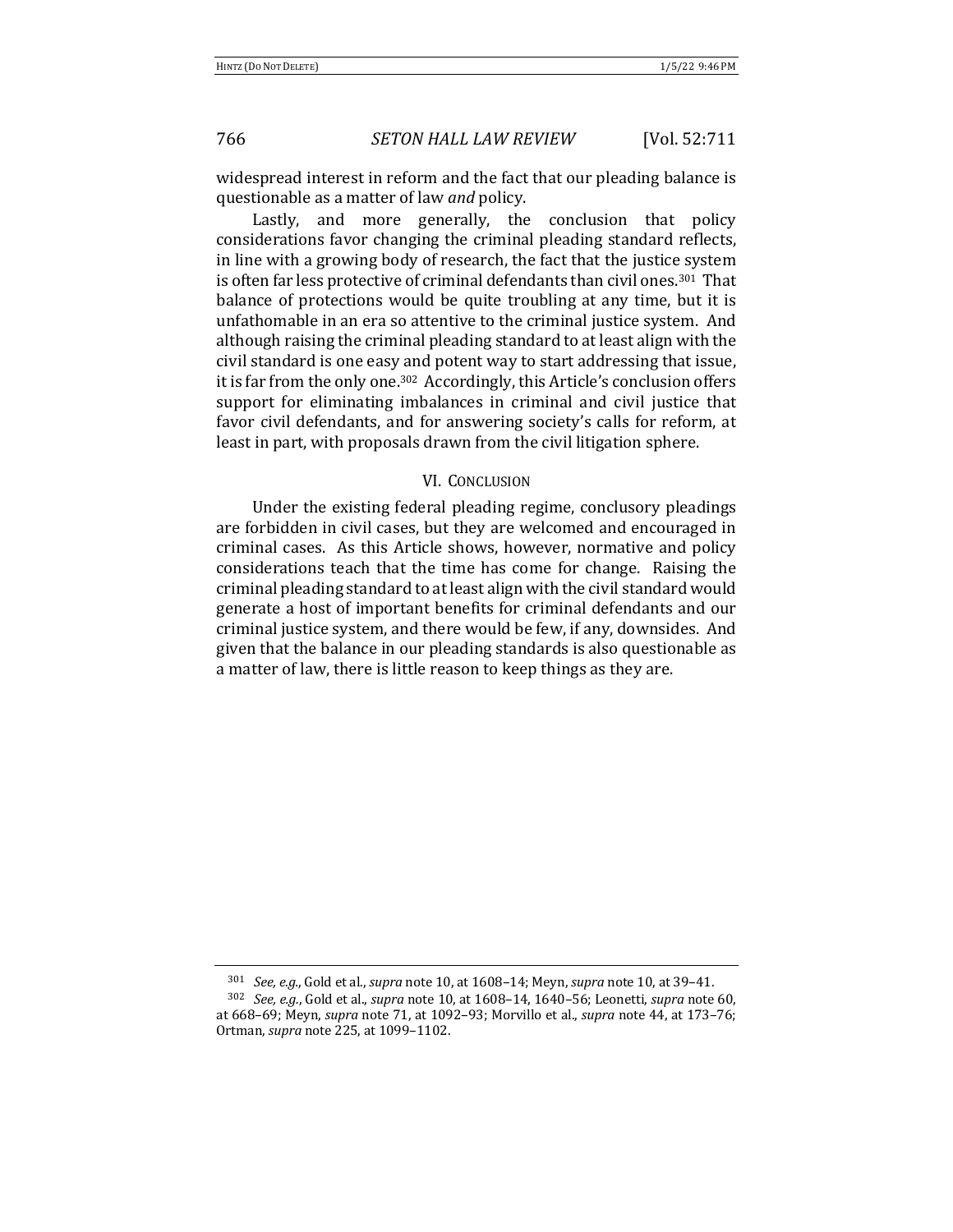widespread interest in reform and the fact that our pleading balance is questionable as a matter of law *and* policy.

Lastly, and more generally, the conclusion that policy considerations favor changing the criminal pleading standard reflects, in line with a growing body of research, the fact that the justice system is often far less protective of criminal defendants than civil ones.[301] That balance of protections would be quite troubling at any time, but it is unfathomable in an era so attentive to the criminal justice system. And although raising the criminal pleading standard to at least align with the civil standard is one easy and potent way to start addressing that issue, it is far from the only one.[302] Accordingly, this Article's conclusion offers support for eliminating imbalances in criminal and civil justice that favor civil defendants, and for answering society's calls for reform, at least in part, with proposals drawn from the civil litigation sphere.

## VI. Conclusion

Under the existing federal pleading regime, conclusory pleadings are forbidden in civil cases, but they are welcomed and encouraged in criminal cases. As this Article shows, however, normative and policy considerations teach that the time has come for change. Raising the criminal pleading standard to at least align with the civil standard would generate a host of important benefits for criminal defendants and our criminal justice system, and there would be few, if any, downsides. And given that the balance in our pleading standards is also questionable as a matter of law, there is little reason to keep things as they are.

---

[301] *See, e.g.*, Gold et al., *supra* note 10, at 1608–14; Meyn, *supra* note 10, at 39–41.

[302] *See, e.g.*, Gold et al., *supra* note 10, at 1608–14, 1640–56; Leonetti, *supra* note 60, at 668–69; Meyn, *supra* note 71, at 1092–93; Morvillo et al., *supra* note 44, at 173–76; Ortman, *supra* note 225, at 1099–1102.